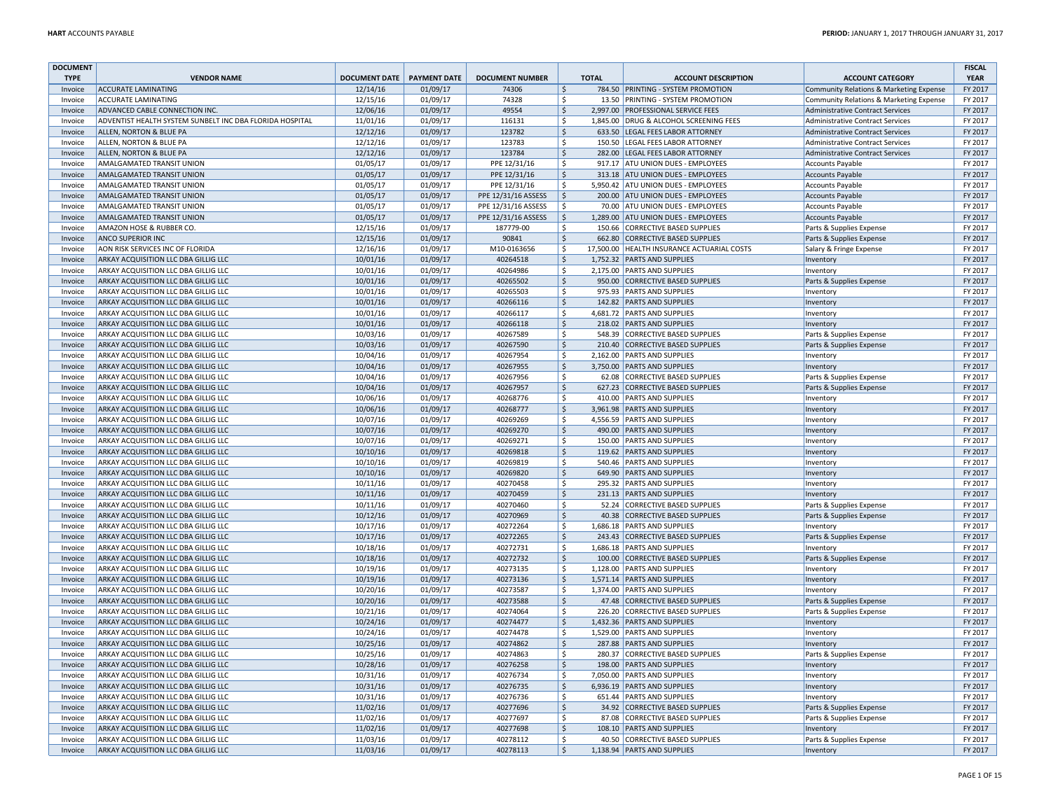| DOCUMENT TYPE | VENDOR NAME | DOCUMENT DATE | PAYMENT DATE | DOCUMENT NUMBER | TOTAL | ACCOUNT DESCRIPTION | ACCOUNT CATEGORY | FISCAL YEAR |
|---|---|---|---|---|---|---|---|---|
| Invoice | ACCURATE LAMINATING | 12/14/16 | 01/09/17 | 74306 | $ 784.50 | PRINTING - SYSTEM PROMOTION | Community Relations & Marketing Expense | FY 2017 |
| Invoice | ACCURATE LAMINATING | 12/15/16 | 01/09/17 | 74328 | $ 13.50 | PRINTING - SYSTEM PROMOTION | Community Relations & Marketing Expense | FY 2017 |
| Invoice | ADVANCED CABLE CONNECTION INC. | 12/06/16 | 01/09/17 | 49554 | $ 2,997.00 | PROFESSIONAL SERVICE FEES | Administrative Contract Services | FY 2017 |
| Invoice | ADVENTIST HEALTH SYSTEM SUNBELT INC DBA FLORIDA HOSPITAL | 11/01/16 | 01/09/17 | 116131 | $ 1,845.00 | DRUG & ALCOHOL SCREENING FEES | Administrative Contract Services | FY 2017 |
| Invoice | ALLEN, NORTON & BLUE PA | 12/12/16 | 01/09/17 | 123782 | $ 633.50 | LEGAL FEES LABOR ATTORNEY | Administrative Contract Services | FY 2017 |
| Invoice | ALLEN, NORTON & BLUE PA | 12/12/16 | 01/09/17 | 123783 | $ 150.50 | LEGAL FEES LABOR ATTORNEY | Administrative Contract Services | FY 2017 |
| Invoice | ALLEN, NORTON & BLUE PA | 12/12/16 | 01/09/17 | 123784 | $ 282.00 | LEGAL FEES LABOR ATTORNEY | Administrative Contract Services | FY 2017 |
| Invoice | AMALGAMATED TRANSIT UNION | 01/05/17 | 01/09/17 | PPE 12/31/16 | $ 917.17 | ATU UNION DUES - EMPLOYEES | Accounts Payable | FY 2017 |
| Invoice | AMALGAMATED TRANSIT UNION | 01/05/17 | 01/09/17 | PPE 12/31/16 | $ 313.18 | ATU UNION DUES - EMPLOYEES | Accounts Payable | FY 2017 |
| Invoice | AMALGAMATED TRANSIT UNION | 01/05/17 | 01/09/17 | PPE 12/31/16 | $ 5,950.42 | ATU UNION DUES - EMPLOYEES | Accounts Payable | FY 2017 |
| Invoice | AMALGAMATED TRANSIT UNION | 01/05/17 | 01/09/17 | PPE 12/31/16 ASSESS | $ 200.00 | ATU UNION DUES - EMPLOYEES | Accounts Payable | FY 2017 |
| Invoice | AMALGAMATED TRANSIT UNION | 01/05/17 | 01/09/17 | PPE 12/31/16 ASSESS | $ 70.00 | ATU UNION DUES - EMPLOYEES | Accounts Payable | FY 2017 |
| Invoice | AMALGAMATED TRANSIT UNION | 01/05/17 | 01/09/17 | PPE 12/31/16 ASSESS | $ 1,289.00 | ATU UNION DUES - EMPLOYEES | Accounts Payable | FY 2017 |
| Invoice | AMAZON HOSE & RUBBER CO. | 12/15/16 | 01/09/17 | 187779-00 | $ 150.66 | CORRECTIVE BASED SUPPLIES | Parts & Supplies Expense | FY 2017 |
| Invoice | ANCO SUPERIOR INC | 12/15/16 | 01/09/17 | 90841 | $ 662.80 | CORRECTIVE BASED SUPPLIES | Parts & Supplies Expense | FY 2017 |
| Invoice | AON RISK SERVICES INC OF FLORIDA | 12/16/16 | 01/09/17 | M10-0163656 | $ 17,500.00 | HEALTH INSURANCE ACTUARIAL COSTS | Salary & Fringe Expense | FY 2017 |
| Invoice | ARKAY ACQUISITION LLC DBA GILLIG LLC | 10/01/16 | 01/09/17 | 40264518 | $ 1,752.32 | PARTS AND SUPPLIES | Inventory | FY 2017 |
| Invoice | ARKAY ACQUISITION LLC DBA GILLIG LLC | 10/01/16 | 01/09/17 | 40264986 | $ 2,175.00 | PARTS AND SUPPLIES | Inventory | FY 2017 |
| Invoice | ARKAY ACQUISITION LLC DBA GILLIG LLC | 10/01/16 | 01/09/17 | 40265502 | $ 950.00 | CORRECTIVE BASED SUPPLIES | Parts & Supplies Expense | FY 2017 |
| Invoice | ARKAY ACQUISITION LLC DBA GILLIG LLC | 10/01/16 | 01/09/17 | 40265503 | $ 975.93 | PARTS AND SUPPLIES | Inventory | FY 2017 |
| Invoice | ARKAY ACQUISITION LLC DBA GILLIG LLC | 10/01/16 | 01/09/17 | 40266116 | $ 142.82 | PARTS AND SUPPLIES | Inventory | FY 2017 |
| Invoice | ARKAY ACQUISITION LLC DBA GILLIG LLC | 10/01/16 | 01/09/17 | 40266117 | $ 4,681.72 | PARTS AND SUPPLIES | Inventory | FY 2017 |
| Invoice | ARKAY ACQUISITION LLC DBA GILLIG LLC | 10/01/16 | 01/09/17 | 40266118 | $ 218.02 | PARTS AND SUPPLIES | Inventory | FY 2017 |
| Invoice | ARKAY ACQUISITION LLC DBA GILLIG LLC | 10/03/16 | 01/09/17 | 40267589 | $ 548.39 | CORRECTIVE BASED SUPPLIES | Parts & Supplies Expense | FY 2017 |
| Invoice | ARKAY ACQUISITION LLC DBA GILLIG LLC | 10/03/16 | 01/09/17 | 40267590 | $ 210.40 | CORRECTIVE BASED SUPPLIES | Parts & Supplies Expense | FY 2017 |
| Invoice | ARKAY ACQUISITION LLC DBA GILLIG LLC | 10/04/16 | 01/09/17 | 40267954 | $ 2,162.00 | PARTS AND SUPPLIES | Inventory | FY 2017 |
| Invoice | ARKAY ACQUISITION LLC DBA GILLIG LLC | 10/04/16 | 01/09/17 | 40267955 | $ 3,750.00 | PARTS AND SUPPLIES | Inventory | FY 2017 |
| Invoice | ARKAY ACQUISITION LLC DBA GILLIG LLC | 10/04/16 | 01/09/17 | 40267956 | $ 62.08 | CORRECTIVE BASED SUPPLIES | Parts & Supplies Expense | FY 2017 |
| Invoice | ARKAY ACQUISITION LLC DBA GILLIG LLC | 10/04/16 | 01/09/17 | 40267957 | $ 627.23 | CORRECTIVE BASED SUPPLIES | Parts & Supplies Expense | FY 2017 |
| Invoice | ARKAY ACQUISITION LLC DBA GILLIG LLC | 10/06/16 | 01/09/17 | 40268776 | $ 410.00 | PARTS AND SUPPLIES | Inventory | FY 2017 |
| Invoice | ARKAY ACQUISITION LLC DBA GILLIG LLC | 10/06/16 | 01/09/17 | 40268777 | $ 3,961.98 | PARTS AND SUPPLIES | Inventory | FY 2017 |
| Invoice | ARKAY ACQUISITION LLC DBA GILLIG LLC | 10/07/16 | 01/09/17 | 40269269 | $ 4,556.59 | PARTS AND SUPPLIES | Inventory | FY 2017 |
| Invoice | ARKAY ACQUISITION LLC DBA GILLIG LLC | 10/07/16 | 01/09/17 | 40269270 | $ 490.00 | PARTS AND SUPPLIES | Inventory | FY 2017 |
| Invoice | ARKAY ACQUISITION LLC DBA GILLIG LLC | 10/07/16 | 01/09/17 | 40269271 | $ 150.00 | PARTS AND SUPPLIES | Inventory | FY 2017 |
| Invoice | ARKAY ACQUISITION LLC DBA GILLIG LLC | 10/10/16 | 01/09/17 | 40269818 | $ 119.62 | PARTS AND SUPPLIES | Inventory | FY 2017 |
| Invoice | ARKAY ACQUISITION LLC DBA GILLIG LLC | 10/10/16 | 01/09/17 | 40269819 | $ 540.46 | PARTS AND SUPPLIES | Inventory | FY 2017 |
| Invoice | ARKAY ACQUISITION LLC DBA GILLIG LLC | 10/10/16 | 01/09/17 | 40269820 | $ 649.90 | PARTS AND SUPPLIES | Inventory | FY 2017 |
| Invoice | ARKAY ACQUISITION LLC DBA GILLIG LLC | 10/11/16 | 01/09/17 | 40270458 | $ 295.32 | PARTS AND SUPPLIES | Inventory | FY 2017 |
| Invoice | ARKAY ACQUISITION LLC DBA GILLIG LLC | 10/11/16 | 01/09/17 | 40270459 | $ 231.13 | PARTS AND SUPPLIES | Inventory | FY 2017 |
| Invoice | ARKAY ACQUISITION LLC DBA GILLIG LLC | 10/11/16 | 01/09/17 | 40270460 | $ 52.24 | CORRECTIVE BASED SUPPLIES | Parts & Supplies Expense | FY 2017 |
| Invoice | ARKAY ACQUISITION LLC DBA GILLIG LLC | 10/12/16 | 01/09/17 | 40270969 | $ 40.38 | CORRECTIVE BASED SUPPLIES | Parts & Supplies Expense | FY 2017 |
| Invoice | ARKAY ACQUISITION LLC DBA GILLIG LLC | 10/17/16 | 01/09/17 | 40272264 | $ 1,686.18 | PARTS AND SUPPLIES | Inventory | FY 2017 |
| Invoice | ARKAY ACQUISITION LLC DBA GILLIG LLC | 10/17/16 | 01/09/17 | 40272265 | $ 243.43 | CORRECTIVE BASED SUPPLIES | Parts & Supplies Expense | FY 2017 |
| Invoice | ARKAY ACQUISITION LLC DBA GILLIG LLC | 10/18/16 | 01/09/17 | 40272731 | $ 1,686.18 | PARTS AND SUPPLIES | Inventory | FY 2017 |
| Invoice | ARKAY ACQUISITION LLC DBA GILLIG LLC | 10/18/16 | 01/09/17 | 40272732 | $ 100.00 | CORRECTIVE BASED SUPPLIES | Parts & Supplies Expense | FY 2017 |
| Invoice | ARKAY ACQUISITION LLC DBA GILLIG LLC | 10/19/16 | 01/09/17 | 40273135 | $ 1,128.00 | PARTS AND SUPPLIES | Inventory | FY 2017 |
| Invoice | ARKAY ACQUISITION LLC DBA GILLIG LLC | 10/19/16 | 01/09/17 | 40273136 | $ 1,571.14 | PARTS AND SUPPLIES | Inventory | FY 2017 |
| Invoice | ARKAY ACQUISITION LLC DBA GILLIG LLC | 10/20/16 | 01/09/17 | 40273587 | $ 1,374.00 | PARTS AND SUPPLIES | Inventory | FY 2017 |
| Invoice | ARKAY ACQUISITION LLC DBA GILLIG LLC | 10/20/16 | 01/09/17 | 40273588 | $ 47.48 | CORRECTIVE BASED SUPPLIES | Parts & Supplies Expense | FY 2017 |
| Invoice | ARKAY ACQUISITION LLC DBA GILLIG LLC | 10/21/16 | 01/09/17 | 40274064 | $ 226.20 | CORRECTIVE BASED SUPPLIES | Parts & Supplies Expense | FY 2017 |
| Invoice | ARKAY ACQUISITION LLC DBA GILLIG LLC | 10/24/16 | 01/09/17 | 40274477 | $ 1,432.36 | PARTS AND SUPPLIES | Inventory | FY 2017 |
| Invoice | ARKAY ACQUISITION LLC DBA GILLIG LLC | 10/24/16 | 01/09/17 | 40274478 | $ 1,529.00 | PARTS AND SUPPLIES | Inventory | FY 2017 |
| Invoice | ARKAY ACQUISITION LLC DBA GILLIG LLC | 10/25/16 | 01/09/17 | 40274862 | $ 287.88 | PARTS AND SUPPLIES | Inventory | FY 2017 |
| Invoice | ARKAY ACQUISITION LLC DBA GILLIG LLC | 10/25/16 | 01/09/17 | 40274863 | $ 280.37 | CORRECTIVE BASED SUPPLIES | Parts & Supplies Expense | FY 2017 |
| Invoice | ARKAY ACQUISITION LLC DBA GILLIG LLC | 10/28/16 | 01/09/17 | 40276258 | $ 198.00 | PARTS AND SUPPLIES | Inventory | FY 2017 |
| Invoice | ARKAY ACQUISITION LLC DBA GILLIG LLC | 10/31/16 | 01/09/17 | 40276734 | $ 7,050.00 | PARTS AND SUPPLIES | Inventory | FY 2017 |
| Invoice | ARKAY ACQUISITION LLC DBA GILLIG LLC | 10/31/16 | 01/09/17 | 40276735 | $ 6,936.19 | PARTS AND SUPPLIES | Inventory | FY 2017 |
| Invoice | ARKAY ACQUISITION LLC DBA GILLIG LLC | 10/31/16 | 01/09/17 | 40276736 | $ 651.44 | PARTS AND SUPPLIES | Inventory | FY 2017 |
| Invoice | ARKAY ACQUISITION LLC DBA GILLIG LLC | 11/02/16 | 01/09/17 | 40277696 | $ 34.92 | CORRECTIVE BASED SUPPLIES | Parts & Supplies Expense | FY 2017 |
| Invoice | ARKAY ACQUISITION LLC DBA GILLIG LLC | 11/02/16 | 01/09/17 | 40277697 | $ 87.08 | CORRECTIVE BASED SUPPLIES | Parts & Supplies Expense | FY 2017 |
| Invoice | ARKAY ACQUISITION LLC DBA GILLIG LLC | 11/02/16 | 01/09/17 | 40277698 | $ 108.10 | PARTS AND SUPPLIES | Inventory | FY 2017 |
| Invoice | ARKAY ACQUISITION LLC DBA GILLIG LLC | 11/03/16 | 01/09/17 | 40278112 | $ 40.50 | CORRECTIVE BASED SUPPLIES | Parts & Supplies Expense | FY 2017 |
| Invoice | ARKAY ACQUISITION LLC DBA GILLIG LLC | 11/03/16 | 01/09/17 | 40278113 | $ 1,138.94 | PARTS AND SUPPLIES | Inventory | FY 2017 |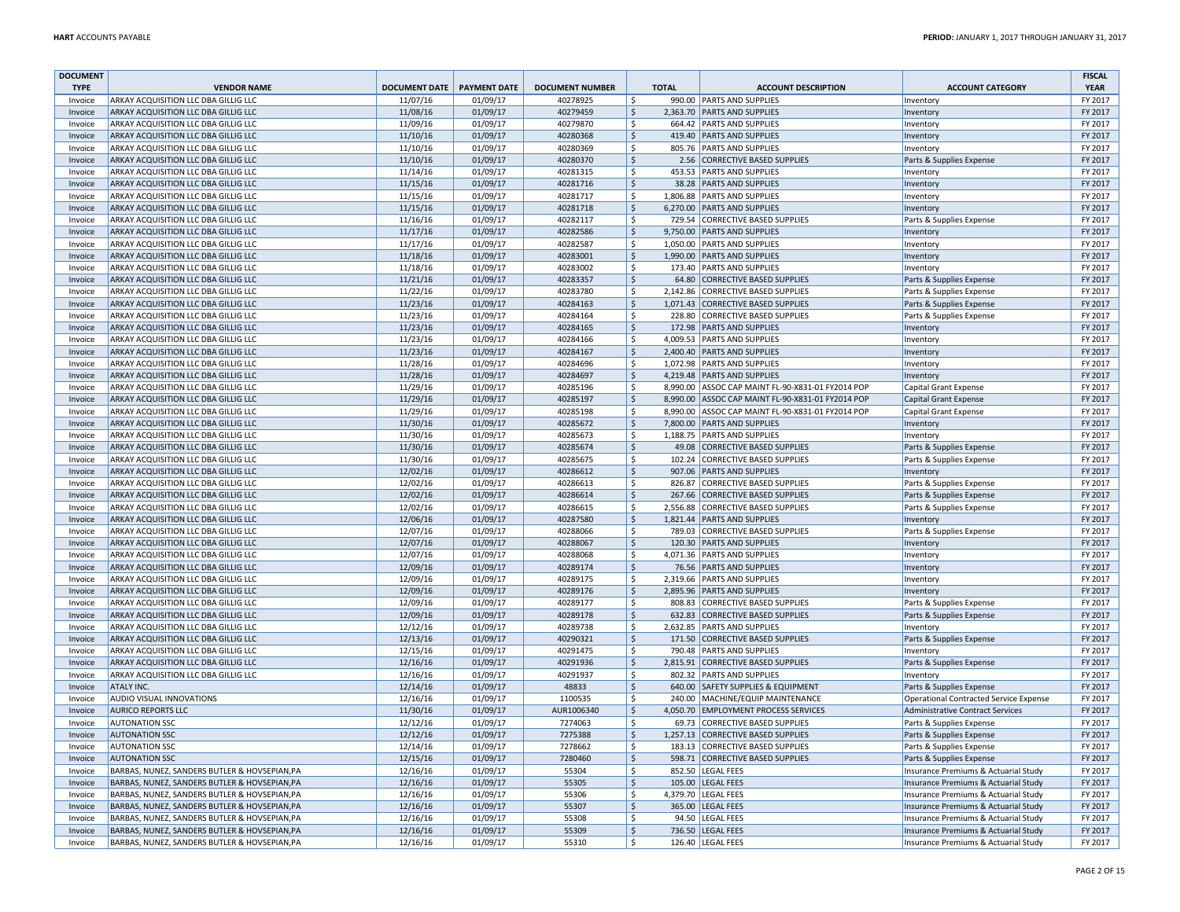| DOCUMENT TYPE | VENDOR NAME | DOCUMENT DATE | PAYMENT DATE | DOCUMENT NUMBER | TOTAL | ACCOUNT DESCRIPTION | ACCOUNT CATEGORY | FISCAL YEAR |
|---|---|---|---|---|---|---|---|---|
| Invoice | ARKAY ACQUISITION LLC DBA GILLIG LLC | 11/07/16 | 01/09/17 | 40278925 | $ 990.00 | PARTS AND SUPPLIES | Inventory | FY 2017 |
| Invoice | ARKAY ACQUISITION LLC DBA GILLIG LLC | 11/08/16 | 01/09/17 | 40279459 | $ 2,363.70 | PARTS AND SUPPLIES | Inventory | FY 2017 |
| Invoice | ARKAY ACQUISITION LLC DBA GILLIG LLC | 11/09/16 | 01/09/17 | 40279870 | $ 664.42 | PARTS AND SUPPLIES | Inventory | FY 2017 |
| Invoice | ARKAY ACQUISITION LLC DBA GILLIG LLC | 11/10/16 | 01/09/17 | 40280368 | $ 419.40 | PARTS AND SUPPLIES | Inventory | FY 2017 |
| Invoice | ARKAY ACQUISITION LLC DBA GILLIG LLC | 11/10/16 | 01/09/17 | 40280369 | $ 805.76 | PARTS AND SUPPLIES | Inventory | FY 2017 |
| Invoice | ARKAY ACQUISITION LLC DBA GILLIG LLC | 11/10/16 | 01/09/17 | 40280370 | $ 2.56 | CORRECTIVE BASED SUPPLIES | Parts & Supplies Expense | FY 2017 |
| Invoice | ARKAY ACQUISITION LLC DBA GILLIG LLC | 11/14/16 | 01/09/17 | 40281315 | $ 453.53 | PARTS AND SUPPLIES | Inventory | FY 2017 |
| Invoice | ARKAY ACQUISITION LLC DBA GILLIG LLC | 11/15/16 | 01/09/17 | 40281716 | $ 38.28 | PARTS AND SUPPLIES | Inventory | FY 2017 |
| Invoice | ARKAY ACQUISITION LLC DBA GILLIG LLC | 11/15/16 | 01/09/17 | 40281717 | $ 1,806.88 | PARTS AND SUPPLIES | Inventory | FY 2017 |
| Invoice | ARKAY ACQUISITION LLC DBA GILLIG LLC | 11/15/16 | 01/09/17 | 40281718 | $ 6,270.00 | PARTS AND SUPPLIES | Inventory | FY 2017 |
| Invoice | ARKAY ACQUISITION LLC DBA GILLIG LLC | 11/16/16 | 01/09/17 | 40282117 | $ 729.54 | CORRECTIVE BASED SUPPLIES | Parts & Supplies Expense | FY 2017 |
| Invoice | ARKAY ACQUISITION LLC DBA GILLIG LLC | 11/17/16 | 01/09/17 | 40282586 | $ 9,750.00 | PARTS AND SUPPLIES | Inventory | FY 2017 |
| Invoice | ARKAY ACQUISITION LLC DBA GILLIG LLC | 11/17/16 | 01/09/17 | 40282587 | $ 1,050.00 | PARTS AND SUPPLIES | Inventory | FY 2017 |
| Invoice | ARKAY ACQUISITION LLC DBA GILLIG LLC | 11/18/16 | 01/09/17 | 40283001 | $ 1,990.00 | PARTS AND SUPPLIES | Inventory | FY 2017 |
| Invoice | ARKAY ACQUISITION LLC DBA GILLIG LLC | 11/18/16 | 01/09/17 | 40283002 | $ 173.40 | PARTS AND SUPPLIES | Inventory | FY 2017 |
| Invoice | ARKAY ACQUISITION LLC DBA GILLIG LLC | 11/21/16 | 01/09/17 | 40283357 | $ 64.80 | CORRECTIVE BASED SUPPLIES | Parts & Supplies Expense | FY 2017 |
| Invoice | ARKAY ACQUISITION LLC DBA GILLIG LLC | 11/22/16 | 01/09/17 | 40283780 | $ 2,142.86 | CORRECTIVE BASED SUPPLIES | Parts & Supplies Expense | FY 2017 |
| Invoice | ARKAY ACQUISITION LLC DBA GILLIG LLC | 11/23/16 | 01/09/17 | 40284163 | $ 1,071.43 | CORRECTIVE BASED SUPPLIES | Parts & Supplies Expense | FY 2017 |
| Invoice | ARKAY ACQUISITION LLC DBA GILLIG LLC | 11/23/16 | 01/09/17 | 40284164 | $ 228.80 | CORRECTIVE BASED SUPPLIES | Parts & Supplies Expense | FY 2017 |
| Invoice | ARKAY ACQUISITION LLC DBA GILLIG LLC | 11/23/16 | 01/09/17 | 40284165 | $ 172.98 | PARTS AND SUPPLIES | Inventory | FY 2017 |
| Invoice | ARKAY ACQUISITION LLC DBA GILLIG LLC | 11/23/16 | 01/09/17 | 40284166 | $ 4,009.53 | PARTS AND SUPPLIES | Inventory | FY 2017 |
| Invoice | ARKAY ACQUISITION LLC DBA GILLIG LLC | 11/23/16 | 01/09/17 | 40284167 | $ 2,400.40 | PARTS AND SUPPLIES | Inventory | FY 2017 |
| Invoice | ARKAY ACQUISITION LLC DBA GILLIG LLC | 11/28/16 | 01/09/17 | 40284696 | $ 1,072.98 | PARTS AND SUPPLIES | Inventory | FY 2017 |
| Invoice | ARKAY ACQUISITION LLC DBA GILLIG LLC | 11/28/16 | 01/09/17 | 40284697 | $ 4,219.48 | PARTS AND SUPPLIES | Inventory | FY 2017 |
| Invoice | ARKAY ACQUISITION LLC DBA GILLIG LLC | 11/29/16 | 01/09/17 | 40285196 | $ 8,990.00 | ASSOC CAP MAINT FL-90-X831-01 FY2014 POP | Capital Grant Expense | FY 2017 |
| Invoice | ARKAY ACQUISITION LLC DBA GILLIG LLC | 11/29/16 | 01/09/17 | 40285197 | $ 8,990.00 | ASSOC CAP MAINT FL-90-X831-01 FY2014 POP | Capital Grant Expense | FY 2017 |
| Invoice | ARKAY ACQUISITION LLC DBA GILLIG LLC | 11/29/16 | 01/09/17 | 40285198 | $ 8,990.00 | ASSOC CAP MAINT FL-90-X831-01 FY2014 POP | Capital Grant Expense | FY 2017 |
| Invoice | ARKAY ACQUISITION LLC DBA GILLIG LLC | 11/30/16 | 01/09/17 | 40285672 | $ 7,800.00 | PARTS AND SUPPLIES | Inventory | FY 2017 |
| Invoice | ARKAY ACQUISITION LLC DBA GILLIG LLC | 11/30/16 | 01/09/17 | 40285673 | $ 1,188.75 | PARTS AND SUPPLIES | Inventory | FY 2017 |
| Invoice | ARKAY ACQUISITION LLC DBA GILLIG LLC | 11/30/16 | 01/09/17 | 40285674 | $ 49.08 | CORRECTIVE BASED SUPPLIES | Parts & Supplies Expense | FY 2017 |
| Invoice | ARKAY ACQUISITION LLC DBA GILLIG LLC | 11/30/16 | 01/09/17 | 40285675 | $ 102.24 | CORRECTIVE BASED SUPPLIES | Parts & Supplies Expense | FY 2017 |
| Invoice | ARKAY ACQUISITION LLC DBA GILLIG LLC | 12/02/16 | 01/09/17 | 40286612 | $ 907.06 | PARTS AND SUPPLIES | Inventory | FY 2017 |
| Invoice | ARKAY ACQUISITION LLC DBA GILLIG LLC | 12/02/16 | 01/09/17 | 40286613 | $ 826.87 | CORRECTIVE BASED SUPPLIES | Parts & Supplies Expense | FY 2017 |
| Invoice | ARKAY ACQUISITION LLC DBA GILLIG LLC | 12/02/16 | 01/09/17 | 40286614 | $ 267.66 | CORRECTIVE BASED SUPPLIES | Parts & Supplies Expense | FY 2017 |
| Invoice | ARKAY ACQUISITION LLC DBA GILLIG LLC | 12/02/16 | 01/09/17 | 40286615 | $ 2,556.88 | CORRECTIVE BASED SUPPLIES | Parts & Supplies Expense | FY 2017 |
| Invoice | ARKAY ACQUISITION LLC DBA GILLIG LLC | 12/06/16 | 01/09/17 | 40287580 | $ 1,821.44 | PARTS AND SUPPLIES | Inventory | FY 2017 |
| Invoice | ARKAY ACQUISITION LLC DBA GILLIG LLC | 12/07/16 | 01/09/17 | 40288066 | $ 789.03 | CORRECTIVE BASED SUPPLIES | Parts & Supplies Expense | FY 2017 |
| Invoice | ARKAY ACQUISITION LLC DBA GILLIG LLC | 12/07/16 | 01/09/17 | 40288067 | $ 120.30 | PARTS AND SUPPLIES | Inventory | FY 2017 |
| Invoice | ARKAY ACQUISITION LLC DBA GILLIG LLC | 12/07/16 | 01/09/17 | 40288068 | $ 4,071.36 | PARTS AND SUPPLIES | Inventory | FY 2017 |
| Invoice | ARKAY ACQUISITION LLC DBA GILLIG LLC | 12/09/16 | 01/09/17 | 40289174 | $ 76.56 | PARTS AND SUPPLIES | Inventory | FY 2017 |
| Invoice | ARKAY ACQUISITION LLC DBA GILLIG LLC | 12/09/16 | 01/09/17 | 40289175 | $ 2,319.66 | PARTS AND SUPPLIES | Inventory | FY 2017 |
| Invoice | ARKAY ACQUISITION LLC DBA GILLIG LLC | 12/09/16 | 01/09/17 | 40289176 | $ 2,895.96 | PARTS AND SUPPLIES | Inventory | FY 2017 |
| Invoice | ARKAY ACQUISITION LLC DBA GILLIG LLC | 12/09/16 | 01/09/17 | 40289177 | $ 808.83 | CORRECTIVE BASED SUPPLIES | Parts & Supplies Expense | FY 2017 |
| Invoice | ARKAY ACQUISITION LLC DBA GILLIG LLC | 12/09/16 | 01/09/17 | 40289178 | $ 632.83 | CORRECTIVE BASED SUPPLIES | Parts & Supplies Expense | FY 2017 |
| Invoice | ARKAY ACQUISITION LLC DBA GILLIG LLC | 12/12/16 | 01/09/17 | 40289738 | $ 2,632.85 | PARTS AND SUPPLIES | Inventory | FY 2017 |
| Invoice | ARKAY ACQUISITION LLC DBA GILLIG LLC | 12/13/16 | 01/09/17 | 40290321 | $ 171.50 | CORRECTIVE BASED SUPPLIES | Parts & Supplies Expense | FY 2017 |
| Invoice | ARKAY ACQUISITION LLC DBA GILLIG LLC | 12/15/16 | 01/09/17 | 40291475 | $ 790.48 | PARTS AND SUPPLIES | Inventory | FY 2017 |
| Invoice | ARKAY ACQUISITION LLC DBA GILLIG LLC | 12/16/16 | 01/09/17 | 40291936 | $ 2,815.91 | CORRECTIVE BASED SUPPLIES | Parts & Supplies Expense | FY 2017 |
| Invoice | ARKAY ACQUISITION LLC DBA GILLIG LLC | 12/16/16 | 01/09/17 | 40291937 | $ 802.32 | PARTS AND SUPPLIES | Inventory | FY 2017 |
| Invoice | ATALY INC. | 12/14/16 | 01/09/17 | 48833 | $ 640.00 | SAFETY SUPPLIES & EQUIPMENT | Parts & Supplies Expense | FY 2017 |
| Invoice | AUDIO VISUAL INNOVATIONS | 12/16/16 | 01/09/17 | 1100535 | $ 240.00 | MACHINE/EQUIP MAINTENANCE | Operational Contracted Service Expense | FY 2017 |
| Invoice | AURICO REPORTS LLC | 11/30/16 | 01/09/17 | AUR1006340 | $ 4,050.70 | EMPLOYMENT PROCESS SERVICES | Administrative Contract Services | FY 2017 |
| Invoice | AUTONATION SSC | 12/12/16 | 01/09/17 | 7274063 | $ 69.73 | CORRECTIVE BASED SUPPLIES | Parts & Supplies Expense | FY 2017 |
| Invoice | AUTONATION SSC | 12/12/16 | 01/09/17 | 7275388 | $ 1,257.13 | CORRECTIVE BASED SUPPLIES | Parts & Supplies Expense | FY 2017 |
| Invoice | AUTONATION SSC | 12/14/16 | 01/09/17 | 7278662 | $ 183.13 | CORRECTIVE BASED SUPPLIES | Parts & Supplies Expense | FY 2017 |
| Invoice | AUTONATION SSC | 12/15/16 | 01/09/17 | 7280460 | $ 598.71 | CORRECTIVE BASED SUPPLIES | Parts & Supplies Expense | FY 2017 |
| Invoice | BARBAS, NUNEZ, SANDERS BUTLER & HOVSEPIAN,PA | 12/16/16 | 01/09/17 | 55304 | $ 852.50 | LEGAL FEES | Insurance Premiums & Actuarial Study | FY 2017 |
| Invoice | BARBAS, NUNEZ, SANDERS BUTLER & HOVSEPIAN,PA | 12/16/16 | 01/09/17 | 55305 | $ 105.00 | LEGAL FEES | Insurance Premiums & Actuarial Study | FY 2017 |
| Invoice | BARBAS, NUNEZ, SANDERS BUTLER & HOVSEPIAN,PA | 12/16/16 | 01/09/17 | 55306 | $ 4,379.70 | LEGAL FEES | Insurance Premiums & Actuarial Study | FY 2017 |
| Invoice | BARBAS, NUNEZ, SANDERS BUTLER & HOVSEPIAN,PA | 12/16/16 | 01/09/17 | 55307 | $ 365.00 | LEGAL FEES | Insurance Premiums & Actuarial Study | FY 2017 |
| Invoice | BARBAS, NUNEZ, SANDERS BUTLER & HOVSEPIAN,PA | 12/16/16 | 01/09/17 | 55308 | $ 94.50 | LEGAL FEES | Insurance Premiums & Actuarial Study | FY 2017 |
| Invoice | BARBAS, NUNEZ, SANDERS BUTLER & HOVSEPIAN,PA | 12/16/16 | 01/09/17 | 55309 | $ 736.50 | LEGAL FEES | Insurance Premiums & Actuarial Study | FY 2017 |
| Invoice | BARBAS, NUNEZ, SANDERS BUTLER & HOVSEPIAN,PA | 12/16/16 | 01/09/17 | 55310 | $ 126.40 | LEGAL FEES | Insurance Premiums & Actuarial Study | FY 2017 |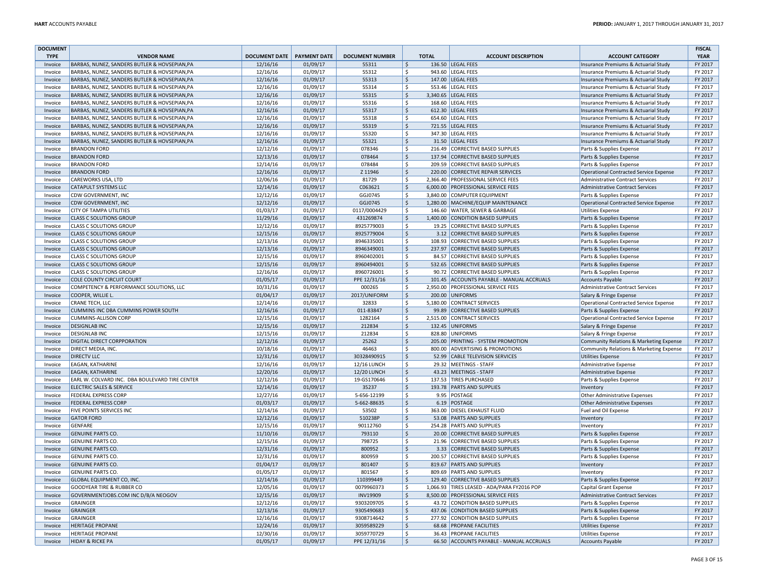| DOCUMENT TYPE | VENDOR NAME | DOCUMENT DATE | PAYMENT DATE | DOCUMENT NUMBER | TOTAL | ACCOUNT DESCRIPTION | ACCOUNT CATEGORY | FISCAL YEAR |
|---|---|---|---|---|---|---|---|---|
| Invoice | BARBAS, NUNEZ, SANDERS BUTLER & HOVSEPIAN,PA | 12/16/16 | 01/09/17 | 55311 | $ 136.50 | LEGAL FEES | Insurance Premiums & Actuarial Study | FY 2017 |
| Invoice | BARBAS, NUNEZ, SANDERS BUTLER & HOVSEPIAN,PA | 12/16/16 | 01/09/17 | 55312 | $ 943.60 | LEGAL FEES | Insurance Premiums & Actuarial Study | FY 2017 |
| Invoice | BARBAS, NUNEZ, SANDERS BUTLER & HOVSEPIAN,PA | 12/16/16 | 01/09/17 | 55313 | $ 147.00 | LEGAL FEES | Insurance Premiums & Actuarial Study | FY 2017 |
| Invoice | BARBAS, NUNEZ, SANDERS BUTLER & HOVSEPIAN,PA | 12/16/16 | 01/09/17 | 55314 | $ 553.46 | LEGAL FEES | Insurance Premiums & Actuarial Study | FY 2017 |
| Invoice | BARBAS, NUNEZ, SANDERS BUTLER & HOVSEPIAN,PA | 12/16/16 | 01/09/17 | 55315 | $ 3,340.65 | LEGAL FEES | Insurance Premiums & Actuarial Study | FY 2017 |
| Invoice | BARBAS, NUNEZ, SANDERS BUTLER & HOVSEPIAN,PA | 12/16/16 | 01/09/17 | 55316 | $ 168.60 | LEGAL FEES | Insurance Premiums & Actuarial Study | FY 2017 |
| Invoice | BARBAS, NUNEZ, SANDERS BUTLER & HOVSEPIAN,PA | 12/16/16 | 01/09/17 | 55317 | $ 612.30 | LEGAL FEES | Insurance Premiums & Actuarial Study | FY 2017 |
| Invoice | BARBAS, NUNEZ, SANDERS BUTLER & HOVSEPIAN,PA | 12/16/16 | 01/09/17 | 55318 | $ 654.60 | LEGAL FEES | Insurance Premiums & Actuarial Study | FY 2017 |
| Invoice | BARBAS, NUNEZ, SANDERS BUTLER & HOVSEPIAN,PA | 12/16/16 | 01/09/17 | 55319 | $ 721.55 | LEGAL FEES | Insurance Premiums & Actuarial Study | FY 2017 |
| Invoice | BARBAS, NUNEZ, SANDERS BUTLER & HOVSEPIAN,PA | 12/16/16 | 01/09/17 | 55320 | $ 347.30 | LEGAL FEES | Insurance Premiums & Actuarial Study | FY 2017 |
| Invoice | BARBAS, NUNEZ, SANDERS BUTLER & HOVSEPIAN,PA | 12/16/16 | 01/09/17 | 55321 | $ 31.50 | LEGAL FEES | Insurance Premiums & Actuarial Study | FY 2017 |
| Invoice | BRANDON FORD | 12/12/16 | 01/09/17 | 078346 | $ 216.49 | CORRECTIVE BASED SUPPLIES | Parts & Supplies Expense | FY 2017 |
| Invoice | BRANDON FORD | 12/13/16 | 01/09/17 | 078464 | $ 137.94 | CORRECTIVE BASED SUPPLIES | Parts & Supplies Expense | FY 2017 |
| Invoice | BRANDON FORD | 12/14/16 | 01/09/17 | 078484 | $ 209.59 | CORRECTIVE BASED SUPPLIES | Parts & Supplies Expense | FY 2017 |
| Invoice | BRANDON FORD | 12/16/16 | 01/09/17 | Z 11946 | $ 220.00 | CORRECTIVE REPAIR SERVICES | Operational Contracted Service Expense | FY 2017 |
| Invoice | CAREWORKS USA, LTD | 12/06/16 | 01/09/17 | 81729 | $ 2,366.40 | PROFESSIONAL SERVICE FEES | Administrative Contract Services | FY 2017 |
| Invoice | CATAPULT SYSTEMS LLC | 12/14/16 | 01/09/17 | C063621 | $ 6,000.00 | PROFESSIONAL SERVICE FEES | Administrative Contract Services | FY 2017 |
| Invoice | CDW GOVERNMENT, INC | 12/12/16 | 01/09/17 | GGJ0745 | $ 3,840.00 | COMPUTER EQUIPMENT | Parts & Supplies Expense | FY 2017 |
| Invoice | CDW GOVERNMENT, INC | 12/12/16 | 01/09/17 | GGJ0745 | $ 1,280.00 | MACHINE/EQUIP MAINTENANCE | Operational Contracted Service Expense | FY 2017 |
| Invoice | CITY OF TAMPA UTILITIES | 01/03/17 | 01/09/17 | 0117/0004429 | $ 146.60 | WATER, SEWER & GARBAGE | Utilities Expense | FY 2017 |
| Invoice | CLASS C SOLUTIONS GROUP | 11/29/16 | 01/09/17 | 431269874 | $ 1,400.00 | CONDITION BASED SUPPLIES | Parts & Supplies Expense | FY 2017 |
| Invoice | CLASS C SOLUTIONS GROUP | 12/12/16 | 01/09/17 | 8925779003 | $ 19.25 | CORRECTIVE BASED SUPPLIES | Parts & Supplies Expense | FY 2017 |
| Invoice | CLASS C SOLUTIONS GROUP | 12/15/16 | 01/09/17 | 8925779004 | $ 3.12 | CORRECTIVE BASED SUPPLIES | Parts & Supplies Expense | FY 2017 |
| Invoice | CLASS C SOLUTIONS GROUP | 12/13/16 | 01/09/17 | 8946335001 | $ 108.93 | CORRECTIVE BASED SUPPLIES | Parts & Supplies Expense | FY 2017 |
| Invoice | CLASS C SOLUTIONS GROUP | 12/13/16 | 01/09/17 | 8946349001 | $ 237.97 | CORRECTIVE BASED SUPPLIES | Parts & Supplies Expense | FY 2017 |
| Invoice | CLASS C SOLUTIONS GROUP | 12/15/16 | 01/09/17 | 8960402001 | $ 84.57 | CORRECTIVE BASED SUPPLIES | Parts & Supplies Expense | FY 2017 |
| Invoice | CLASS C SOLUTIONS GROUP | 12/15/16 | 01/09/17 | 8960494001 | $ 532.65 | CORRECTIVE BASED SUPPLIES | Parts & Supplies Expense | FY 2017 |
| Invoice | CLASS C SOLUTIONS GROUP | 12/16/16 | 01/09/17 | 8960726001 | $ 90.72 | CORRECTIVE BASED SUPPLIES | Parts & Supplies Expense | FY 2017 |
| Invoice | COLE COUNTY CIRCUIT COURT | 01/05/17 | 01/09/17 | PPE 12/31/16 | $ 101.45 | ACCOUNTS PAYABLE - MANUAL ACCRUALS | Accounts Payable | FY 2017 |
| Invoice | COMPETENCY & PERFORMANCE SOLUTIONS, LLC | 10/31/16 | 01/09/17 | 000265 | $ 2,950.00 | PROFESSIONAL SERVICE FEES | Administrative Contract Services | FY 2017 |
| Invoice | COOPER, WILLIE L. | 01/04/17 | 01/09/17 | 2017/UNIFORM | $ 200.00 | UNIFORMS | Salary & Fringe Expense | FY 2017 |
| Invoice | CRANE TECH, LLC | 12/14/16 | 01/09/17 | 32833 | $ 5,180.00 | CONTRACT SERVICES | Operational Contracted Service Expense | FY 2017 |
| Invoice | CUMMINS INC DBA CUMMINS POWER SOUTH | 12/16/16 | 01/09/17 | 011-83847 | $ 99.89 | CORRECTIVE BASED SUPPLIES | Parts & Supplies Expense | FY 2017 |
| Invoice | CUMMINS-ALLISON CORP | 12/15/16 | 01/09/17 | 1282164 | $ 2,515.00 | CONTRACT SERVICES | Operational Contracted Service Expense | FY 2017 |
| Invoice | DESIGNLAB INC | 12/15/16 | 01/09/17 | 212834 | $ 132.45 | UNIFORMS | Salary & Fringe Expense | FY 2017 |
| Invoice | DESIGNLAB INC | 12/15/16 | 01/09/17 | 212834 | $ 828.80 | UNIFORMS | Salary & Fringe Expense | FY 2017 |
| Invoice | DIGITAL DIRECT CORPPORATION | 12/12/16 | 01/09/17 | 25262 | $ 205.00 | PRINTING - SYSTEM PROMOTION | Community Relations & Marketing Expense | FY 2017 |
| Invoice | DIRECT MEDIA, INC. | 10/18/16 | 01/09/17 | 46463 | $ 800.00 | ADVERTISING & PROMOTIONS | Community Relations & Marketing Expense | FY 2017 |
| Invoice | DIRECTV LLC | 12/31/16 | 01/09/17 | 30328490915 | $ 52.99 | CABLE TELEVISION SERVICES | Utilities Expense | FY 2017 |
| Invoice | EAGAN, KATHARINE | 12/16/16 | 01/09/17 | 12/16 LUNCH | $ 29.32 | MEETINGS - STAFF | Administrative Expense | FY 2017 |
| Invoice | EAGAN, KATHARINE | 12/20/16 | 01/09/17 | 12/20 LUNCH | $ 43.23 | MEETINGS - STAFF | Administrative Expense | FY 2017 |
| Invoice | EARL W. COLVARD INC. DBA BOULEVARD TIRE CENTER | 12/12/16 | 01/09/17 | 19-GS170646 | $ 137.53 | TIRES PURCHASED | Parts & Supplies Expense | FY 2017 |
| Invoice | ELECTRIC SALES & SERVICE | 12/14/16 | 01/09/17 | 35237 | $ 193.78 | PARTS AND SUPPLIES | Inventory | FY 2017 |
| Invoice | FEDERAL EXPRESS CORP | 12/27/16 | 01/09/17 | 5-656-12199 | $ 9.95 | POSTAGE | Other Administrative Expenses | FY 2017 |
| Invoice | FEDERAL EXPRESS CORP | 01/03/17 | 01/09/17 | 5-662-88635 | $ 6.19 | POSTAGE | Other Administrative Expenses | FY 2017 |
| Invoice | FIVE POINTS SERVICES INC | 12/14/16 | 01/09/17 | 53502 | $ 363.00 | DIESEL EXHAUST FLUID | Fuel and Oil Expense | FY 2017 |
| Invoice | GATOR FORD | 12/12/16 | 01/09/17 | 510238P | $ 53.08 | PARTS AND SUPPLIES | Inventory | FY 2017 |
| Invoice | GENFARE | 12/15/16 | 01/09/17 | 90112760 | $ 254.28 | PARTS AND SUPPLIES | Inventory | FY 2017 |
| Invoice | GENUINE PARTS CO. | 11/10/16 | 01/09/17 | 793110 | $ 20.00 | CORRECTIVE BASED SUPPLIES | Parts & Supplies Expense | FY 2017 |
| Invoice | GENUINE PARTS CO. | 12/15/16 | 01/09/17 | 798725 | $ 21.96 | CORRECTIVE BASED SUPPLIES | Parts & Supplies Expense | FY 2017 |
| Invoice | GENUINE PARTS CO. | 12/31/16 | 01/09/17 | 800952 | $ 3.33 | CORRECTIVE BASED SUPPLIES | Parts & Supplies Expense | FY 2017 |
| Invoice | GENUINE PARTS CO. | 12/31/16 | 01/09/17 | 800959 | $ 200.57 | CORRECTIVE BASED SUPPLIES | Parts & Supplies Expense | FY 2017 |
| Invoice | GENUINE PARTS CO. | 01/04/17 | 01/09/17 | 801407 | $ 819.67 | PARTS AND SUPPLIES | Inventory | FY 2017 |
| Invoice | GENUINE PARTS CO. | 01/05/17 | 01/09/17 | 801567 | $ 809.69 | PARTS AND SUPPLIES | Inventory | FY 2017 |
| Invoice | GLOBAL EQUIPMENT CO, INC. | 12/14/16 | 01/09/17 | 110399449 | $ 129.40 | CORRECTIVE BASED SUPPLIES | Parts & Supplies Expense | FY 2017 |
| Invoice | GOODYEAR TIRE & RUBBER CO | 12/05/16 | 01/09/17 | 0079960373 | $ 1,066.93 | TIRES LEASED - ADA/PARA FY2016 POP | Capital Grant Expense | FY 2017 |
| Invoice | GOVERNMENTJOBS.COM INC D/B/A NEOGOV | 12/15/16 | 01/09/17 | INV19909 | $ 8,500.00 | PROFESSIONAL SERVICE FEES | Administrative Contract Services | FY 2017 |
| Invoice | GRAINGER | 12/12/16 | 01/09/17 | 9303209705 | $ 43.72 | CONDITION BASED SUPPLIES | Parts & Supplies Expense | FY 2017 |
| Invoice | GRAINGER | 12/13/16 | 01/09/17 | 9305490683 | $ 437.06 | CONDITION BASED SUPPLIES | Parts & Supplies Expense | FY 2017 |
| Invoice | GRAINGER | 12/16/16 | 01/09/17 | 9308714642 | $ 277.92 | CONDITION BASED SUPPLIES | Parts & Supplies Expense | FY 2017 |
| Invoice | HERITAGE PROPANE | 12/24/16 | 01/09/17 | 3059589229 | $ 68.68 | PROPANE FACILITIES | Utilities Expense | FY 2017 |
| Invoice | HERITAGE PROPANE | 12/30/16 | 01/09/17 | 3059770729 | $ 36.43 | PROPANE FACILITIES | Utilities Expense | FY 2017 |
| Invoice | HIDAY & RICKE PA | 01/05/17 | 01/09/17 | PPE 12/31/16 | $ 66.50 | ACCOUNTS PAYABLE - MANUAL ACCRUALS | Accounts Payable | FY 2017 |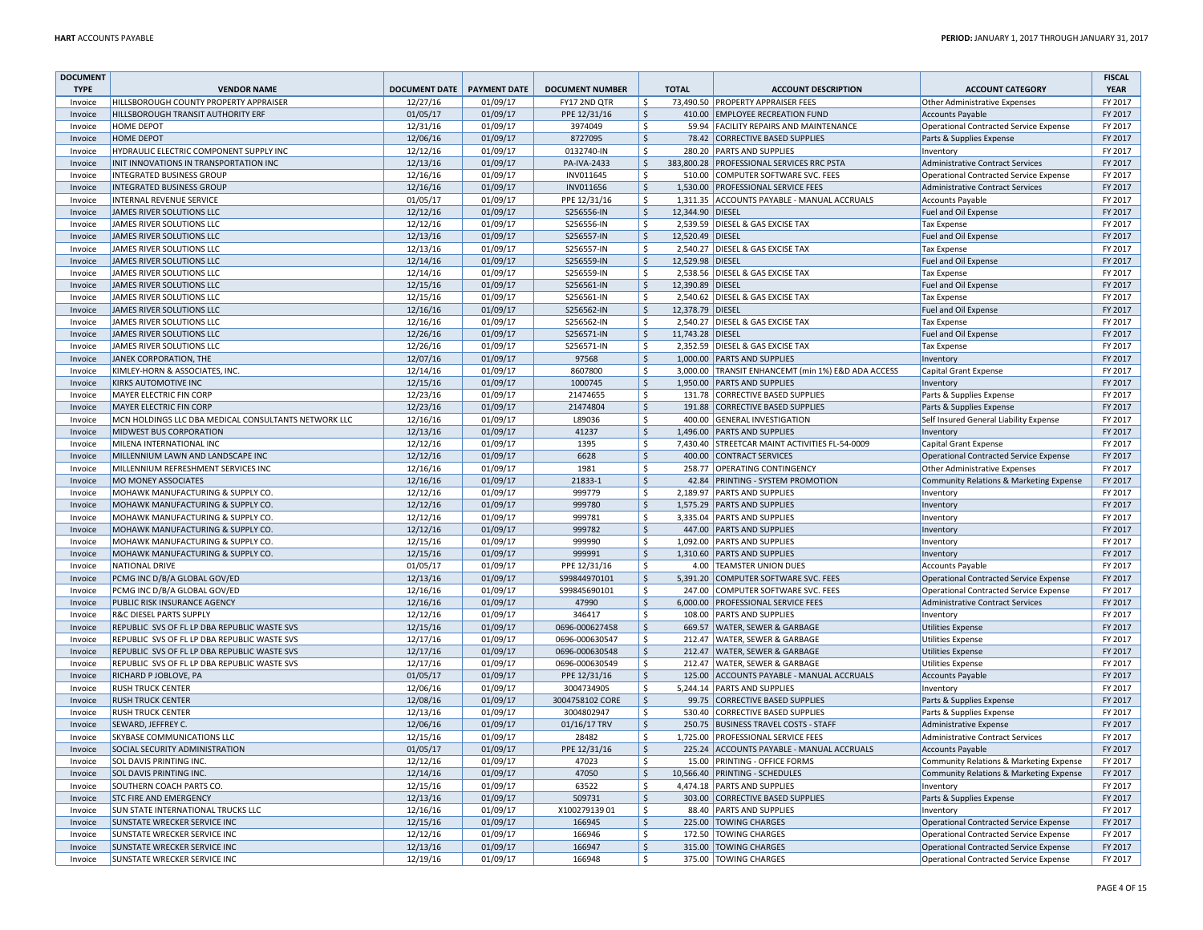| DOCUMENT TYPE | VENDOR NAME | DOCUMENT DATE | PAYMENT DATE | DOCUMENT NUMBER | TOTAL | ACCOUNT DESCRIPTION | ACCOUNT CATEGORY | FISCAL YEAR |
|---|---|---|---|---|---|---|---|---|
| Invoice | HILLSBOROUGH COUNTY PROPERTY APPRAISER | 12/27/16 | 01/09/17 | FY17 2ND QTR | $ 73,490.50 | PROPERTY APPRAISER FEES | Other Administrative Expenses | FY 2017 |
| Invoice | HILLSBOROUGH TRANSIT AUTHORITY ERF | 01/05/17 | 01/09/17 | PPE 12/31/16 | $ 410.00 | EMPLOYEE RECREATION FUND | Accounts Payable | FY 2017 |
| Invoice | HOME DEPOT | 12/31/16 | 01/09/17 | 3974049 | $ 59.94 | FACILITY REPAIRS AND MAINTENANCE | Operational Contracted Service Expense | FY 2017 |
| Invoice | HOME DEPOT | 12/06/16 | 01/09/17 | 8727095 | $ 78.42 | CORRECTIVE BASED SUPPLIES | Parts & Supplies Expense | FY 2017 |
| Invoice | HYDRAULIC ELECTRIC COMPONENT SUPPLY INC | 12/12/16 | 01/09/17 | 0132740-IN | $ 280.20 | PARTS AND SUPPLIES | Inventory | FY 2017 |
| Invoice | INIT INNOVATIONS IN TRANSPORTATION INC | 12/13/16 | 01/09/17 | PA-IVA-2433 | $ 383,800.28 | PROFESSIONAL SERVICES RRC PSTA | Administrative Contract Services | FY 2017 |
| Invoice | INTEGRATED BUSINESS GROUP | 12/16/16 | 01/09/17 | INV011645 | $ 510.00 | COMPUTER SOFTWARE SVC. FEES | Operational Contracted Service Expense | FY 2017 |
| Invoice | INTEGRATED BUSINESS GROUP | 12/16/16 | 01/09/17 | INV011656 | $ 1,530.00 | PROFESSIONAL SERVICE FEES | Administrative Contract Services | FY 2017 |
| Invoice | INTERNAL REVENUE SERVICE | 01/05/17 | 01/09/17 | PPE 12/31/16 | $ 1,311.35 | ACCOUNTS PAYABLE - MANUAL ACCRUALS | Accounts Payable | FY 2017 |
| Invoice | JAMES RIVER SOLUTIONS LLC | 12/12/16 | 01/09/17 | S256556-IN | $ 12,344.90 | DIESEL | Fuel and Oil Expense | FY 2017 |
| Invoice | JAMES RIVER SOLUTIONS LLC | 12/12/16 | 01/09/17 | S256556-IN | $ 2,539.59 | DIESEL & GAS EXCISE TAX | Tax Expense | FY 2017 |
| Invoice | JAMES RIVER SOLUTIONS LLC | 12/13/16 | 01/09/17 | S256557-IN | $ 12,520.49 | DIESEL | Fuel and Oil Expense | FY 2017 |
| Invoice | JAMES RIVER SOLUTIONS LLC | 12/13/16 | 01/09/17 | S256557-IN | $ 2,540.27 | DIESEL & GAS EXCISE TAX | Tax Expense | FY 2017 |
| Invoice | JAMES RIVER SOLUTIONS LLC | 12/14/16 | 01/09/17 | S256559-IN | $ 12,529.98 | DIESEL | Fuel and Oil Expense | FY 2017 |
| Invoice | JAMES RIVER SOLUTIONS LLC | 12/14/16 | 01/09/17 | S256559-IN | $ 2,538.56 | DIESEL & GAS EXCISE TAX | Tax Expense | FY 2017 |
| Invoice | JAMES RIVER SOLUTIONS LLC | 12/15/16 | 01/09/17 | S256561-IN | $ 12,390.89 | DIESEL | Fuel and Oil Expense | FY 2017 |
| Invoice | JAMES RIVER SOLUTIONS LLC | 12/15/16 | 01/09/17 | S256561-IN | $ 2,540.62 | DIESEL & GAS EXCISE TAX | Tax Expense | FY 2017 |
| Invoice | JAMES RIVER SOLUTIONS LLC | 12/16/16 | 01/09/17 | S256562-IN | $ 12,378.79 | DIESEL | Fuel and Oil Expense | FY 2017 |
| Invoice | JAMES RIVER SOLUTIONS LLC | 12/16/16 | 01/09/17 | S256562-IN | $ 2,540.27 | DIESEL & GAS EXCISE TAX | Tax Expense | FY 2017 |
| Invoice | JAMES RIVER SOLUTIONS LLC | 12/26/16 | 01/09/17 | S256571-IN | $ 11,743.28 | DIESEL | Fuel and Oil Expense | FY 2017 |
| Invoice | JAMES RIVER SOLUTIONS LLC | 12/26/16 | 01/09/17 | S256571-IN | $ 2,352.59 | DIESEL & GAS EXCISE TAX | Tax Expense | FY 2017 |
| Invoice | JANEK CORPORATION, THE | 12/07/16 | 01/09/17 | 97568 | $ 1,000.00 | PARTS AND SUPPLIES | Inventory | FY 2017 |
| Invoice | KIMLEY-HORN & ASSOCIATES, INC. | 12/14/16 | 01/09/17 | 8607800 | $ 3,000.00 | TRANSIT ENHANCEMT (min 1%) E&D ADA ACCESS | Capital Grant Expense | FY 2017 |
| Invoice | KIRKS AUTOMOTIVE INC | 12/15/16 | 01/09/17 | 1000745 | $ 1,950.00 | PARTS AND SUPPLIES | Inventory | FY 2017 |
| Invoice | MAYER ELECTRIC FIN CORP | 12/23/16 | 01/09/17 | 21474655 | $ 131.78 | CORRECTIVE BASED SUPPLIES | Parts & Supplies Expense | FY 2017 |
| Invoice | MAYER ELECTRIC FIN CORP | 12/23/16 | 01/09/17 | 21474804 | $ 191.88 | CORRECTIVE BASED SUPPLIES | Parts & Supplies Expense | FY 2017 |
| Invoice | MCN HOLDINGS LLC DBA MEDICAL CONSULTANTS NETWORK LLC | 12/16/16 | 01/09/17 | L89036 | $ 400.00 | GENERAL INVESTIGATION | Self Insured General Liability Expense | FY 2017 |
| Invoice | MIDWEST BUS CORPORATION | 12/13/16 | 01/09/17 | 41237 | $ 1,496.00 | PARTS AND SUPPLIES | Inventory | FY 2017 |
| Invoice | MILENA INTERNATIONAL INC | 12/12/16 | 01/09/17 | 1395 | $ 7,430.40 | STREETCAR MAINT ACTIVITIES FL-54-0009 | Capital Grant Expense | FY 2017 |
| Invoice | MILLENNIUM LAWN AND LANDSCAPE INC | 12/12/16 | 01/09/17 | 6628 | $ 400.00 | CONTRACT SERVICES | Operational Contracted Service Expense | FY 2017 |
| Invoice | MILLENNIUM REFRESHMENT SERVICES INC | 12/16/16 | 01/09/17 | 1981 | $ 258.77 | OPERATING CONTINGENCY | Other Administrative Expenses | FY 2017 |
| Invoice | MO MONEY ASSOCIATES | 12/16/16 | 01/09/17 | 21833-1 | $ 42.84 | PRINTING - SYSTEM PROMOTION | Community Relations & Marketing Expense | FY 2017 |
| Invoice | MOHAWK MANUFACTURING & SUPPLY CO. | 12/12/16 | 01/09/17 | 999779 | $ 2,189.97 | PARTS AND SUPPLIES | Inventory | FY 2017 |
| Invoice | MOHAWK MANUFACTURING & SUPPLY CO. | 12/12/16 | 01/09/17 | 999780 | $ 1,575.29 | PARTS AND SUPPLIES | Inventory | FY 2017 |
| Invoice | MOHAWK MANUFACTURING & SUPPLY CO. | 12/12/16 | 01/09/17 | 999781 | $ 3,335.04 | PARTS AND SUPPLIES | Inventory | FY 2017 |
| Invoice | MOHAWK MANUFACTURING & SUPPLY CO. | 12/12/16 | 01/09/17 | 999782 | $ 447.00 | PARTS AND SUPPLIES | Inventory | FY 2017 |
| Invoice | MOHAWK MANUFACTURING & SUPPLY CO. | 12/15/16 | 01/09/17 | 999990 | $ 1,092.00 | PARTS AND SUPPLIES | Inventory | FY 2017 |
| Invoice | MOHAWK MANUFACTURING & SUPPLY CO. | 12/15/16 | 01/09/17 | 999991 | $ 1,310.60 | PARTS AND SUPPLIES | Inventory | FY 2017 |
| Invoice | NATIONAL DRIVE | 01/05/17 | 01/09/17 | PPE 12/31/16 | $ 4.00 | TEAMSTER UNION DUES | Accounts Payable | FY 2017 |
| Invoice | PCMG INC D/B/A GLOBAL GOV/ED | 12/13/16 | 01/09/17 | S99844970101 | $ 5,391.20 | COMPUTER SOFTWARE SVC. FEES | Operational Contracted Service Expense | FY 2017 |
| Invoice | PCMG INC D/B/A GLOBAL GOV/ED | 12/16/16 | 01/09/17 | S99845690101 | $ 247.00 | COMPUTER SOFTWARE SVC. FEES | Operational Contracted Service Expense | FY 2017 |
| Invoice | PUBLIC RISK INSURANCE AGENCY | 12/16/16 | 01/09/17 | 47990 | $ 6,000.00 | PROFESSIONAL SERVICE FEES | Administrative Contract Services | FY 2017 |
| Invoice | R&C DIESEL PARTS SUPPLY | 12/12/16 | 01/09/17 | 346417 | $ 108.00 | PARTS AND SUPPLIES | Inventory | FY 2017 |
| Invoice | REPUBLIC SVS OF FL LP DBA REPUBLIC WASTE SVS | 12/15/16 | 01/09/17 | 0696-000627458 | $ 669.57 | WATER, SEWER & GARBAGE | Utilities Expense | FY 2017 |
| Invoice | REPUBLIC SVS OF FL LP DBA REPUBLIC WASTE SVS | 12/17/16 | 01/09/17 | 0696-000630547 | $ 212.47 | WATER, SEWER & GARBAGE | Utilities Expense | FY 2017 |
| Invoice | REPUBLIC SVS OF FL LP DBA REPUBLIC WASTE SVS | 12/17/16 | 01/09/17 | 0696-000630548 | $ 212.47 | WATER, SEWER & GARBAGE | Utilities Expense | FY 2017 |
| Invoice | REPUBLIC SVS OF FL LP DBA REPUBLIC WASTE SVS | 12/17/16 | 01/09/17 | 0696-000630549 | $ 212.47 | WATER, SEWER & GARBAGE | Utilities Expense | FY 2017 |
| Invoice | RICHARD P JOBLOVE, PA | 01/05/17 | 01/09/17 | PPE 12/31/16 | $ 125.00 | ACCOUNTS PAYABLE - MANUAL ACCRUALS | Accounts Payable | FY 2017 |
| Invoice | RUSH TRUCK CENTER | 12/06/16 | 01/09/17 | 3004734905 | $ 5,244.14 | PARTS AND SUPPLIES | Inventory | FY 2017 |
| Invoice | RUSH TRUCK CENTER | 12/08/16 | 01/09/17 | 3004758102 CORE | $ 99.75 | CORRECTIVE BASED SUPPLIES | Parts & Supplies Expense | FY 2017 |
| Invoice | RUSH TRUCK CENTER | 12/13/16 | 01/09/17 | 3004802947 | $ 530.40 | CORRECTIVE BASED SUPPLIES | Parts & Supplies Expense | FY 2017 |
| Invoice | SEWARD, JEFFREY C. | 12/06/16 | 01/09/17 | 01/16/17 TRV | $ 250.75 | BUSINESS TRAVEL COSTS - STAFF | Administrative Expense | FY 2017 |
| Invoice | SKYBASE COMMUNICATIONS LLC | 12/15/16 | 01/09/17 | 28482 | $ 1,725.00 | PROFESSIONAL SERVICE FEES | Administrative Contract Services | FY 2017 |
| Invoice | SOCIAL SECURITY ADMINISTRATION | 01/05/17 | 01/09/17 | PPE 12/31/16 | $ 225.24 | ACCOUNTS PAYABLE - MANUAL ACCRUALS | Accounts Payable | FY 2017 |
| Invoice | SOL DAVIS PRINTING INC. | 12/12/16 | 01/09/17 | 47023 | $ 15.00 | PRINTING - OFFICE FORMS | Community Relations & Marketing Expense | FY 2017 |
| Invoice | SOL DAVIS PRINTING INC. | 12/14/16 | 01/09/17 | 47050 | $ 10,566.40 | PRINTING - SCHEDULES | Community Relations & Marketing Expense | FY 2017 |
| Invoice | SOUTHERN COACH PARTS CO. | 12/15/16 | 01/09/17 | 63522 | $ 4,474.18 | PARTS AND SUPPLIES | Inventory | FY 2017 |
| Invoice | STC FIRE AND EMERGENCY | 12/13/16 | 01/09/17 | 509731 | $ 303.00 | CORRECTIVE BASED SUPPLIES | Parts & Supplies Expense | FY 2017 |
| Invoice | SUN STATE INTERNATIONAL TRUCKS LLC | 12/16/16 | 01/09/17 | X10027913901 | $ 88.40 | PARTS AND SUPPLIES | Inventory | FY 2017 |
| Invoice | SUNSTATE WRECKER SERVICE INC | 12/15/16 | 01/09/17 | 166945 | $ 225.00 | TOWING CHARGES | Operational Contracted Service Expense | FY 2017 |
| Invoice | SUNSTATE WRECKER SERVICE INC | 12/12/16 | 01/09/17 | 166946 | $ 172.50 | TOWING CHARGES | Operational Contracted Service Expense | FY 2017 |
| Invoice | SUNSTATE WRECKER SERVICE INC | 12/13/16 | 01/09/17 | 166947 | $ 315.00 | TOWING CHARGES | Operational Contracted Service Expense | FY 2017 |
| Invoice | SUNSTATE WRECKER SERVICE INC | 12/19/16 | 01/09/17 | 166948 | $ 375.00 | TOWING CHARGES | Operational Contracted Service Expense | FY 2017 |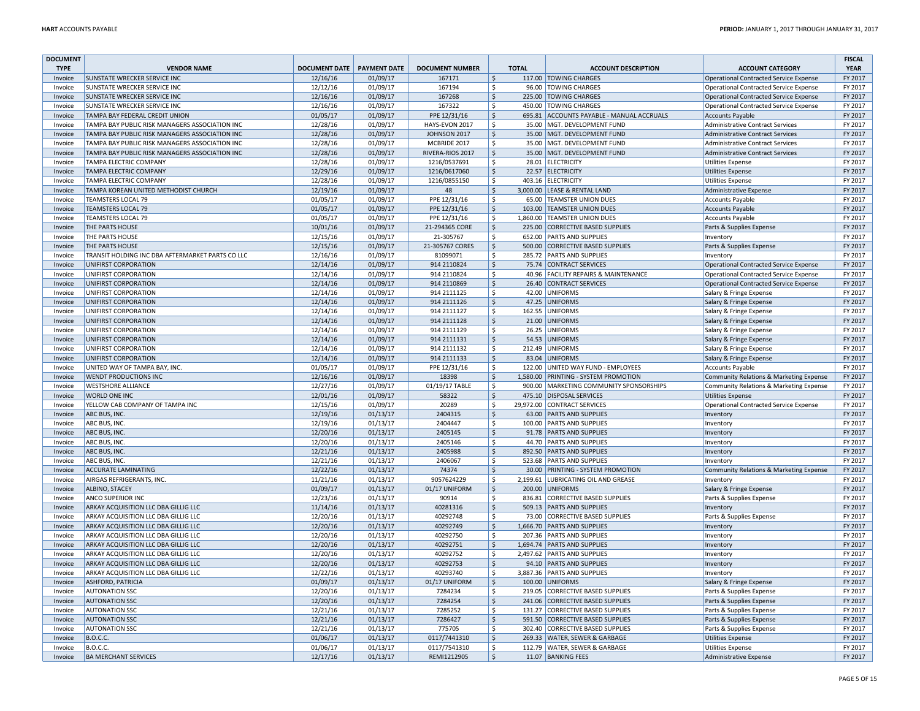| DOCUMENT TYPE | VENDOR NAME | DOCUMENT DATE | PAYMENT DATE | DOCUMENT NUMBER | TOTAL | ACCOUNT DESCRIPTION | ACCOUNT CATEGORY | FISCAL YEAR |
|---|---|---|---|---|---|---|---|---|
| Invoice | SUNSTATE WRECKER SERVICE INC | 12/16/16 | 01/09/17 | 167171 | $ 117.00 | TOWING CHARGES | Operational Contracted Service Expense | FY 2017 |
| Invoice | SUNSTATE WRECKER SERVICE INC | 12/12/16 | 01/09/17 | 167194 | $ 96.00 | TOWING CHARGES | Operational Contracted Service Expense | FY 2017 |
| Invoice | SUNSTATE WRECKER SERVICE INC | 12/16/16 | 01/09/17 | 167268 | $ 225.00 | TOWING CHARGES | Operational Contracted Service Expense | FY 2017 |
| Invoice | SUNSTATE WRECKER SERVICE INC | 12/16/16 | 01/09/17 | 167322 | $ 450.00 | TOWING CHARGES | Operational Contracted Service Expense | FY 2017 |
| Invoice | TAMPA BAY FEDERAL CREDIT UNION | 01/05/17 | 01/09/17 | PPE 12/31/16 | $ 695.81 | ACCOUNTS PAYABLE - MANUAL ACCRUALS | Accounts Payable | FY 2017 |
| Invoice | TAMPA BAY PUBLIC RISK MANAGERS ASSOCIATION INC | 12/28/16 | 01/09/17 | HAYS-EVON 2017 | $ 35.00 | MGT. DEVELOPMENT FUND | Administrative Contract Services | FY 2017 |
| Invoice | TAMPA BAY PUBLIC RISK MANAGERS ASSOCIATION INC | 12/28/16 | 01/09/17 | JOHNSON 2017 | $ 35.00 | MGT. DEVELOPMENT FUND | Administrative Contract Services | FY 2017 |
| Invoice | TAMPA BAY PUBLIC RISK MANAGERS ASSOCIATION INC | 12/28/16 | 01/09/17 | MCBRIDE 2017 | $ 35.00 | MGT. DEVELOPMENT FUND | Administrative Contract Services | FY 2017 |
| Invoice | TAMPA BAY PUBLIC RISK MANAGERS ASSOCIATION INC | 12/28/16 | 01/09/17 | RIVERA-RIOS 2017 | $ 35.00 | MGT. DEVELOPMENT FUND | Administrative Contract Services | FY 2017 |
| Invoice | TAMPA ELECTRIC COMPANY | 12/28/16 | 01/09/17 | 1216/0537691 | $ 28.01 | ELECTRICITY | Utilities Expense | FY 2017 |
| Invoice | TAMPA ELECTRIC COMPANY | 12/29/16 | 01/09/17 | 1216/0617060 | $ 22.57 | ELECTRICITY | Utilities Expense | FY 2017 |
| Invoice | TAMPA ELECTRIC COMPANY | 12/28/16 | 01/09/17 | 1216/0855150 | $ 403.16 | ELECTRICITY | Utilities Expense | FY 2017 |
| Invoice | TAMPA KOREAN UNITED METHODIST CHURCH | 12/19/16 | 01/09/17 | 48 | $ 3,000.00 | LEASE & RENTAL LAND | Administrative Expense | FY 2017 |
| Invoice | TEAMSTERS LOCAL 79 | 01/05/17 | 01/09/17 | PPE 12/31/16 | $ 65.00 | TEAMSTER UNION DUES | Accounts Payable | FY 2017 |
| Invoice | TEAMSTERS LOCAL 79 | 01/05/17 | 01/09/17 | PPE 12/31/16 | $ 103.00 | TEAMSTER UNION DUES | Accounts Payable | FY 2017 |
| Invoice | TEAMSTERS LOCAL 79 | 01/05/17 | 01/09/17 | PPE 12/31/16 | $ 1,860.00 | TEAMSTER UNION DUES | Accounts Payable | FY 2017 |
| Invoice | THE PARTS HOUSE | 10/01/16 | 01/09/17 | 21-294365 CORE | $ 225.00 | CORRECTIVE BASED SUPPLIES | Parts & Supplies Expense | FY 2017 |
| Invoice | THE PARTS HOUSE | 12/15/16 | 01/09/17 | 21-305767 | $ 652.00 | PARTS AND SUPPLIES | Inventory | FY 2017 |
| Invoice | THE PARTS HOUSE | 12/15/16 | 01/09/17 | 21-305767 CORES | $ 500.00 | CORRECTIVE BASED SUPPLIES | Parts & Supplies Expense | FY 2017 |
| Invoice | TRANSIT HOLDING INC DBA AFTERMARKET PARTS CO LLC | 12/16/16 | 01/09/17 | 81099071 | $ 285.72 | PARTS AND SUPPLIES | Inventory | FY 2017 |
| Invoice | UNIFIRST CORPORATION | 12/14/16 | 01/09/17 | 914 2110824 | $ 75.74 | CONTRACT SERVICES | Operational Contracted Service Expense | FY 2017 |
| Invoice | UNIFIRST CORPORATION | 12/14/16 | 01/09/17 | 914 2110824 | $ 40.96 | FACILITY REPAIRS & MAINTENANCE | Operational Contracted Service Expense | FY 2017 |
| Invoice | UNIFIRST CORPORATION | 12/14/16 | 01/09/17 | 914 2110869 | $ 26.40 | CONTRACT SERVICES | Operational Contracted Service Expense | FY 2017 |
| Invoice | UNIFIRST CORPORATION | 12/14/16 | 01/09/17 | 914 2111125 | $ 42.00 | UNIFORMS | Salary & Fringe Expense | FY 2017 |
| Invoice | UNIFIRST CORPORATION | 12/14/16 | 01/09/17 | 914 2111126 | $ 47.25 | UNIFORMS | Salary & Fringe Expense | FY 2017 |
| Invoice | UNIFIRST CORPORATION | 12/14/16 | 01/09/17 | 914 2111127 | $ 162.55 | UNIFORMS | Salary & Fringe Expense | FY 2017 |
| Invoice | UNIFIRST CORPORATION | 12/14/16 | 01/09/17 | 914 2111128 | $ 21.00 | UNIFORMS | Salary & Fringe Expense | FY 2017 |
| Invoice | UNIFIRST CORPORATION | 12/14/16 | 01/09/17 | 914 2111129 | $ 26.25 | UNIFORMS | Salary & Fringe Expense | FY 2017 |
| Invoice | UNIFIRST CORPORATION | 12/14/16 | 01/09/17 | 914 2111131 | $ 54.53 | UNIFORMS | Salary & Fringe Expense | FY 2017 |
| Invoice | UNIFIRST CORPORATION | 12/14/16 | 01/09/17 | 914 2111132 | $ 212.49 | UNIFORMS | Salary & Fringe Expense | FY 2017 |
| Invoice | UNIFIRST CORPORATION | 12/14/16 | 01/09/17 | 914 2111133 | $ 83.04 | UNIFORMS | Salary & Fringe Expense | FY 2017 |
| Invoice | UNITED WAY OF TAMPA BAY, INC. | 01/05/17 | 01/09/17 | PPE 12/31/16 | $ 122.00 | UNITED WAY FUND - EMPLOYEES | Accounts Payable | FY 2017 |
| Invoice | WENDT PRODUCTIONS INC | 12/16/16 | 01/09/17 | 18398 | $ 1,580.00 | PRINTING - SYSTEM PROMOTION | Community Relations & Marketing Expense | FY 2017 |
| Invoice | WESTSHORE ALLIANCE | 12/27/16 | 01/09/17 | 01/19/17 TABLE | $ 900.00 | MARKETING COMMUNITY SPONSORSHIPS | Community Relations & Marketing Expense | FY 2017 |
| Invoice | WORLD ONE INC | 12/01/16 | 01/09/17 | 58322 | $ 475.10 | DISPOSAL SERVICES | Utilities Expense | FY 2017 |
| Invoice | YELLOW CAB COMPANY OF TAMPA INC | 12/15/16 | 01/09/17 | 20289 | $ 29,972.00 | CONTRACT SERVICES | Operational Contracted Service Expense | FY 2017 |
| Invoice | ABC BUS, INC. | 12/19/16 | 01/13/17 | 2404315 | $ 63.00 | PARTS AND SUPPLIES | Inventory | FY 2017 |
| Invoice | ABC BUS, INC. | 12/19/16 | 01/13/17 | 2404447 | $ 100.00 | PARTS AND SUPPLIES | Inventory | FY 2017 |
| Invoice | ABC BUS, INC. | 12/20/16 | 01/13/17 | 2405145 | $ 91.78 | PARTS AND SUPPLIES | Inventory | FY 2017 |
| Invoice | ABC BUS, INC. | 12/20/16 | 01/13/17 | 2405146 | $ 44.70 | PARTS AND SUPPLIES | Inventory | FY 2017 |
| Invoice | ABC BUS, INC. | 12/21/16 | 01/13/17 | 2405988 | $ 892.50 | PARTS AND SUPPLIES | Inventory | FY 2017 |
| Invoice | ABC BUS, INC. | 12/21/16 | 01/13/17 | 2406067 | $ 523.68 | PARTS AND SUPPLIES | Inventory | FY 2017 |
| Invoice | ACCURATE LAMINATING | 12/22/16 | 01/13/17 | 74374 | $ 30.00 | PRINTING - SYSTEM PROMOTION | Community Relations & Marketing Expense | FY 2017 |
| Invoice | AIRGAS REFRIGERANTS, INC. | 11/21/16 | 01/13/17 | 9057624229 | $ 2,199.61 | LUBRICATING OIL AND GREASE | Inventory | FY 2017 |
| Invoice | ALBINO, STACEY | 01/09/17 | 01/13/17 | 01/17 UNIFORM | $ 200.00 | UNIFORMS | Salary & Fringe Expense | FY 2017 |
| Invoice | ANCO SUPERIOR INC | 12/23/16 | 01/13/17 | 90914 | $ 836.81 | CORRECTIVE BASED SUPPLIES | Parts & Supplies Expense | FY 2017 |
| Invoice | ARKAY ACQUISITION LLC DBA GILLIG LLC | 11/14/16 | 01/13/17 | 40281316 | $ 509.13 | PARTS AND SUPPLIES | Inventory | FY 2017 |
| Invoice | ARKAY ACQUISITION LLC DBA GILLIG LLC | 12/20/16 | 01/13/17 | 40292748 | $ 73.00 | CORRECTIVE BASED SUPPLIES | Parts & Supplies Expense | FY 2017 |
| Invoice | ARKAY ACQUISITION LLC DBA GILLIG LLC | 12/20/16 | 01/13/17 | 40292749 | $ 1,666.70 | PARTS AND SUPPLIES | Inventory | FY 2017 |
| Invoice | ARKAY ACQUISITION LLC DBA GILLIG LLC | 12/20/16 | 01/13/17 | 40292750 | $ 207.36 | PARTS AND SUPPLIES | Inventory | FY 2017 |
| Invoice | ARKAY ACQUISITION LLC DBA GILLIG LLC | 12/20/16 | 01/13/17 | 40292751 | $ 1,694.74 | PARTS AND SUPPLIES | Inventory | FY 2017 |
| Invoice | ARKAY ACQUISITION LLC DBA GILLIG LLC | 12/20/16 | 01/13/17 | 40292752 | $ 2,497.62 | PARTS AND SUPPLIES | Inventory | FY 2017 |
| Invoice | ARKAY ACQUISITION LLC DBA GILLIG LLC | 12/20/16 | 01/13/17 | 40292753 | $ 94.10 | PARTS AND SUPPLIES | Inventory | FY 2017 |
| Invoice | ARKAY ACQUISITION LLC DBA GILLIG LLC | 12/22/16 | 01/13/17 | 40293740 | $ 3,887.36 | PARTS AND SUPPLIES | Inventory | FY 2017 |
| Invoice | ASHFORD, PATRICIA | 01/09/17 | 01/13/17 | 01/17 UNIFORM | $ 100.00 | UNIFORMS | Salary & Fringe Expense | FY 2017 |
| Invoice | AUTONATION SSC | 12/20/16 | 01/13/17 | 7284234 | $ 219.05 | CORRECTIVE BASED SUPPLIES | Parts & Supplies Expense | FY 2017 |
| Invoice | AUTONATION SSC | 12/20/16 | 01/13/17 | 7284254 | $ 241.06 | CORRECTIVE BASED SUPPLIES | Parts & Supplies Expense | FY 2017 |
| Invoice | AUTONATION SSC | 12/21/16 | 01/13/17 | 7285252 | $ 131.27 | CORRECTIVE BASED SUPPLIES | Parts & Supplies Expense | FY 2017 |
| Invoice | AUTONATION SSC | 12/21/16 | 01/13/17 | 7286427 | $ 591.50 | CORRECTIVE BASED SUPPLIES | Parts & Supplies Expense | FY 2017 |
| Invoice | AUTONATION SSC | 12/21/16 | 01/13/17 | 775705 | $ 302.40 | CORRECTIVE BASED SUPPLIES | Parts & Supplies Expense | FY 2017 |
| Invoice | B.O.C.C. | 01/06/17 | 01/13/17 | 0117/7441310 | $ 269.33 | WATER, SEWER & GARBAGE | Utilities Expense | FY 2017 |
| Invoice | B.O.C.C. | 01/06/17 | 01/13/17 | 0117/7541310 | $ 112.79 | WATER, SEWER & GARBAGE | Utilities Expense | FY 2017 |
| Invoice | BA MERCHANT SERVICES | 12/17/16 | 01/13/17 | REMI1212905 | $ 11.07 | BANKING FEES | Administrative Expense | FY 2017 |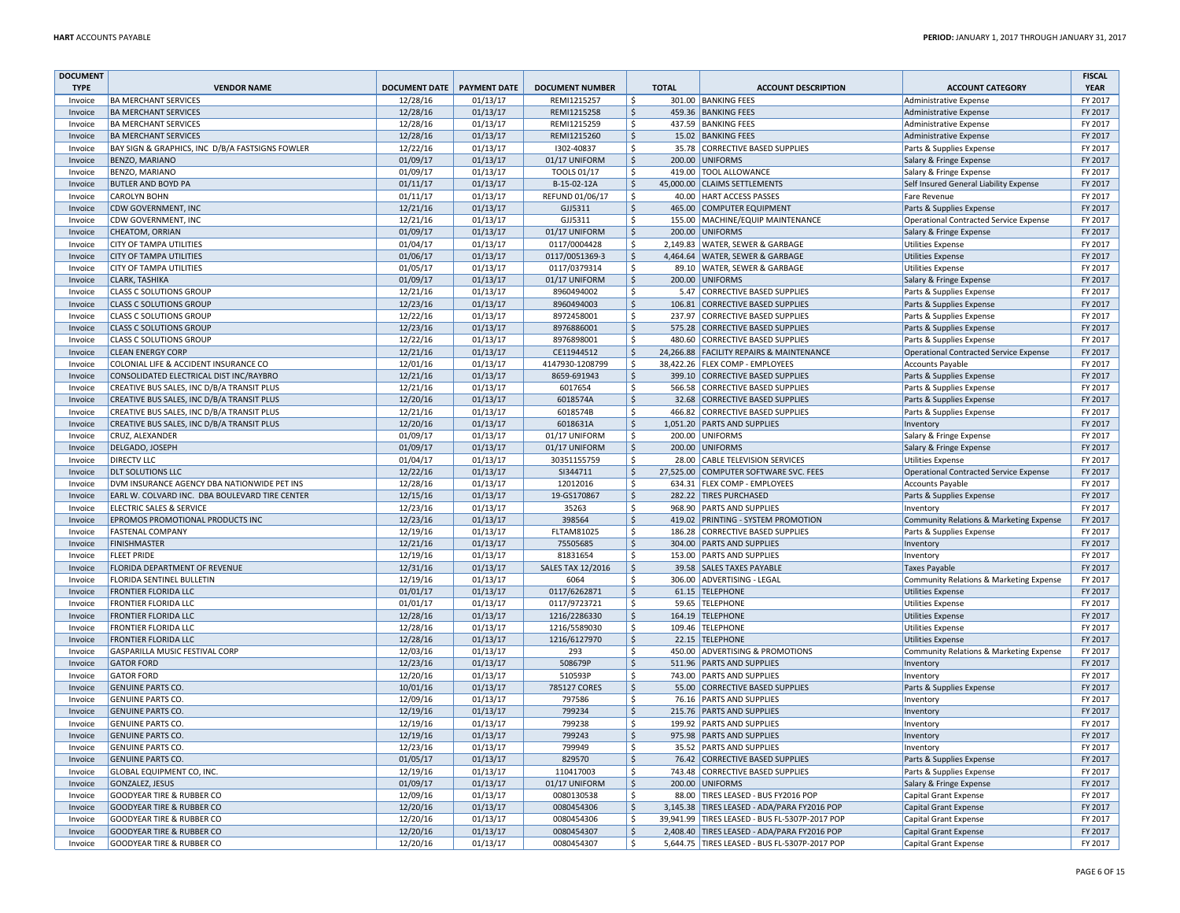| DOCUMENT TYPE | VENDOR NAME | DOCUMENT DATE | PAYMENT DATE | DOCUMENT NUMBER | TOTAL | ACCOUNT DESCRIPTION | ACCOUNT CATEGORY | FISCAL YEAR |
|---|---|---|---|---|---|---|---|---|
| Invoice | BA MERCHANT SERVICES | 12/28/16 | 01/13/17 | REMI1215257 | $ 301.00 | BANKING FEES | Administrative Expense | FY 2017 |
| Invoice | BA MERCHANT SERVICES | 12/28/16 | 01/13/17 | REMI1215258 | $ 459.36 | BANKING FEES | Administrative Expense | FY 2017 |
| Invoice | BA MERCHANT SERVICES | 12/28/16 | 01/13/17 | REMI1215259 | $ 437.59 | BANKING FEES | Administrative Expense | FY 2017 |
| Invoice | BA MERCHANT SERVICES | 12/28/16 | 01/13/17 | REMI1215260 | $ 15.02 | BANKING FEES | Administrative Expense | FY 2017 |
| Invoice | BAY SIGN & GRAPHICS, INC D/B/A FASTSIGNS FOWLER | 12/22/16 | 01/13/17 | I302-40837 | $ 35.78 | CORRECTIVE BASED SUPPLIES | Parts & Supplies Expense | FY 2017 |
| Invoice | BENZO, MARIANO | 01/09/17 | 01/13/17 | 01/17 UNIFORM | $ 200.00 | UNIFORMS | Salary & Fringe Expense | FY 2017 |
| Invoice | BENZO, MARIANO | 01/09/17 | 01/13/17 | TOOLS 01/17 | $ 419.00 | TOOL ALLOWANCE | Salary & Fringe Expense | FY 2017 |
| Invoice | BUTLER AND BOYD PA | 01/11/17 | 01/13/17 | B-15-02-12A | $ 45,000.00 | CLAIMS SETTLEMENTS | Self Insured General Liability Expense | FY 2017 |
| Invoice | CAROLYN BOHN | 01/11/17 | 01/13/17 | REFUND 01/06/17 | $ 40.00 | HART ACCESS PASSES | Fare Revenue | FY 2017 |
| Invoice | CDW GOVERNMENT, INC | 12/21/16 | 01/13/17 | GJJ5311 | $ 465.00 | COMPUTER EQUIPMENT | Parts & Supplies Expense | FY 2017 |
| Invoice | CDW GOVERNMENT, INC | 12/21/16 | 01/13/17 | GJJ5311 | $ 155.00 | MACHINE/EQUIP MAINTENANCE | Operational Contracted Service Expense | FY 2017 |
| Invoice | CHEATOM, ORRIAN | 01/09/17 | 01/13/17 | 01/17 UNIFORM | $ 200.00 | UNIFORMS | Salary & Fringe Expense | FY 2017 |
| Invoice | CITY OF TAMPA UTILITIES | 01/04/17 | 01/13/17 | 0117/0004428 | $ 2,149.83 | WATER, SEWER & GARBAGE | Utilities Expense | FY 2017 |
| Invoice | CITY OF TAMPA UTILITIES | 01/06/17 | 01/13/17 | 0117/0051369-3 | $ 4,464.64 | WATER, SEWER & GARBAGE | Utilities Expense | FY 2017 |
| Invoice | CITY OF TAMPA UTILITIES | 01/05/17 | 01/13/17 | 0117/0379314 | $ 89.10 | WATER, SEWER & GARBAGE | Utilities Expense | FY 2017 |
| Invoice | CLARK, TASHIKA | 01/09/17 | 01/13/17 | 01/17 UNIFORM | $ 200.00 | UNIFORMS | Salary & Fringe Expense | FY 2017 |
| Invoice | CLASS C SOLUTIONS GROUP | 12/21/16 | 01/13/17 | 8960494002 | $ 5.47 | CORRECTIVE BASED SUPPLIES | Parts & Supplies Expense | FY 2017 |
| Invoice | CLASS C SOLUTIONS GROUP | 12/23/16 | 01/13/17 | 8960494003 | $ 106.81 | CORRECTIVE BASED SUPPLIES | Parts & Supplies Expense | FY 2017 |
| Invoice | CLASS C SOLUTIONS GROUP | 12/22/16 | 01/13/17 | 8972458001 | $ 237.97 | CORRECTIVE BASED SUPPLIES | Parts & Supplies Expense | FY 2017 |
| Invoice | CLASS C SOLUTIONS GROUP | 12/23/16 | 01/13/17 | 8976886001 | $ 575.28 | CORRECTIVE BASED SUPPLIES | Parts & Supplies Expense | FY 2017 |
| Invoice | CLASS C SOLUTIONS GROUP | 12/22/16 | 01/13/17 | 8976898001 | $ 480.60 | CORRECTIVE BASED SUPPLIES | Parts & Supplies Expense | FY 2017 |
| Invoice | CLEAN ENERGY CORP | 12/21/16 | 01/13/17 | CE11944512 | $ 24,266.88 | FACILITY REPAIRS & MAINTENANCE | Operational Contracted Service Expense | FY 2017 |
| Invoice | COLONIAL LIFE & ACCIDENT INSURANCE CO | 12/01/16 | 01/13/17 | 4147930-1208799 | $ 38,422.26 | FLEX COMP - EMPLOYEES | Accounts Payable | FY 2017 |
| Invoice | CONSOLIDATED ELECTRICAL DIST INC/RAYBRO | 12/21/16 | 01/13/17 | 8659-691943 | $ 399.10 | CORRECTIVE BASED SUPPLIES | Parts & Supplies Expense | FY 2017 |
| Invoice | CREATIVE BUS SALES, INC D/B/A TRANSIT PLUS | 12/21/16 | 01/13/17 | 6017654 | $ 566.58 | CORRECTIVE BASED SUPPLIES | Parts & Supplies Expense | FY 2017 |
| Invoice | CREATIVE BUS SALES, INC D/B/A TRANSIT PLUS | 12/20/16 | 01/13/17 | 6018574A | $ 32.68 | CORRECTIVE BASED SUPPLIES | Parts & Supplies Expense | FY 2017 |
| Invoice | CREATIVE BUS SALES, INC D/B/A TRANSIT PLUS | 12/21/16 | 01/13/17 | 6018574B | $ 466.82 | CORRECTIVE BASED SUPPLIES | Parts & Supplies Expense | FY 2017 |
| Invoice | CREATIVE BUS SALES, INC D/B/A TRANSIT PLUS | 12/20/16 | 01/13/17 | 6018631A | $ 1,051.20 | PARTS AND SUPPLIES | Inventory | FY 2017 |
| Invoice | CRUZ, ALEXANDER | 01/09/17 | 01/13/17 | 01/17 UNIFORM | $ 200.00 | UNIFORMS | Salary & Fringe Expense | FY 2017 |
| Invoice | DELGADO, JOSEPH | 01/09/17 | 01/13/17 | 01/17 UNIFORM | $ 200.00 | UNIFORMS | Salary & Fringe Expense | FY 2017 |
| Invoice | DIRECTV LLC | 01/04/17 | 01/13/17 | 30351155759 | $ 28.00 | CABLE TELEVISION SERVICES | Utilities Expense | FY 2017 |
| Invoice | DLT SOLUTIONS LLC | 12/22/16 | 01/13/17 | SI344711 | $ 27,525.00 | COMPUTER SOFTWARE SVC. FEES | Operational Contracted Service Expense | FY 2017 |
| Invoice | DVM INSURANCE AGENCY DBA NATIONWIDE PET INS | 12/28/16 | 01/13/17 | 12012016 | $ 634.31 | FLEX COMP - EMPLOYEES | Accounts Payable | FY 2017 |
| Invoice | EARL W. COLVARD INC. DBA BOULEVARD TIRE CENTER | 12/15/16 | 01/13/17 | 19-GS170867 | $ 282.22 | TIRES PURCHASED | Parts & Supplies Expense | FY 2017 |
| Invoice | ELECTRIC SALES & SERVICE | 12/23/16 | 01/13/17 | 35263 | $ 968.90 | PARTS AND SUPPLIES | Inventory | FY 2017 |
| Invoice | EPROMOS PROMOTIONAL PRODUCTS INC | 12/23/16 | 01/13/17 | 398564 | $ 419.02 | PRINTING - SYSTEM PROMOTION | Community Relations & Marketing Expense | FY 2017 |
| Invoice | FASTENAL COMPANY | 12/19/16 | 01/13/17 | FLTAM81025 | $ 186.28 | CORRECTIVE BASED SUPPLIES | Parts & Supplies Expense | FY 2017 |
| Invoice | FINISHMASTER | 12/21/16 | 01/13/17 | 75505685 | $ 304.00 | PARTS AND SUPPLIES | Inventory | FY 2017 |
| Invoice | FLEET PRIDE | 12/19/16 | 01/13/17 | 81831654 | $ 153.00 | PARTS AND SUPPLIES | Inventory | FY 2017 |
| Invoice | FLORIDA DEPARTMENT OF REVENUE | 12/31/16 | 01/13/17 | SALES TAX 12/2016 | $ 39.58 | SALES TAXES PAYABLE | Taxes Payable | FY 2017 |
| Invoice | FLORIDA SENTINEL BULLETIN | 12/19/16 | 01/13/17 | 6064 | $ 306.00 | ADVERTISING - LEGAL | Community Relations & Marketing Expense | FY 2017 |
| Invoice | FRONTIER FLORIDA LLC | 01/01/17 | 01/13/17 | 0117/6262871 | $ 61.15 | TELEPHONE | Utilities Expense | FY 2017 |
| Invoice | FRONTIER FLORIDA LLC | 01/01/17 | 01/13/17 | 0117/9723721 | $ 59.65 | TELEPHONE | Utilities Expense | FY 2017 |
| Invoice | FRONTIER FLORIDA LLC | 12/28/16 | 01/13/17 | 1216/2286330 | $ 164.19 | TELEPHONE | Utilities Expense | FY 2017 |
| Invoice | FRONTIER FLORIDA LLC | 12/28/16 | 01/13/17 | 1216/5589030 | $ 109.46 | TELEPHONE | Utilities Expense | FY 2017 |
| Invoice | FRONTIER FLORIDA LLC | 12/28/16 | 01/13/17 | 1216/6127970 | $ 22.15 | TELEPHONE | Utilities Expense | FY 2017 |
| Invoice | GASPARILLA MUSIC FESTIVAL CORP | 12/03/16 | 01/13/17 | 293 | $ 450.00 | ADVERTISING & PROMOTIONS | Community Relations & Marketing Expense | FY 2017 |
| Invoice | GATOR FORD | 12/23/16 | 01/13/17 | 508679P | $ 511.96 | PARTS AND SUPPLIES | Inventory | FY 2017 |
| Invoice | GATOR FORD | 12/20/16 | 01/13/17 | 510593P | $ 743.00 | PARTS AND SUPPLIES | Inventory | FY 2017 |
| Invoice | GENUINE PARTS CO. | 10/01/16 | 01/13/17 | 785127 CORES | $ 55.00 | CORRECTIVE BASED SUPPLIES | Parts & Supplies Expense | FY 2017 |
| Invoice | GENUINE PARTS CO. | 12/09/16 | 01/13/17 | 797586 | $ 76.16 | PARTS AND SUPPLIES | Inventory | FY 2017 |
| Invoice | GENUINE PARTS CO. | 12/19/16 | 01/13/17 | 799234 | $ 215.76 | PARTS AND SUPPLIES | Inventory | FY 2017 |
| Invoice | GENUINE PARTS CO. | 12/19/16 | 01/13/17 | 799238 | $ 199.92 | PARTS AND SUPPLIES | Inventory | FY 2017 |
| Invoice | GENUINE PARTS CO. | 12/19/16 | 01/13/17 | 799243 | $ 975.98 | PARTS AND SUPPLIES | Inventory | FY 2017 |
| Invoice | GENUINE PARTS CO. | 12/23/16 | 01/13/17 | 799949 | $ 35.52 | PARTS AND SUPPLIES | Inventory | FY 2017 |
| Invoice | GENUINE PARTS CO. | 01/05/17 | 01/13/17 | 829570 | $ 76.42 | CORRECTIVE BASED SUPPLIES | Parts & Supplies Expense | FY 2017 |
| Invoice | GLOBAL EQUIPMENT CO, INC. | 12/19/16 | 01/13/17 | 110417003 | $ 743.48 | CORRECTIVE BASED SUPPLIES | Parts & Supplies Expense | FY 2017 |
| Invoice | GONZALEZ, JESUS | 01/09/17 | 01/13/17 | 01/17 UNIFORM | $ 200.00 | UNIFORMS | Salary & Fringe Expense | FY 2017 |
| Invoice | GOODYEAR TIRE & RUBBER CO | 12/09/16 | 01/13/17 | 0080130538 | $ 88.00 | TIRES LEASED - BUS FY2016 POP | Capital Grant Expense | FY 2017 |
| Invoice | GOODYEAR TIRE & RUBBER CO | 12/20/16 | 01/13/17 | 0080454306 | $ 3,145.38 | TIRES LEASED - ADA/PARA FY2016 POP | Capital Grant Expense | FY 2017 |
| Invoice | GOODYEAR TIRE & RUBBER CO | 12/20/16 | 01/13/17 | 0080454306 | $ 39,941.99 | TIRES LEASED - BUS FL-5307P-2017 POP | Capital Grant Expense | FY 2017 |
| Invoice | GOODYEAR TIRE & RUBBER CO | 12/20/16 | 01/13/17 | 0080454307 | $ 2,408.40 | TIRES LEASED - ADA/PARA FY2016 POP | Capital Grant Expense | FY 2017 |
| Invoice | GOODYEAR TIRE & RUBBER CO | 12/20/16 | 01/13/17 | 0080454307 | $ 5,644.75 | TIRES LEASED - BUS FL-5307P-2017 POP | Capital Grant Expense | FY 2017 |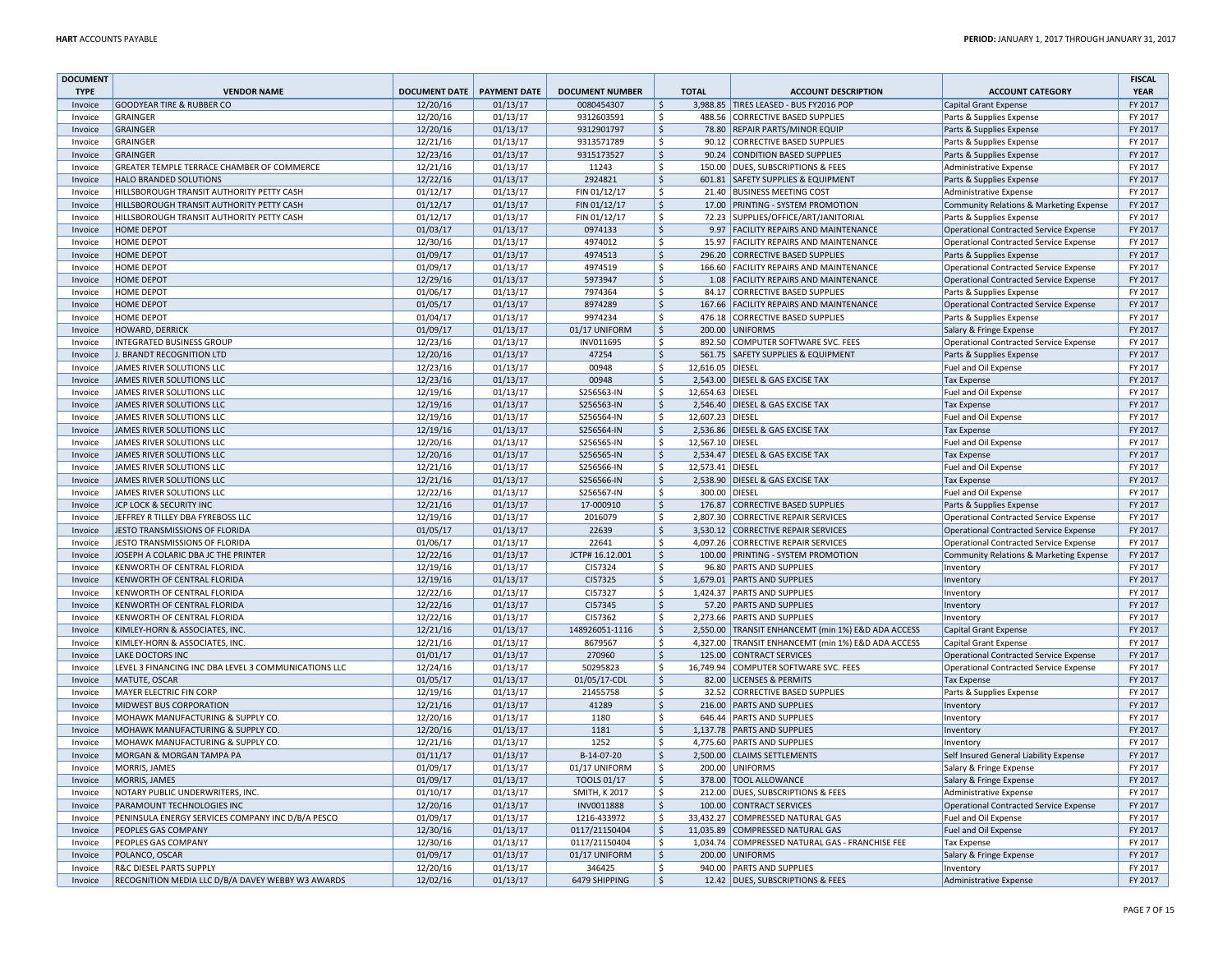| DOCUMENT TYPE | VENDOR NAME | DOCUMENT DATE | PAYMENT DATE | DOCUMENT NUMBER | TOTAL | ACCOUNT DESCRIPTION | ACCOUNT CATEGORY | FISCAL YEAR |
|---|---|---|---|---|---|---|---|---|
| Invoice | GOODYEAR TIRE & RUBBER CO | 12/20/16 | 01/13/17 | 0080454307 | $ 3,988.85 | TIRES LEASED - BUS FY2016 POP | Capital Grant Expense | FY 2017 |
| Invoice | GRAINGER | 12/20/16 | 01/13/17 | 9312603591 | $ 488.56 | CORRECTIVE BASED SUPPLIES | Parts & Supplies Expense | FY 2017 |
| Invoice | GRAINGER | 12/20/16 | 01/13/17 | 9312901797 | $ 78.80 | REPAIR PARTS/MINOR EQUIP | Parts & Supplies Expense | FY 2017 |
| Invoice | GRAINGER | 12/21/16 | 01/13/17 | 9313571789 | $ 90.12 | CORRECTIVE BASED SUPPLIES | Parts & Supplies Expense | FY 2017 |
| Invoice | GRAINGER | 12/23/16 | 01/13/17 | 9315173527 | $ 90.24 | CONDITION BASED SUPPLIES | Parts & Supplies Expense | FY 2017 |
| Invoice | GREATER TEMPLE TERRACE CHAMBER OF COMMERCE | 12/21/16 | 01/13/17 | 11243 | $ 150.00 | DUES, SUBSCRIPTIONS & FEES | Administrative Expense | FY 2017 |
| Invoice | HALO BRANDED SOLUTIONS | 12/22/16 | 01/13/17 | 2924821 | $ 601.81 | SAFETY SUPPLIES & EQUIPMENT | Parts & Supplies Expense | FY 2017 |
| Invoice | HILLSBOROUGH TRANSIT AUTHORITY PETTY CASH | 01/12/17 | 01/13/17 | FIN 01/12/17 | $ 21.40 | BUSINESS MEETING COST | Administrative Expense | FY 2017 |
| Invoice | HILLSBOROUGH TRANSIT AUTHORITY PETTY CASH | 01/12/17 | 01/13/17 | FIN 01/12/17 | $ 17.00 | PRINTING - SYSTEM PROMOTION | Community Relations & Marketing Expense | FY 2017 |
| Invoice | HILLSBOROUGH TRANSIT AUTHORITY PETTY CASH | 01/12/17 | 01/13/17 | FIN 01/12/17 | $ 72.23 | SUPPLIES/OFFICE/ART/JANITORIAL | Parts & Supplies Expense | FY 2017 |
| Invoice | HOME DEPOT | 01/03/17 | 01/13/17 | 0974133 | $ 9.97 | FACILITY REPAIRS AND MAINTENANCE | Operational Contracted Service Expense | FY 2017 |
| Invoice | HOME DEPOT | 12/30/16 | 01/13/17 | 4974012 | $ 15.97 | FACILITY REPAIRS AND MAINTENANCE | Operational Contracted Service Expense | FY 2017 |
| Invoice | HOME DEPOT | 01/09/17 | 01/13/17 | 4974513 | $ 296.20 | CORRECTIVE BASED SUPPLIES | Parts & Supplies Expense | FY 2017 |
| Invoice | HOME DEPOT | 01/09/17 | 01/13/17 | 4974519 | $ 166.60 | FACILITY REPAIRS AND MAINTENANCE | Operational Contracted Service Expense | FY 2017 |
| Invoice | HOME DEPOT | 12/29/16 | 01/13/17 | 5973947 | $ 1.08 | FACILITY REPAIRS AND MAINTENANCE | Operational Contracted Service Expense | FY 2017 |
| Invoice | HOME DEPOT | 01/06/17 | 01/13/17 | 7974364 | $ 84.17 | CORRECTIVE BASED SUPPLIES | Parts & Supplies Expense | FY 2017 |
| Invoice | HOME DEPOT | 01/05/17 | 01/13/17 | 8974289 | $ 167.66 | FACILITY REPAIRS AND MAINTENANCE | Operational Contracted Service Expense | FY 2017 |
| Invoice | HOME DEPOT | 01/04/17 | 01/13/17 | 9974234 | $ 476.18 | CORRECTIVE BASED SUPPLIES | Parts & Supplies Expense | FY 2017 |
| Invoice | HOWARD, DERRICK | 01/09/17 | 01/13/17 | 01/17 UNIFORM | $ 200.00 | UNIFORMS | Salary & Fringe Expense | FY 2017 |
| Invoice | INTEGRATED BUSINESS GROUP | 12/23/16 | 01/13/17 | INV011695 | $ 892.50 | COMPUTER SOFTWARE SVC. FEES | Operational Contracted Service Expense | FY 2017 |
| Invoice | J. BRANDT RECOGNITION LTD | 12/20/16 | 01/13/17 | 47254 | $ 561.75 | SAFETY SUPPLIES & EQUIPMENT | Parts & Supplies Expense | FY 2017 |
| Invoice | JAMES RIVER SOLUTIONS LLC | 12/23/16 | 01/13/17 | 00948 | $ 12,616.05 | DIESEL | Fuel and Oil Expense | FY 2017 |
| Invoice | JAMES RIVER SOLUTIONS LLC | 12/23/16 | 01/13/17 | 00948 | $ 2,543.00 | DIESEL & GAS EXCISE TAX | Tax Expense | FY 2017 |
| Invoice | JAMES RIVER SOLUTIONS LLC | 12/19/16 | 01/13/17 | S256563-IN | $ 12,654.63 | DIESEL | Fuel and Oil Expense | FY 2017 |
| Invoice | JAMES RIVER SOLUTIONS LLC | 12/19/16 | 01/13/17 | S256563-IN | $ 2,546.40 | DIESEL & GAS EXCISE TAX | Tax Expense | FY 2017 |
| Invoice | JAMES RIVER SOLUTIONS LLC | 12/19/16 | 01/13/17 | S256564-IN | $ 12,607.23 | DIESEL | Fuel and Oil Expense | FY 2017 |
| Invoice | JAMES RIVER SOLUTIONS LLC | 12/19/16 | 01/13/17 | S256564-IN | $ 2,536.86 | DIESEL & GAS EXCISE TAX | Tax Expense | FY 2017 |
| Invoice | JAMES RIVER SOLUTIONS LLC | 12/20/16 | 01/13/17 | S256565-IN | $ 12,567.10 | DIESEL | Fuel and Oil Expense | FY 2017 |
| Invoice | JAMES RIVER SOLUTIONS LLC | 12/20/16 | 01/13/17 | S256565-IN | $ 2,534.47 | DIESEL & GAS EXCISE TAX | Tax Expense | FY 2017 |
| Invoice | JAMES RIVER SOLUTIONS LLC | 12/21/16 | 01/13/17 | S256566-IN | $ 12,573.41 | DIESEL | Fuel and Oil Expense | FY 2017 |
| Invoice | JAMES RIVER SOLUTIONS LLC | 12/21/16 | 01/13/17 | S256566-IN | $ 2,538.90 | DIESEL & GAS EXCISE TAX | Tax Expense | FY 2017 |
| Invoice | JAMES RIVER SOLUTIONS LLC | 12/22/16 | 01/13/17 | S256567-IN | $ 300.00 | DIESEL | Fuel and Oil Expense | FY 2017 |
| Invoice | JCP LOCK & SECURITY INC | 12/21/16 | 01/13/17 | 17-000910 | $ 176.87 | CORRECTIVE BASED SUPPLIES | Parts & Supplies Expense | FY 2017 |
| Invoice | JEFFREY R TILLEY DBA FYREBOSS LLC | 12/19/16 | 01/13/17 | 2016079 | $ 2,807.30 | CORRECTIVE REPAIR SERVICES | Operational Contracted Service Expense | FY 2017 |
| Invoice | JESTO TRANSMISSIONS OF FLORIDA | 01/05/17 | 01/13/17 | 22639 | $ 3,530.12 | CORRECTIVE REPAIR SERVICES | Operational Contracted Service Expense | FY 2017 |
| Invoice | JESTO TRANSMISSIONS OF FLORIDA | 01/06/17 | 01/13/17 | 22641 | $ 4,097.26 | CORRECTIVE REPAIR SERVICES | Operational Contracted Service Expense | FY 2017 |
| Invoice | JOSEPH A COLARIC DBA JC THE PRINTER | 12/22/16 | 01/13/17 | JCTP# 16.12.001 | $ 100.00 | PRINTING - SYSTEM PROMOTION | Community Relations & Marketing Expense | FY 2017 |
| Invoice | KENWORTH OF CENTRAL FLORIDA | 12/19/16 | 01/13/17 | CI57324 | $ 96.80 | PARTS AND SUPPLIES | Inventory | FY 2017 |
| Invoice | KENWORTH OF CENTRAL FLORIDA | 12/19/16 | 01/13/17 | CI57325 | $ 1,679.01 | PARTS AND SUPPLIES | Inventory | FY 2017 |
| Invoice | KENWORTH OF CENTRAL FLORIDA | 12/22/16 | 01/13/17 | CI57327 | $ 1,424.37 | PARTS AND SUPPLIES | Inventory | FY 2017 |
| Invoice | KENWORTH OF CENTRAL FLORIDA | 12/22/16 | 01/13/17 | CI57345 | $ 57.20 | PARTS AND SUPPLIES | Inventory | FY 2017 |
| Invoice | KENWORTH OF CENTRAL FLORIDA | 12/22/16 | 01/13/17 | CI57362 | $ 2,273.66 | PARTS AND SUPPLIES | Inventory | FY 2017 |
| Invoice | KIMLEY-HORN & ASSOCIATES, INC. | 12/21/16 | 01/13/17 | 148926051-1116 | $ 2,550.00 | TRANSIT ENHANCEMT (min 1%) E&D ADA ACCESS | Capital Grant Expense | FY 2017 |
| Invoice | KIMLEY-HORN & ASSOCIATES, INC. | 12/21/16 | 01/13/17 | 8679567 | $ 4,327.00 | TRANSIT ENHANCEMT (min 1%) E&D ADA ACCESS | Capital Grant Expense | FY 2017 |
| Invoice | LAKE DOCTORS INC | 01/01/17 | 01/13/17 | 270960 | $ 125.00 | CONTRACT SERVICES | Operational Contracted Service Expense | FY 2017 |
| Invoice | LEVEL 3 FINANCING INC DBA LEVEL 3 COMMUNICATIONS LLC | 12/24/16 | 01/13/17 | 50295823 | $ 16,749.94 | COMPUTER SOFTWARE SVC. FEES | Operational Contracted Service Expense | FY 2017 |
| Invoice | MATUTE, OSCAR | 01/05/17 | 01/13/17 | 01/05/17-CDL | $ 82.00 | LICENSES & PERMITS | Tax Expense | FY 2017 |
| Invoice | MAYER ELECTRIC FIN CORP | 12/19/16 | 01/13/17 | 21455758 | $ 32.52 | CORRECTIVE BASED SUPPLIES | Parts & Supplies Expense | FY 2017 |
| Invoice | MIDWEST BUS CORPORATION | 12/21/16 | 01/13/17 | 41289 | $ 216.00 | PARTS AND SUPPLIES | Inventory | FY 2017 |
| Invoice | MOHAWK MANUFACTURING & SUPPLY CO. | 12/20/16 | 01/13/17 | 1180 | $ 646.44 | PARTS AND SUPPLIES | Inventory | FY 2017 |
| Invoice | MOHAWK MANUFACTURING & SUPPLY CO. | 12/20/16 | 01/13/17 | 1181 | $ 1,137.78 | PARTS AND SUPPLIES | Inventory | FY 2017 |
| Invoice | MOHAWK MANUFACTURING & SUPPLY CO. | 12/21/16 | 01/13/17 | 1252 | $ 4,775.60 | PARTS AND SUPPLIES | Inventory | FY 2017 |
| Invoice | MORGAN & MORGAN TAMPA PA | 01/11/17 | 01/13/17 | B-14-07-20 | $ 2,500.00 | CLAIMS SETTLEMENTS | Self Insured General Liability Expense | FY 2017 |
| Invoice | MORRIS, JAMES | 01/09/17 | 01/13/17 | 01/17 UNIFORM | $ 200.00 | UNIFORMS | Salary & Fringe Expense | FY 2017 |
| Invoice | MORRIS, JAMES | 01/09/17 | 01/13/17 | TOOLS 01/17 | $ 378.00 | TOOL ALLOWANCE | Salary & Fringe Expense | FY 2017 |
| Invoice | NOTARY PUBLIC UNDERWRITERS, INC. | 01/10/17 | 01/13/17 | SMITH, K 2017 | $ 212.00 | DUES, SUBSCRIPTIONS & FEES | Administrative Expense | FY 2017 |
| Invoice | PARAMOUNT TECHNOLOGIES INC | 12/20/16 | 01/13/17 | INV0011888 | $ 100.00 | CONTRACT SERVICES | Operational Contracted Service Expense | FY 2017 |
| Invoice | PENINSULA ENERGY SERVICES COMPANY INC D/B/A PESCO | 01/09/17 | 01/13/17 | 1216-433972 | $ 33,432.27 | COMPRESSED NATURAL GAS | Fuel and Oil Expense | FY 2017 |
| Invoice | PEOPLES GAS COMPANY | 12/30/16 | 01/13/17 | 0117/21150404 | $ 11,035.89 | COMPRESSED NATURAL GAS | Fuel and Oil Expense | FY 2017 |
| Invoice | PEOPLES GAS COMPANY | 12/30/16 | 01/13/17 | 0117/21150404 | $ 1,034.74 | COMPRESSED NATURAL GAS - FRANCHISE FEE | Tax Expense | FY 2017 |
| Invoice | POLANCO, OSCAR | 01/09/17 | 01/13/17 | 01/17 UNIFORM | $ 200.00 | UNIFORMS | Salary & Fringe Expense | FY 2017 |
| Invoice | R&C DIESEL PARTS SUPPLY | 12/20/16 | 01/13/17 | 346425 | $ 940.00 | PARTS AND SUPPLIES | Inventory | FY 2017 |
| Invoice | RECOGNITION MEDIA LLC D/B/A DAVEY WEBBY W3 AWARDS | 12/02/16 | 01/13/17 | 6479 SHIPPING | $ 12.42 | DUES, SUBSCRIPTIONS & FEES | Administrative Expense | FY 2017 |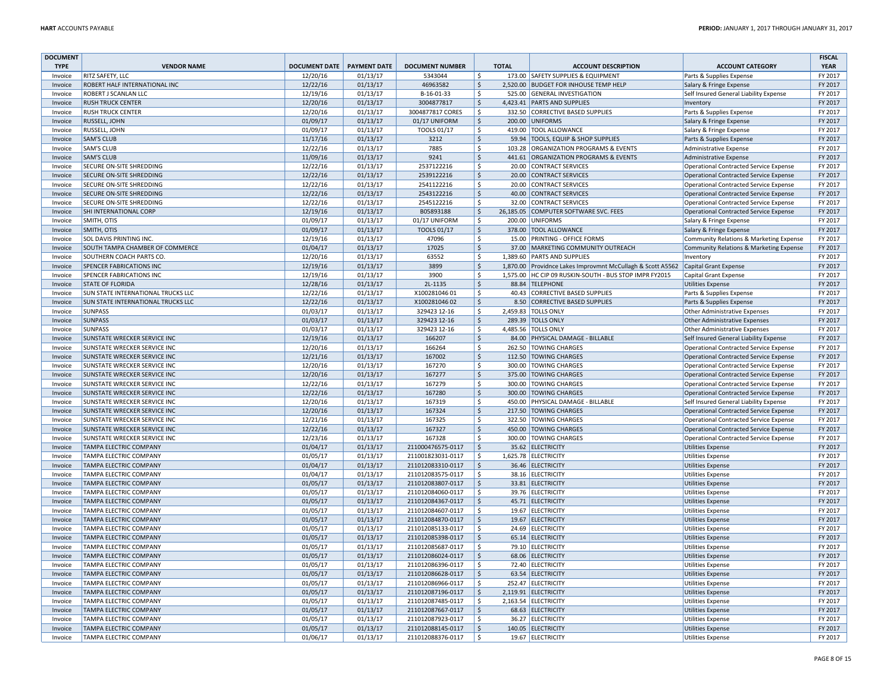| DOCUMENT TYPE | VENDOR NAME | DOCUMENT DATE | PAYMENT DATE | DOCUMENT NUMBER | TOTAL | ACCOUNT DESCRIPTION | ACCOUNT CATEGORY | FISCAL YEAR |
|---|---|---|---|---|---|---|---|---|
| Invoice | RITZ SAFETY, LLC | 12/20/16 | 01/13/17 | 5343044 | $ 173.00 | SAFETY SUPPLIES & EQUIPMENT | Parts & Supplies Expense | FY 2017 |
| Invoice | ROBERT HALF INTERNATIONAL INC | 12/22/16 | 01/13/17 | 46963582 | $ 2,520.00 | BUDGET FOR INHOUSE TEMP HELP | Salary & Fringe Expense | FY 2017 |
| Invoice | ROBERT J SCANLAN LLC | 12/19/16 | 01/13/17 | B-16-01-33 | $ 525.00 | GENERAL INVESTIGATION | Self Insured General Liability Expense | FY 2017 |
| Invoice | RUSH TRUCK CENTER | 12/20/16 | 01/13/17 | 3004877817 | $ 4,423.41 | PARTS AND SUPPLIES | Inventory | FY 2017 |
| Invoice | RUSH TRUCK CENTER | 12/20/16 | 01/13/17 | 3004877817 CORES | $ 332.50 | CORRECTIVE BASED SUPPLIES | Parts & Supplies Expense | FY 2017 |
| Invoice | RUSSELL, JOHN | 01/09/17 | 01/13/17 | 01/17 UNIFORM | $ 200.00 | UNIFORMS | Salary & Fringe Expense | FY 2017 |
| Invoice | RUSSELL, JOHN | 01/09/17 | 01/13/17 | TOOLS 01/17 | $ 419.00 | TOOL ALLOWANCE | Salary & Fringe Expense | FY 2017 |
| Invoice | SAM'S CLUB | 11/17/16 | 01/13/17 | 3212 | $ 59.94 | TOOLS, EQUIP & SHOP SUPPLIES | Parts & Supplies Expense | FY 2017 |
| Invoice | SAM'S CLUB | 12/22/16 | 01/13/17 | 7885 | $ 103.28 | ORGANIZATION PROGRAMS & EVENTS | Administrative Expense | FY 2017 |
| Invoice | SAM'S CLUB | 11/09/16 | 01/13/17 | 9241 | $ 441.61 | ORGANIZATION PROGRAMS & EVENTS | Administrative Expense | FY 2017 |
| Invoice | SECURE ON-SITE SHREDDING | 12/22/16 | 01/13/17 | 2537122216 | $ 20.00 | CONTRACT SERVICES | Operational Contracted Service Expense | FY 2017 |
| Invoice | SECURE ON-SITE SHREDDING | 12/22/16 | 01/13/17 | 2539122216 | $ 20.00 | CONTRACT SERVICES | Operational Contracted Service Expense | FY 2017 |
| Invoice | SECURE ON-SITE SHREDDING | 12/22/16 | 01/13/17 | 2541122216 | $ 20.00 | CONTRACT SERVICES | Operational Contracted Service Expense | FY 2017 |
| Invoice | SECURE ON-SITE SHREDDING | 12/22/16 | 01/13/17 | 2543122216 | $ 40.00 | CONTRACT SERVICES | Operational Contracted Service Expense | FY 2017 |
| Invoice | SECURE ON-SITE SHREDDING | 12/22/16 | 01/13/17 | 2545122216 | $ 32.00 | CONTRACT SERVICES | Operational Contracted Service Expense | FY 2017 |
| Invoice | SHI INTERNATIONAL CORP | 12/19/16 | 01/13/17 | B05893188 | $ 26,185.05 | COMPUTER SOFTWARE SVC. FEES | Operational Contracted Service Expense | FY 2017 |
| Invoice | SMITH, OTIS | 01/09/17 | 01/13/17 | 01/17 UNIFORM | $ 200.00 | UNIFORMS | Salary & Fringe Expense | FY 2017 |
| Invoice | SMITH, OTIS | 01/09/17 | 01/13/17 | TOOLS 01/17 | $ 378.00 | TOOL ALLOWANCE | Salary & Fringe Expense | FY 2017 |
| Invoice | SOL DAVIS PRINTING INC. | 12/19/16 | 01/13/17 | 47096 | $ 15.00 | PRINTING - OFFICE FORMS | Community Relations & Marketing Expense | FY 2017 |
| Invoice | SOUTH TAMPA CHAMBER OF COMMERCE | 01/04/17 | 01/13/17 | 17025 | $ 37.00 | MARKETING COMMUNITY OUTREACH | Community Relations & Marketing Expense | FY 2017 |
| Invoice | SOUTHERN COACH PARTS CO. | 12/20/16 | 01/13/17 | 63552 | $ 1,389.60 | PARTS AND SUPPLIES | Inventory | FY 2017 |
| Invoice | SPENCER FABRICATIONS INC | 12/19/16 | 01/13/17 | 3899 | $ 1,870.00 | Providnce Lakes Improvmnt McCullagh & Scott A5562 | Capital Grant Expense | FY 2017 |
| Invoice | SPENCER FABRICATIONS INC | 12/19/16 | 01/13/17 | 3900 | $ 1,575.00 | HC CIP 09 RUSKIN-SOUTH - BUS STOP IMPR FY2015 | Capital Grant Expense | FY 2017 |
| Invoice | STATE OF FLORIDA | 12/28/16 | 01/13/17 | 2L-1135 | $ 88.84 | TELEPHONE | Utilities Expense | FY 2017 |
| Invoice | SUN STATE INTERNATIONAL TRUCKS LLC | 12/22/16 | 01/13/17 | X10028104601 | $ 40.43 | CORRECTIVE BASED SUPPLIES | Parts & Supplies Expense | FY 2017 |
| Invoice | SUN STATE INTERNATIONAL TRUCKS LLC | 12/22/16 | 01/13/17 | X10028104602 | $ 8.50 | CORRECTIVE BASED SUPPLIES | Parts & Supplies Expense | FY 2017 |
| Invoice | SUNPASS | 01/03/17 | 01/13/17 | 329423 12-16 | $ 2,459.83 | TOLLS ONLY | Other Administrative Expenses | FY 2017 |
| Invoice | SUNPASS | 01/03/17 | 01/13/17 | 329423 12-16 | $ 289.39 | TOLLS ONLY | Other Administrative Expenses | FY 2017 |
| Invoice | SUNPASS | 01/03/17 | 01/13/17 | 329423 12-16 | $ 4,485.56 | TOLLS ONLY | Other Administrative Expenses | FY 2017 |
| Invoice | SUNSTATE WRECKER SERVICE INC | 12/19/16 | 01/13/17 | 166207 | $ 84.00 | PHYSICAL DAMAGE - BILLABLE | Self Insured General Liability Expense | FY 2017 |
| Invoice | SUNSTATE WRECKER SERVICE INC | 12/20/16 | 01/13/17 | 166264 | $ 262.50 | TOWING CHARGES | Operational Contracted Service Expense | FY 2017 |
| Invoice | SUNSTATE WRECKER SERVICE INC | 12/21/16 | 01/13/17 | 167002 | $ 112.50 | TOWING CHARGES | Operational Contracted Service Expense | FY 2017 |
| Invoice | SUNSTATE WRECKER SERVICE INC | 12/20/16 | 01/13/17 | 167270 | $ 300.00 | TOWING CHARGES | Operational Contracted Service Expense | FY 2017 |
| Invoice | SUNSTATE WRECKER SERVICE INC | 12/20/16 | 01/13/17 | 167277 | $ 375.00 | TOWING CHARGES | Operational Contracted Service Expense | FY 2017 |
| Invoice | SUNSTATE WRECKER SERVICE INC | 12/22/16 | 01/13/17 | 167279 | $ 300.00 | TOWING CHARGES | Operational Contracted Service Expense | FY 2017 |
| Invoice | SUNSTATE WRECKER SERVICE INC | 12/22/16 | 01/13/17 | 167280 | $ 300.00 | TOWING CHARGES | Operational Contracted Service Expense | FY 2017 |
| Invoice | SUNSTATE WRECKER SERVICE INC | 12/20/16 | 01/13/17 | 167319 | $ 450.00 | PHYSICAL DAMAGE - BILLABLE | Self Insured General Liability Expense | FY 2017 |
| Invoice | SUNSTATE WRECKER SERVICE INC | 12/20/16 | 01/13/17 | 167324 | $ 217.50 | TOWING CHARGES | Operational Contracted Service Expense | FY 2017 |
| Invoice | SUNSTATE WRECKER SERVICE INC | 12/21/16 | 01/13/17 | 167325 | $ 322.50 | TOWING CHARGES | Operational Contracted Service Expense | FY 2017 |
| Invoice | SUNSTATE WRECKER SERVICE INC | 12/22/16 | 01/13/17 | 167327 | $ 450.00 | TOWING CHARGES | Operational Contracted Service Expense | FY 2017 |
| Invoice | SUNSTATE WRECKER SERVICE INC | 12/23/16 | 01/13/17 | 167328 | $ 300.00 | TOWING CHARGES | Operational Contracted Service Expense | FY 2017 |
| Invoice | TAMPA ELECTRIC COMPANY | 01/04/17 | 01/13/17 | 211000476575-0117 | $ 35.62 | ELECTRICITY | Utilities Expense | FY 2017 |
| Invoice | TAMPA ELECTRIC COMPANY | 01/05/17 | 01/13/17 | 211001823031-0117 | $ 1,625.78 | ELECTRICITY | Utilities Expense | FY 2017 |
| Invoice | TAMPA ELECTRIC COMPANY | 01/04/17 | 01/13/17 | 211012083310-0117 | $ 36.46 | ELECTRICITY | Utilities Expense | FY 2017 |
| Invoice | TAMPA ELECTRIC COMPANY | 01/04/17 | 01/13/17 | 211012083575-0117 | $ 38.16 | ELECTRICITY | Utilities Expense | FY 2017 |
| Invoice | TAMPA ELECTRIC COMPANY | 01/05/17 | 01/13/17 | 211012083807-0117 | $ 33.81 | ELECTRICITY | Utilities Expense | FY 2017 |
| Invoice | TAMPA ELECTRIC COMPANY | 01/05/17 | 01/13/17 | 211012084060-0117 | $ 39.76 | ELECTRICITY | Utilities Expense | FY 2017 |
| Invoice | TAMPA ELECTRIC COMPANY | 01/05/17 | 01/13/17 | 211012084367-0117 | $ 45.71 | ELECTRICITY | Utilities Expense | FY 2017 |
| Invoice | TAMPA ELECTRIC COMPANY | 01/05/17 | 01/13/17 | 211012084607-0117 | $ 19.67 | ELECTRICITY | Utilities Expense | FY 2017 |
| Invoice | TAMPA ELECTRIC COMPANY | 01/05/17 | 01/13/17 | 211012084870-0117 | $ 19.67 | ELECTRICITY | Utilities Expense | FY 2017 |
| Invoice | TAMPA ELECTRIC COMPANY | 01/05/17 | 01/13/17 | 211012085133-0117 | $ 24.69 | ELECTRICITY | Utilities Expense | FY 2017 |
| Invoice | TAMPA ELECTRIC COMPANY | 01/05/17 | 01/13/17 | 211012085398-0117 | $ 65.14 | ELECTRICITY | Utilities Expense | FY 2017 |
| Invoice | TAMPA ELECTRIC COMPANY | 01/05/17 | 01/13/17 | 211012085687-0117 | $ 79.10 | ELECTRICITY | Utilities Expense | FY 2017 |
| Invoice | TAMPA ELECTRIC COMPANY | 01/05/17 | 01/13/17 | 211012086024-0117 | $ 68.06 | ELECTRICITY | Utilities Expense | FY 2017 |
| Invoice | TAMPA ELECTRIC COMPANY | 01/05/17 | 01/13/17 | 211012086396-0117 | $ 72.40 | ELECTRICITY | Utilities Expense | FY 2017 |
| Invoice | TAMPA ELECTRIC COMPANY | 01/05/17 | 01/13/17 | 211012086628-0117 | $ 63.54 | ELECTRICITY | Utilities Expense | FY 2017 |
| Invoice | TAMPA ELECTRIC COMPANY | 01/05/17 | 01/13/17 | 211012086966-0117 | $ 252.47 | ELECTRICITY | Utilities Expense | FY 2017 |
| Invoice | TAMPA ELECTRIC COMPANY | 01/05/17 | 01/13/17 | 211012087196-0117 | $ 2,119.91 | ELECTRICITY | Utilities Expense | FY 2017 |
| Invoice | TAMPA ELECTRIC COMPANY | 01/05/17 | 01/13/17 | 211012087485-0117 | $ 2,163.54 | ELECTRICITY | Utilities Expense | FY 2017 |
| Invoice | TAMPA ELECTRIC COMPANY | 01/05/17 | 01/13/17 | 211012087667-0117 | $ 68.63 | ELECTRICITY | Utilities Expense | FY 2017 |
| Invoice | TAMPA ELECTRIC COMPANY | 01/05/17 | 01/13/17 | 211012087923-0117 | $ 36.27 | ELECTRICITY | Utilities Expense | FY 2017 |
| Invoice | TAMPA ELECTRIC COMPANY | 01/05/17 | 01/13/17 | 211012088145-0117 | $ 140.05 | ELECTRICITY | Utilities Expense | FY 2017 |
| Invoice | TAMPA ELECTRIC COMPANY | 01/06/17 | 01/13/17 | 211012088376-0117 | $ 19.67 | ELECTRICITY | Utilities Expense | FY 2017 |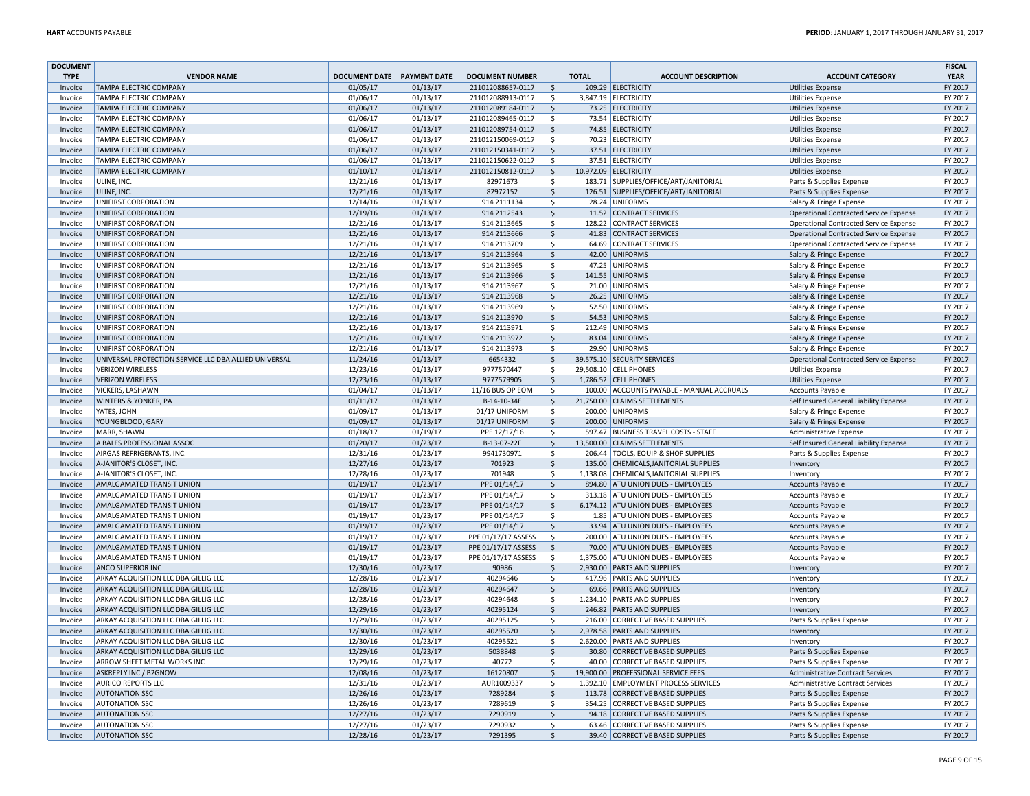| DOCUMENT TYPE | VENDOR NAME | DOCUMENT DATE | PAYMENT DATE | DOCUMENT NUMBER | TOTAL | ACCOUNT DESCRIPTION | ACCOUNT CATEGORY | FISCAL YEAR |
|---|---|---|---|---|---|---|---|---|
| Invoice | TAMPA ELECTRIC COMPANY | 01/05/17 | 01/13/17 | 211012088657-0117 | $ 209.29 | ELECTRICITY | Utilities Expense | FY 2017 |
| Invoice | TAMPA ELECTRIC COMPANY | 01/06/17 | 01/13/17 | 211012088913-0117 | $ 3,847.19 | ELECTRICITY | Utilities Expense | FY 2017 |
| Invoice | TAMPA ELECTRIC COMPANY | 01/06/17 | 01/13/17 | 211012089184-0117 | $ 73.25 | ELECTRICITY | Utilities Expense | FY 2017 |
| Invoice | TAMPA ELECTRIC COMPANY | 01/06/17 | 01/13/17 | 211012089465-0117 | $ 73.54 | ELECTRICITY | Utilities Expense | FY 2017 |
| Invoice | TAMPA ELECTRIC COMPANY | 01/06/17 | 01/13/17 | 211012089754-0117 | $ 74.85 | ELECTRICITY | Utilities Expense | FY 2017 |
| Invoice | TAMPA ELECTRIC COMPANY | 01/06/17 | 01/13/17 | 211012150069-0117 | $ 70.23 | ELECTRICITY | Utilities Expense | FY 2017 |
| Invoice | TAMPA ELECTRIC COMPANY | 01/06/17 | 01/13/17 | 211012150341-0117 | $ 37.51 | ELECTRICITY | Utilities Expense | FY 2017 |
| Invoice | TAMPA ELECTRIC COMPANY | 01/06/17 | 01/13/17 | 211012150622-0117 | $ 37.51 | ELECTRICITY | Utilities Expense | FY 2017 |
| Invoice | TAMPA ELECTRIC COMPANY | 01/10/17 | 01/13/17 | 211012150812-0117 | $ 10,972.09 | ELECTRICITY | Utilities Expense | FY 2017 |
| Invoice | ULINE, INC. | 12/21/16 | 01/13/17 | 82971673 | $ 183.71 | SUPPLIES/OFFICE/ART/JANITORIAL | Parts & Supplies Expense | FY 2017 |
| Invoice | ULINE, INC. | 12/21/16 | 01/13/17 | 82972152 | $ 126.51 | SUPPLIES/OFFICE/ART/JANITORIAL | Parts & Supplies Expense | FY 2017 |
| Invoice | UNIFIRST CORPORATION | 12/14/16 | 01/13/17 | 914 2111134 | $ 28.24 | UNIFORMS | Salary & Fringe Expense | FY 2017 |
| Invoice | UNIFIRST CORPORATION | 12/19/16 | 01/13/17 | 914 2112543 | $ 11.52 | CONTRACT SERVICES | Operational Contracted Service Expense | FY 2017 |
| Invoice | UNIFIRST CORPORATION | 12/21/16 | 01/13/17 | 914 2113665 | $ 128.22 | CONTRACT SERVICES | Operational Contracted Service Expense | FY 2017 |
| Invoice | UNIFIRST CORPORATION | 12/21/16 | 01/13/17 | 914 2113666 | $ 41.83 | CONTRACT SERVICES | Operational Contracted Service Expense | FY 2017 |
| Invoice | UNIFIRST CORPORATION | 12/21/16 | 01/13/17 | 914 2113709 | $ 64.69 | CONTRACT SERVICES | Operational Contracted Service Expense | FY 2017 |
| Invoice | UNIFIRST CORPORATION | 12/21/16 | 01/13/17 | 914 2113964 | $ 42.00 | UNIFORMS | Salary & Fringe Expense | FY 2017 |
| Invoice | UNIFIRST CORPORATION | 12/21/16 | 01/13/17 | 914 2113965 | $ 47.25 | UNIFORMS | Salary & Fringe Expense | FY 2017 |
| Invoice | UNIFIRST CORPORATION | 12/21/16 | 01/13/17 | 914 2113966 | $ 141.55 | UNIFORMS | Salary & Fringe Expense | FY 2017 |
| Invoice | UNIFIRST CORPORATION | 12/21/16 | 01/13/17 | 914 2113967 | $ 21.00 | UNIFORMS | Salary & Fringe Expense | FY 2017 |
| Invoice | UNIFIRST CORPORATION | 12/21/16 | 01/13/17 | 914 2113968 | $ 26.25 | UNIFORMS | Salary & Fringe Expense | FY 2017 |
| Invoice | UNIFIRST CORPORATION | 12/21/16 | 01/13/17 | 914 2113969 | $ 52.50 | UNIFORMS | Salary & Fringe Expense | FY 2017 |
| Invoice | UNIFIRST CORPORATION | 12/21/16 | 01/13/17 | 914 2113970 | $ 54.53 | UNIFORMS | Salary & Fringe Expense | FY 2017 |
| Invoice | UNIFIRST CORPORATION | 12/21/16 | 01/13/17 | 914 2113971 | $ 212.49 | UNIFORMS | Salary & Fringe Expense | FY 2017 |
| Invoice | UNIFIRST CORPORATION | 12/21/16 | 01/13/17 | 914 2113972 | $ 83.04 | UNIFORMS | Salary & Fringe Expense | FY 2017 |
| Invoice | UNIFIRST CORPORATION | 12/21/16 | 01/13/17 | 914 2113973 | $ 29.90 | UNIFORMS | Salary & Fringe Expense | FY 2017 |
| Invoice | UNIVERSAL PROTECTION SERVICE LLC DBA ALLIED UNIVERSAL | 11/24/16 | 01/13/17 | 6654332 | $ 39,575.10 | SECURITY SERVICES | Operational Contracted Service Expense | FY 2017 |
| Invoice | VERIZON WIRELESS | 12/23/16 | 01/13/17 | 9777570447 | $ 29,508.10 | CELL PHONES | Utilities Expense | FY 2017 |
| Invoice | VERIZON WIRELESS | 12/23/16 | 01/13/17 | 9777579905 | $ 1,786.52 | CELL PHONES | Utilities Expense | FY 2017 |
| Invoice | VICKERS, LASHAWN | 01/04/17 | 01/13/17 | 11/16 BUS OP EOM | $ 100.00 | ACCOUNTS PAYABLE - MANUAL ACCRUALS | Accounts Payable | FY 2017 |
| Invoice | WINTERS & YONKER, PA | 01/11/17 | 01/13/17 | B-14-10-34E | $ 21,750.00 | CLAIMS SETTLEMENTS | Self Insured General Liability Expense | FY 2017 |
| Invoice | YATES, JOHN | 01/09/17 | 01/13/17 | 01/17 UNIFORM | $ 200.00 | UNIFORMS | Salary & Fringe Expense | FY 2017 |
| Invoice | YOUNGBLOOD, GARY | 01/09/17 | 01/13/17 | 01/17 UNIFORM | $ 200.00 | UNIFORMS | Salary & Fringe Expense | FY 2017 |
| Invoice | MARR, SHAWN | 01/18/17 | 01/19/17 | PPE 12/17/16 | $ 597.47 | BUSINESS TRAVEL COSTS - STAFF | Administrative Expense | FY 2017 |
| Invoice | A BALES PROFESSIONAL ASSOC | 01/20/17 | 01/23/17 | B-13-07-22F | $ 13,500.00 | CLAIMS SETTLEMENTS | Self Insured General Liability Expense | FY 2017 |
| Invoice | AIRGAS REFRIGERANTS, INC. | 12/31/16 | 01/23/17 | 9941730971 | $ 206.44 | TOOLS, EQUIP & SHOP SUPPLIES | Parts & Supplies Expense | FY 2017 |
| Invoice | A-JANITOR'S CLOSET, INC. | 12/27/16 | 01/23/17 | 701923 | $ 135.00 | CHEMICALS,JANITORIAL SUPPLIES | Inventory | FY 2017 |
| Invoice | A-JANITOR'S CLOSET, INC. | 12/28/16 | 01/23/17 | 701948 | $ 1,138.08 | CHEMICALS,JANITORIAL SUPPLIES | Inventory | FY 2017 |
| Invoice | AMALGAMATED TRANSIT UNION | 01/19/17 | 01/23/17 | PPE 01/14/17 | $ 894.80 | ATU UNION DUES - EMPLOYEES | Accounts Payable | FY 2017 |
| Invoice | AMALGAMATED TRANSIT UNION | 01/19/17 | 01/23/17 | PPE 01/14/17 | $ 313.18 | ATU UNION DUES - EMPLOYEES | Accounts Payable | FY 2017 |
| Invoice | AMALGAMATED TRANSIT UNION | 01/19/17 | 01/23/17 | PPE 01/14/17 | $ 6,174.12 | ATU UNION DUES - EMPLOYEES | Accounts Payable | FY 2017 |
| Invoice | AMALGAMATED TRANSIT UNION | 01/19/17 | 01/23/17 | PPE 01/14/17 | $ 1.85 | ATU UNION DUES - EMPLOYEES | Accounts Payable | FY 2017 |
| Invoice | AMALGAMATED TRANSIT UNION | 01/19/17 | 01/23/17 | PPE 01/14/17 | $ 33.94 | ATU UNION DUES - EMPLOYEES | Accounts Payable | FY 2017 |
| Invoice | AMALGAMATED TRANSIT UNION | 01/19/17 | 01/23/17 | PPE 01/17/17 ASSESS | $ 200.00 | ATU UNION DUES - EMPLOYEES | Accounts Payable | FY 2017 |
| Invoice | AMALGAMATED TRANSIT UNION | 01/19/17 | 01/23/17 | PPE 01/17/17 ASSESS | $ 70.00 | ATU UNION DUES - EMPLOYEES | Accounts Payable | FY 2017 |
| Invoice | AMALGAMATED TRANSIT UNION | 01/19/17 | 01/23/17 | PPE 01/17/17 ASSESS | $ 1,375.00 | ATU UNION DUES - EMPLOYEES | Accounts Payable | FY 2017 |
| Invoice | ANCO SUPERIOR INC | 12/30/16 | 01/23/17 | 90986 | $ 2,930.00 | PARTS AND SUPPLIES | Inventory | FY 2017 |
| Invoice | ARKAY ACQUISITION LLC DBA GILLIG LLC | 12/28/16 | 01/23/17 | 40294646 | $ 417.96 | PARTS AND SUPPLIES | Inventory | FY 2017 |
| Invoice | ARKAY ACQUISITION LLC DBA GILLIG LLC | 12/28/16 | 01/23/17 | 40294647 | $ 69.66 | PARTS AND SUPPLIES | Inventory | FY 2017 |
| Invoice | ARKAY ACQUISITION LLC DBA GILLIG LLC | 12/28/16 | 01/23/17 | 40294648 | $ 1,234.10 | PARTS AND SUPPLIES | Inventory | FY 2017 |
| Invoice | ARKAY ACQUISITION LLC DBA GILLIG LLC | 12/29/16 | 01/23/17 | 40295124 | $ 246.82 | PARTS AND SUPPLIES | Inventory | FY 2017 |
| Invoice | ARKAY ACQUISITION LLC DBA GILLIG LLC | 12/29/16 | 01/23/17 | 40295125 | $ 216.00 | CORRECTIVE BASED SUPPLIES | Parts & Supplies Expense | FY 2017 |
| Invoice | ARKAY ACQUISITION LLC DBA GILLIG LLC | 12/30/16 | 01/23/17 | 40295520 | $ 2,978.58 | PARTS AND SUPPLIES | Inventory | FY 2017 |
| Invoice | ARKAY ACQUISITION LLC DBA GILLIG LLC | 12/30/16 | 01/23/17 | 40295521 | $ 2,620.00 | PARTS AND SUPPLIES | Inventory | FY 2017 |
| Invoice | ARKAY ACQUISITION LLC DBA GILLIG LLC | 12/29/16 | 01/23/17 | 5038848 | $ 30.80 | CORRECTIVE BASED SUPPLIES | Parts & Supplies Expense | FY 2017 |
| Invoice | ARROW SHEET METAL WORKS INC | 12/29/16 | 01/23/17 | 40772 | $ 40.00 | CORRECTIVE BASED SUPPLIES | Parts & Supplies Expense | FY 2017 |
| Invoice | ASKREPLY INC / B2GNOW | 12/08/16 | 01/23/17 | 16120807 | $ 19,900.00 | PROFESSIONAL SERVICE FEES | Administrative Contract Services | FY 2017 |
| Invoice | AURICO REPORTS LLC | 12/31/16 | 01/23/17 | AUR1009337 | $ 1,392.10 | EMPLOYMENT PROCESS SERVICES | Administrative Contract Services | FY 2017 |
| Invoice | AUTONATION SSC | 12/26/16 | 01/23/17 | 7289284 | $ 113.78 | CORRECTIVE BASED SUPPLIES | Parts & Supplies Expense | FY 2017 |
| Invoice | AUTONATION SSC | 12/26/16 | 01/23/17 | 7289619 | $ 354.25 | CORRECTIVE BASED SUPPLIES | Parts & Supplies Expense | FY 2017 |
| Invoice | AUTONATION SSC | 12/27/16 | 01/23/17 | 7290919 | $ 94.18 | CORRECTIVE BASED SUPPLIES | Parts & Supplies Expense | FY 2017 |
| Invoice | AUTONATION SSC | 12/27/16 | 01/23/17 | 7290932 | $ 63.46 | CORRECTIVE BASED SUPPLIES | Parts & Supplies Expense | FY 2017 |
| Invoice | AUTONATION SSC | 12/28/16 | 01/23/17 | 7291395 | $ 39.40 | CORRECTIVE BASED SUPPLIES | Parts & Supplies Expense | FY 2017 |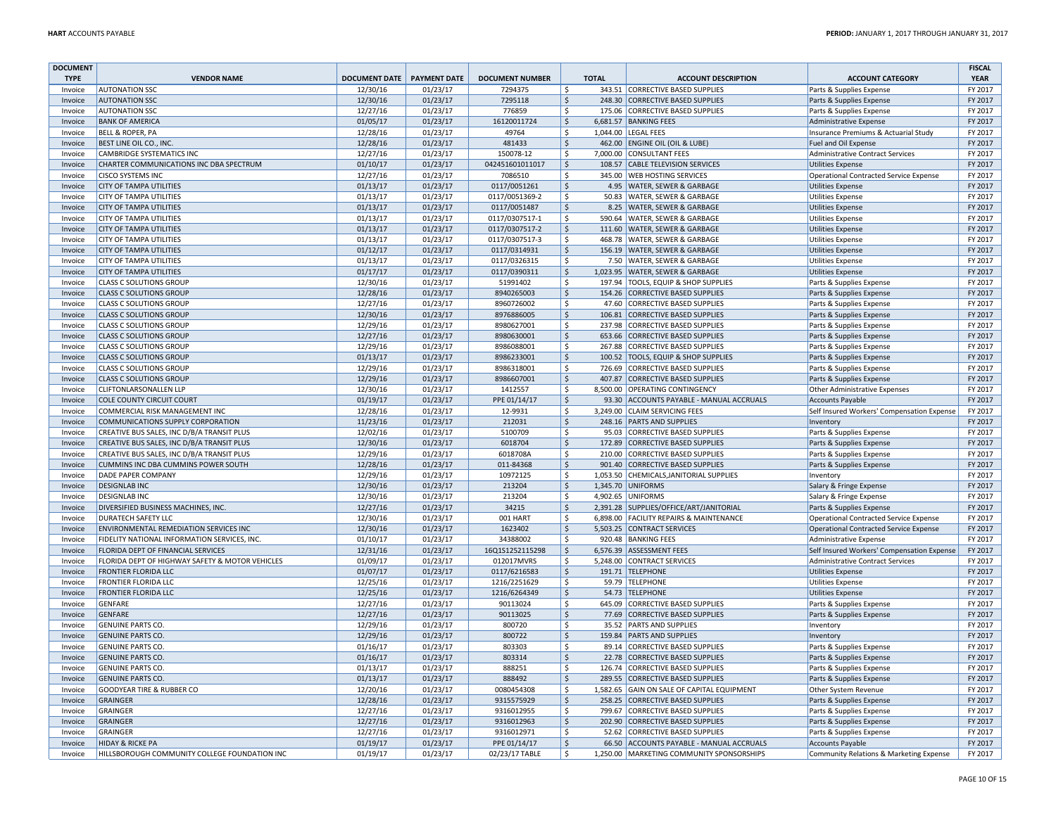| DOCUMENT TYPE | VENDOR NAME | DOCUMENT DATE | PAYMENT DATE | DOCUMENT NUMBER | TOTAL | ACCOUNT DESCRIPTION | ACCOUNT CATEGORY | FISCAL YEAR |
|---|---|---|---|---|---|---|---|---|
| Invoice | AUTONATION SSC | 12/30/16 | 01/23/17 | 7294375 | $ 343.51 | CORRECTIVE BASED SUPPLIES | Parts & Supplies Expense | FY 2017 |
| Invoice | AUTONATION SSC | 12/30/16 | 01/23/17 | 7295118 | $ 248.30 | CORRECTIVE BASED SUPPLIES | Parts & Supplies Expense | FY 2017 |
| Invoice | AUTONATION SSC | 12/27/16 | 01/23/17 | 776859 | $ 175.06 | CORRECTIVE BASED SUPPLIES | Parts & Supplies Expense | FY 2017 |
| Invoice | BANK OF AMERICA | 01/05/17 | 01/23/17 | 16120011724 | $ 6,681.57 | BANKING FEES | Administrative Expense | FY 2017 |
| Invoice | BELL & ROPER, PA | 12/28/16 | 01/23/17 | 49764 | $ 1,044.00 | LEGAL FEES | Insurance Premiums & Actuarial Study | FY 2017 |
| Invoice | BEST LINE OIL CO., INC. | 12/28/16 | 01/23/17 | 481433 | $ 462.00 | ENGINE OIL (OIL & LUBE) | Fuel and Oil Expense | FY 2017 |
| Invoice | CAMBRIDGE SYSTEMATICS INC | 12/27/16 | 01/23/17 | 150078-12 | $ 7,000.00 | CONSULTANT FEES | Administrative Contract Services | FY 2017 |
| Invoice | CHARTER COMMUNICATIONS INC DBA SPECTRUM | 01/10/17 | 01/23/17 | 042451601011017 | $ 108.57 | CABLE TELEVISION SERVICES | Utilities Expense | FY 2017 |
| Invoice | CISCO SYSTEMS INC | 12/27/16 | 01/23/17 | 7086510 | $ 345.00 | WEB HOSTING SERVICES | Operational Contracted Service Expense | FY 2017 |
| Invoice | CITY OF TAMPA UTILITIES | 01/13/17 | 01/23/17 | 0117/0051261 | $ 4.95 | WATER, SEWER & GARBAGE | Utilities Expense | FY 2017 |
| Invoice | CITY OF TAMPA UTILITIES | 01/13/17 | 01/23/17 | 0117/0051369-2 | $ 50.83 | WATER, SEWER & GARBAGE | Utilities Expense | FY 2017 |
| Invoice | CITY OF TAMPA UTILITIES | 01/13/17 | 01/23/17 | 0117/0051487 | $ 8.25 | WATER, SEWER & GARBAGE | Utilities Expense | FY 2017 |
| Invoice | CITY OF TAMPA UTILITIES | 01/13/17 | 01/23/17 | 0117/0307517-1 | $ 590.64 | WATER, SEWER & GARBAGE | Utilities Expense | FY 2017 |
| Invoice | CITY OF TAMPA UTILITIES | 01/13/17 | 01/23/17 | 0117/0307517-2 | $ 111.60 | WATER, SEWER & GARBAGE | Utilities Expense | FY 2017 |
| Invoice | CITY OF TAMPA UTILITIES | 01/13/17 | 01/23/17 | 0117/0307517-3 | $ 468.78 | WATER, SEWER & GARBAGE | Utilities Expense | FY 2017 |
| Invoice | CITY OF TAMPA UTILITIES | 01/12/17 | 01/23/17 | 0117/0314931 | $ 156.19 | WATER, SEWER & GARBAGE | Utilities Expense | FY 2017 |
| Invoice | CITY OF TAMPA UTILITIES | 01/13/17 | 01/23/17 | 0117/0326315 | $ 7.50 | WATER, SEWER & GARBAGE | Utilities Expense | FY 2017 |
| Invoice | CITY OF TAMPA UTILITIES | 01/17/17 | 01/23/17 | 0117/0390311 | $ 1,023.95 | WATER, SEWER & GARBAGE | Utilities Expense | FY 2017 |
| Invoice | CLASS C SOLUTIONS GROUP | 12/30/16 | 01/23/17 | 51991402 | $ 197.94 | TOOLS, EQUIP & SHOP SUPPLIES | Parts & Supplies Expense | FY 2017 |
| Invoice | CLASS C SOLUTIONS GROUP | 12/28/16 | 01/23/17 | 8940265003 | $ 154.26 | CORRECTIVE BASED SUPPLIES | Parts & Supplies Expense | FY 2017 |
| Invoice | CLASS C SOLUTIONS GROUP | 12/27/16 | 01/23/17 | 8960726002 | $ 47.60 | CORRECTIVE BASED SUPPLIES | Parts & Supplies Expense | FY 2017 |
| Invoice | CLASS C SOLUTIONS GROUP | 12/30/16 | 01/23/17 | 8976886005 | $ 106.81 | CORRECTIVE BASED SUPPLIES | Parts & Supplies Expense | FY 2017 |
| Invoice | CLASS C SOLUTIONS GROUP | 12/29/16 | 01/23/17 | 8980627001 | $ 237.98 | CORRECTIVE BASED SUPPLIES | Parts & Supplies Expense | FY 2017 |
| Invoice | CLASS C SOLUTIONS GROUP | 12/27/16 | 01/23/17 | 8980630001 | $ 653.66 | CORRECTIVE BASED SUPPLIES | Parts & Supplies Expense | FY 2017 |
| Invoice | CLASS C SOLUTIONS GROUP | 12/29/16 | 01/23/17 | 8986088001 | $ 267.88 | CORRECTIVE BASED SUPPLIES | Parts & Supplies Expense | FY 2017 |
| Invoice | CLASS C SOLUTIONS GROUP | 01/13/17 | 01/23/17 | 8986233001 | $ 100.52 | TOOLS, EQUIP & SHOP SUPPLIES | Parts & Supplies Expense | FY 2017 |
| Invoice | CLASS C SOLUTIONS GROUP | 12/29/16 | 01/23/17 | 8986318001 | $ 726.69 | CORRECTIVE BASED SUPPLIES | Parts & Supplies Expense | FY 2017 |
| Invoice | CLASS C SOLUTIONS GROUP | 12/29/16 | 01/23/17 | 8986607001 | $ 407.87 | CORRECTIVE BASED SUPPLIES | Parts & Supplies Expense | FY 2017 |
| Invoice | CLIFTONLARSONALLEN LLP | 12/30/16 | 01/23/17 | 1412557 | $ 8,500.00 | OPERATING CONTINGENCY | Other Administrative Expenses | FY 2017 |
| Invoice | COLE COUNTY CIRCUIT COURT | 01/19/17 | 01/23/17 | PPE 01/14/17 | $ 93.30 | ACCOUNTS PAYABLE - MANUAL ACCRUALS | Accounts Payable | FY 2017 |
| Invoice | COMMERCIAL RISK MANAGEMENT INC | 12/28/16 | 01/23/17 | 12-9931 | $ 3,249.00 | CLAIM SERVICING FEES | Self Insured Workers' Compensation Expense | FY 2017 |
| Invoice | COMMUNICATIONS SUPPLY CORPORATION | 11/23/16 | 01/23/17 | 212031 | $ 248.16 | PARTS AND SUPPLIES | Inventory | FY 2017 |
| Invoice | CREATIVE BUS SALES, INC D/B/A TRANSIT PLUS | 12/02/16 | 01/23/17 | 5100709 | $ 95.03 | CORRECTIVE BASED SUPPLIES | Parts & Supplies Expense | FY 2017 |
| Invoice | CREATIVE BUS SALES, INC D/B/A TRANSIT PLUS | 12/30/16 | 01/23/17 | 6018704 | $ 172.89 | CORRECTIVE BASED SUPPLIES | Parts & Supplies Expense | FY 2017 |
| Invoice | CREATIVE BUS SALES, INC D/B/A TRANSIT PLUS | 12/29/16 | 01/23/17 | 6018708A | $ 210.00 | CORRECTIVE BASED SUPPLIES | Parts & Supplies Expense | FY 2017 |
| Invoice | CUMMINS INC DBA CUMMINS POWER SOUTH | 12/28/16 | 01/23/17 | 011-84368 | $ 901.40 | CORRECTIVE BASED SUPPLIES | Parts & Supplies Expense | FY 2017 |
| Invoice | DADE PAPER COMPANY | 12/29/16 | 01/23/17 | 10972125 | $ 1,053.50 | CHEMICALS,JANITORIAL SUPPLIES | Inventory | FY 2017 |
| Invoice | DESIGNLAB INC | 12/30/16 | 01/23/17 | 213204 | $ 1,345.70 | UNIFORMS | Salary & Fringe Expense | FY 2017 |
| Invoice | DESIGNLAB INC | 12/30/16 | 01/23/17 | 213204 | $ 4,902.65 | UNIFORMS | Salary & Fringe Expense | FY 2017 |
| Invoice | DIVERSIFIED BUSINESS MACHINES, INC. | 12/27/16 | 01/23/17 | 34215 | $ 2,391.28 | SUPPLIES/OFFICE/ART/JANITORIAL | Parts & Supplies Expense | FY 2017 |
| Invoice | DURATECH SAFETY LLC | 12/30/16 | 01/23/17 | 001 HART | $ 6,898.00 | FACILITY REPAIRS & MAINTENANCE | Operational Contracted Service Expense | FY 2017 |
| Invoice | ENVIRONMENTAL REMEDIATION SERVICES INC | 12/30/16 | 01/23/17 | 1623402 | $ 5,503.25 | CONTRACT SERVICES | Operational Contracted Service Expense | FY 2017 |
| Invoice | FIDELITY NATIONAL INFORMATION SERVICES, INC. | 01/10/17 | 01/23/17 | 34388002 | $ 920.48 | BANKING FEES | Administrative Expense | FY 2017 |
| Invoice | FLORIDA DEPT OF FINANCIAL SERVICES | 12/31/16 | 01/23/17 | 16Q1S1252115298 | $ 6,576.39 | ASSESSMENT FEES | Self Insured Workers' Compensation Expense | FY 2017 |
| Invoice | FLORIDA DEPT OF HIGHWAY SAFETY & MOTOR VEHICLES | 01/09/17 | 01/23/17 | 012017MVRS | $ 5,248.00 | CONTRACT SERVICES | Administrative Contract Services | FY 2017 |
| Invoice | FRONTIER FLORIDA LLC | 01/07/17 | 01/23/17 | 0117/6216583 | $ 191.71 | TELEPHONE | Utilities Expense | FY 2017 |
| Invoice | FRONTIER FLORIDA LLC | 12/25/16 | 01/23/17 | 1216/2251629 | $ 59.79 | TELEPHONE | Utilities Expense | FY 2017 |
| Invoice | FRONTIER FLORIDA LLC | 12/25/16 | 01/23/17 | 1216/6264349 | $ 54.73 | TELEPHONE | Utilities Expense | FY 2017 |
| Invoice | GENFARE | 12/27/16 | 01/23/17 | 90113024 | $ 645.09 | CORRECTIVE BASED SUPPLIES | Parts & Supplies Expense | FY 2017 |
| Invoice | GENFARE | 12/27/16 | 01/23/17 | 90113025 | $ 77.69 | CORRECTIVE BASED SUPPLIES | Parts & Supplies Expense | FY 2017 |
| Invoice | GENUINE PARTS CO. | 12/29/16 | 01/23/17 | 800720 | $ 35.52 | PARTS AND SUPPLIES | Inventory | FY 2017 |
| Invoice | GENUINE PARTS CO. | 12/29/16 | 01/23/17 | 800722 | $ 159.84 | PARTS AND SUPPLIES | Inventory | FY 2017 |
| Invoice | GENUINE PARTS CO. | 01/16/17 | 01/23/17 | 803303 | $ 89.14 | CORRECTIVE BASED SUPPLIES | Parts & Supplies Expense | FY 2017 |
| Invoice | GENUINE PARTS CO. | 01/16/17 | 01/23/17 | 803314 | $ 22.78 | CORRECTIVE BASED SUPPLIES | Parts & Supplies Expense | FY 2017 |
| Invoice | GENUINE PARTS CO. | 01/13/17 | 01/23/17 | 888251 | $ 126.74 | CORRECTIVE BASED SUPPLIES | Parts & Supplies Expense | FY 2017 |
| Invoice | GENUINE PARTS CO. | 01/13/17 | 01/23/17 | 888492 | $ 289.55 | CORRECTIVE BASED SUPPLIES | Parts & Supplies Expense | FY 2017 |
| Invoice | GOODYEAR TIRE & RUBBER CO | 12/20/16 | 01/23/17 | 0080454308 | $ 1,582.65 | GAIN ON SALE OF CAPITAL EQUIPMENT | Other System Revenue | FY 2017 |
| Invoice | GRAINGER | 12/28/16 | 01/23/17 | 9315575929 | $ 258.25 | CORRECTIVE BASED SUPPLIES | Parts & Supplies Expense | FY 2017 |
| Invoice | GRAINGER | 12/27/16 | 01/23/17 | 9316012955 | $ 799.67 | CORRECTIVE BASED SUPPLIES | Parts & Supplies Expense | FY 2017 |
| Invoice | GRAINGER | 12/27/16 | 01/23/17 | 9316012963 | $ 202.90 | CORRECTIVE BASED SUPPLIES | Parts & Supplies Expense | FY 2017 |
| Invoice | GRAINGER | 12/27/16 | 01/23/17 | 9316012971 | $ 52.62 | CORRECTIVE BASED SUPPLIES | Parts & Supplies Expense | FY 2017 |
| Invoice | HIDAY & RICKE PA | 01/19/17 | 01/23/17 | PPE 01/14/17 | $ 66.50 | ACCOUNTS PAYABLE - MANUAL ACCRUALS | Accounts Payable | FY 2017 |
| Invoice | HILLSBOROUGH COMMUNITY COLLEGE FOUNDATION INC | 01/19/17 | 01/23/17 | 02/23/17 TABLE | $ 1,250.00 | MARKETING COMMUNITY SPONSORSHIPS | Community Relations & Marketing Expense | FY 2017 |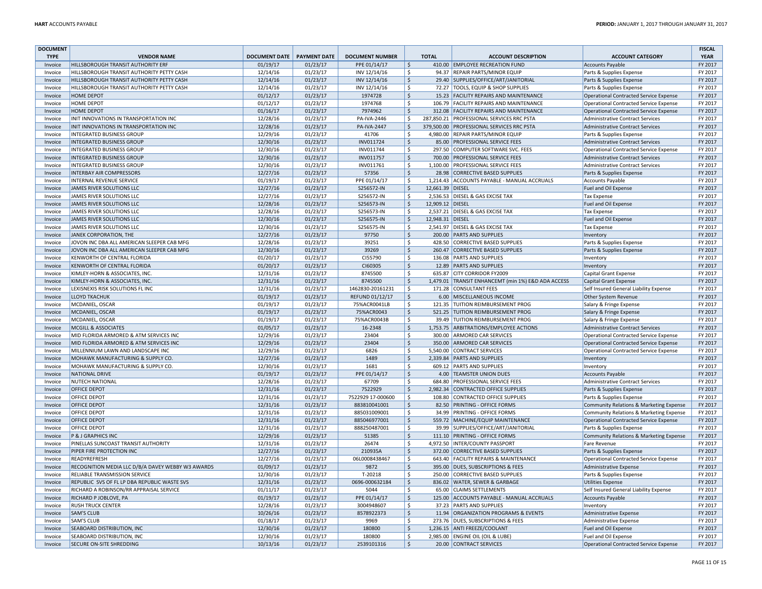| DOCUMENT TYPE | VENDOR NAME | DOCUMENT DATE | PAYMENT DATE | DOCUMENT NUMBER | TOTAL | ACCOUNT DESCRIPTION | ACCOUNT CATEGORY | FISCAL YEAR |
|---|---|---|---|---|---|---|---|---|
| Invoice | HILLSBOROUGH TRANSIT AUTHORITY ERF | 01/19/17 | 01/23/17 | PPE 01/14/17 | $ 410.00 | EMPLOYEE RECREATION FUND | Accounts Payable | FY 2017 |
| Invoice | HILLSBOROUGH TRANSIT AUTHORITY PETTY CASH | 12/14/16 | 01/23/17 | INV 12/14/16 | $ 94.37 | REPAIR PARTS/MINOR EQUIP | Parts & Supplies Expense | FY 2017 |
| Invoice | HILLSBOROUGH TRANSIT AUTHORITY PETTY CASH | 12/14/16 | 01/23/17 | INV 12/14/16 | $ 29.40 | SUPPLIES/OFFICE/ART/JANITORIAL | Parts & Supplies Expense | FY 2017 |
| Invoice | HILLSBOROUGH TRANSIT AUTHORITY PETTY CASH | 12/14/16 | 01/23/17 | INV 12/14/16 | $ 72.27 | TOOLS, EQUIP & SHOP SUPPLIES | Parts & Supplies Expense | FY 2017 |
| Invoice | HOME DEPOT | 01/12/17 | 01/23/17 | 1974728 | $ 15.23 | FACILITY REPAIRS AND MAINTENANCE | Operational Contracted Service Expense | FY 2017 |
| Invoice | HOME DEPOT | 01/12/17 | 01/23/17 | 1974768 | $ 106.79 | FACILITY REPAIRS AND MAINTENANCE | Operational Contracted Service Expense | FY 2017 |
| Invoice | HOME DEPOT | 01/16/17 | 01/23/17 | 7974962 | $ 312.08 | FACILITY REPAIRS AND MAINTENANCE | Operational Contracted Service Expense | FY 2017 |
| Invoice | INIT INNOVATIONS IN TRANSPORTATION INC | 12/28/16 | 01/23/17 | PA-IVA-2446 | $ 287,850.21 | PROFESSIONAL SERVICES RRC PSTA | Administrative Contract Services | FY 2017 |
| Invoice | INIT INNOVATIONS IN TRANSPORTATION INC | 12/28/16 | 01/23/17 | PA-IVA-2447 | $ 379,500.00 | PROFESSIONAL SERVICES RRC PSTA | Administrative Contract Services | FY 2017 |
| Invoice | INTEGRATED BUSINESS GROUP | 12/29/16 | 01/23/17 | 41706 | $ 4,980.00 | REPAIR PARTS/MINOR EQUIP | Parts & Supplies Expense | FY 2017 |
| Invoice | INTEGRATED BUSINESS GROUP | 12/30/16 | 01/23/17 | INV011724 | $ 85.00 | PROFESSIONAL SERVICE FEES | Administrative Contract Services | FY 2017 |
| Invoice | INTEGRATED BUSINESS GROUP | 12/30/16 | 01/23/17 | INV011744 | $ 297.50 | COMPUTER SOFTWARE SVC. FEES | Operational Contracted Service Expense | FY 2017 |
| Invoice | INTEGRATED BUSINESS GROUP | 12/30/16 | 01/23/17 | INV011757 | $ 700.00 | PROFESSIONAL SERVICE FEES | Administrative Contract Services | FY 2017 |
| Invoice | INTEGRATED BUSINESS GROUP | 12/30/16 | 01/23/17 | INV011761 | $ 1,100.00 | PROFESSIONAL SERVICE FEES | Administrative Contract Services | FY 2017 |
| Invoice | INTERBAY AIR COMPRESSORS | 12/27/16 | 01/23/17 | 57356 | $ 28.98 | CORRECTIVE BASED SUPPLIES | Parts & Supplies Expense | FY 2017 |
| Invoice | INTERNAL REVENUE SERVICE | 01/19/17 | 01/23/17 | PPE 01/14/17 | $ 1,214.43 | ACCOUNTS PAYABLE - MANUAL ACCRUALS | Accounts Payable | FY 2017 |
| Invoice | JAMES RIVER SOLUTIONS LLC | 12/27/16 | 01/23/17 | S256572-IN | $ 12,661.39 | DIESEL | Fuel and Oil Expense | FY 2017 |
| Invoice | JAMES RIVER SOLUTIONS LLC | 12/27/16 | 01/23/17 | S256572-IN | $ 2,536.53 | DIESEL & GAS EXCISE TAX | Tax Expense | FY 2017 |
| Invoice | JAMES RIVER SOLUTIONS LLC | 12/28/16 | 01/23/17 | S256573-IN | $ 12,909.12 | DIESEL | Fuel and Oil Expense | FY 2017 |
| Invoice | JAMES RIVER SOLUTIONS LLC | 12/28/16 | 01/23/17 | S256573-IN | $ 2,537.21 | DIESEL & GAS EXCISE TAX | Tax Expense | FY 2017 |
| Invoice | JAMES RIVER SOLUTIONS LLC | 12/30/16 | 01/23/17 | S256575-IN | $ 12,948.31 | DIESEL | Fuel and Oil Expense | FY 2017 |
| Invoice | JAMES RIVER SOLUTIONS LLC | 12/30/16 | 01/23/17 | S256575-IN | $ 2,541.97 | DIESEL & GAS EXCISE TAX | Tax Expense | FY 2017 |
| Invoice | JANEK CORPORATION, THE | 12/27/16 | 01/23/17 | 97750 | $ 200.00 | PARTS AND SUPPLIES | Inventory | FY 2017 |
| Invoice | JOVON INC DBA ALL AMERICAN SLEEPER CAB MFG | 12/28/16 | 01/23/17 | 39251 | $ 428.50 | CORRECTIVE BASED SUPPLIES | Parts & Supplies Expense | FY 2017 |
| Invoice | JOVON INC DBA ALL AMERICAN SLEEPER CAB MFG | 12/30/16 | 01/23/17 | 39269 | $ 260.47 | CORRECTIVE BASED SUPPLIES | Parts & Supplies Expense | FY 2017 |
| Invoice | KENWORTH OF CENTRAL FLORIDA | 01/20/17 | 01/23/17 | CI55790 | $ 136.08 | PARTS AND SUPPLIES | Inventory | FY 2017 |
| Invoice | KENWORTH OF CENTRAL FLORIDA | 01/20/17 | 01/23/17 | CI60305 | $ 12.89 | PARTS AND SUPPLIES | Inventory | FY 2017 |
| Invoice | KIMLEY-HORN & ASSOCIATES, INC. | 12/31/16 | 01/23/17 | 8745500 | $ 635.87 | CITY CORRIDOR FY2009 | Capital Grant Expense | FY 2017 |
| Invoice | KIMLEY-HORN & ASSOCIATES, INC. | 12/31/16 | 01/23/17 | 8745500 | $ 1,479.01 | TRANSIT ENHANCEMT (min 1%) E&D ADA ACCESS | Capital Grant Expense | FY 2017 |
| Invoice | LEXISNEXIS RISK SOLUTIONS FL INC | 12/31/16 | 01/23/17 | 1462830-20161231 | $ 171.28 | CONSULTANT FEES | Self Insured General Liability Expense | FY 2017 |
| Invoice | LLOYD TKACHUK | 01/19/17 | 01/23/17 | REFUND 01/12/17 | $ 6.00 | MISCELLANEOUS INCOME | Other System Revenue | FY 2017 |
| Invoice | MCDANIEL, OSCAR | 01/19/17 | 01/23/17 | 75%ACR0041LB | $ 121.35 | TUITION REIMBURSEMENT PROG | Salary & Fringe Expense | FY 2017 |
| Invoice | MCDANIEL, OSCAR | 01/19/17 | 01/23/17 | 75%ACR0043 | $ 521.25 | TUITION REIMBURSEMENT PROG | Salary & Fringe Expense | FY 2017 |
| Invoice | MCDANIEL, OSCAR | 01/19/17 | 01/23/17 | 75%ACR0043B | $ 39.49 | TUITION REIMBURSEMENT PROG | Salary & Fringe Expense | FY 2017 |
| Invoice | MCGILL & ASSOCIATES | 01/05/17 | 01/23/17 | 16-2348 | $ 1,753.75 | ARBITRATIONS/EMPLOYEE ACTIONS | Administrative Contract Services | FY 2017 |
| Invoice | MID FLORIDA ARMORED & ATM SERVICES INC | 12/29/16 | 01/23/17 | 23404 | $ 300.00 | ARMORED CAR SERVICES | Operational Contracted Service Expense | FY 2017 |
| Invoice | MID FLORIDA ARMORED & ATM SERVICES INC | 12/29/16 | 01/23/17 | 23404 | $ 350.00 | ARMORED CAR SERVICES | Operational Contracted Service Expense | FY 2017 |
| Invoice | MILLENNIUM LAWN AND LANDSCAPE INC | 12/29/16 | 01/23/17 | 6826 | $ 5,540.00 | CONTRACT SERVICES | Operational Contracted Service Expense | FY 2017 |
| Invoice | MOHAWK MANUFACTURING & SUPPLY CO. | 12/27/16 | 01/23/17 | 1489 | $ 2,339.84 | PARTS AND SUPPLIES | Inventory | FY 2017 |
| Invoice | MOHAWK MANUFACTURING & SUPPLY CO. | 12/30/16 | 01/23/17 | 1681 | $ 609.12 | PARTS AND SUPPLIES | Inventory | FY 2017 |
| Invoice | NATIONAL DRIVE | 01/19/17 | 01/23/17 | PPE 01/14/17 | $ 4.00 | TEAMSTER UNION DUES | Accounts Payable | FY 2017 |
| Invoice | NUTECH NATIONAL | 12/28/16 | 01/23/17 | 67709 | $ 684.80 | PROFESSIONAL SERVICE FEES | Administrative Contract Services | FY 2017 |
| Invoice | OFFICE DEPOT | 12/31/16 | 01/23/17 | 7522929 | $ 2,982.34 | CONTRACTED OFFICE SUPPLIES | Parts & Supplies Expense | FY 2017 |
| Invoice | OFFICE DEPOT | 12/31/16 | 01/23/17 | 7522929 17-000600 | $ 108.80 | CONTRACTED OFFICE SUPPLIES | Parts & Supplies Expense | FY 2017 |
| Invoice | OFFICE DEPOT | 12/31/16 | 01/23/17 | 883810041001 | $ 82.50 | PRINTING - OFFICE FORMS | Community Relations & Marketing Expense | FY 2017 |
| Invoice | OFFICE DEPOT | 12/31/16 | 01/23/17 | 885031009001 | $ 34.99 | PRINTING - OFFICE FORMS | Community Relations & Marketing Expense | FY 2017 |
| Invoice | OFFICE DEPOT | 12/31/16 | 01/23/17 | 885046977001 | $ 559.72 | MACHINE/EQUIP MAINTENANCE | Operational Contracted Service Expense | FY 2017 |
| Invoice | OFFICE DEPOT | 12/31/16 | 01/23/17 | 888250487001 | $ 39.99 | SUPPLIES/OFFICE/ART/JANITORIAL | Parts & Supplies Expense | FY 2017 |
| Invoice | P & J GRAPHICS INC | 12/29/16 | 01/23/17 | 51385 | $ 111.10 | PRINTING - OFFICE FORMS | Community Relations & Marketing Expense | FY 2017 |
| Invoice | PINELLAS SUNCOAST TRANSIT AUTHORITY | 12/31/16 | 01/23/17 | 26474 | $ 4,972.50 | INTER/COUNTY PASSPORT | Fare Revenue | FY 2017 |
| Invoice | PIPER FIRE PROTECTION INC | 12/27/16 | 01/23/17 | 210935A | $ 372.00 | CORRECTIVE BASED SUPPLIES | Parts & Supplies Expense | FY 2017 |
| Invoice | READYREFRESH | 12/27/16 | 01/23/17 | 06L0008438467 | $ 643.40 | FACILITY REPAIRS & MAINTENANCE | Operational Contracted Service Expense | FY 2017 |
| Invoice | RECOGNITION MEDIA LLC D/B/A DAVEY WEBBY W3 AWARDS | 01/09/17 | 01/23/17 | 9872 | $ 395.00 | DUES, SUBSCRIPTIONS & FEES | Administrative Expense | FY 2017 |
| Invoice | RELIABLE TRANSMISSION SERVICE | 12/30/16 | 01/23/17 | T-20218 | $ 250.00 | CORRECTIVE BASED SUPPLIES | Parts & Supplies Expense | FY 2017 |
| Invoice | REPUBLIC SVS OF FL LP DBA REPUBLIC WASTE SVS | 12/31/16 | 01/23/17 | 0696-000632184 | $ 836.02 | WATER, SEWER & GARBAGE | Utilities Expense | FY 2017 |
| Invoice | RICHARD A ROBINSON/RR APPRAISAL SERVICE | 01/11/17 | 01/23/17 | 5044 | $ 65.00 | CLAIMS SETTLEMENTS | Self Insured General Liability Expense | FY 2017 |
| Invoice | RICHARD P JOBLOVE, PA | 01/19/17 | 01/23/17 | PPE 01/14/17 | $ 125.00 | ACCOUNTS PAYABLE - MANUAL ACCRUALS | Accounts Payable | FY 2017 |
| Invoice | RUSH TRUCK CENTER | 12/28/16 | 01/23/17 | 3004948607 | $ 37.23 | PARTS AND SUPPLIES | Inventory | FY 2017 |
| Invoice | SAM'S CLUB | 10/26/16 | 01/23/17 | 8578922373 | $ 11.94 | ORGANIZATION PROGRAMS & EVENTS | Administrative Expense | FY 2017 |
| Invoice | SAM'S CLUB | 01/18/17 | 01/23/17 | 9969 | $ 273.76 | DUES, SUBSCRIPTIONS & FEES | Administrative Expense | FY 2017 |
| Invoice | SEABOARD DISTRIBUTION, INC | 12/30/16 | 01/23/17 | 180800 | $ 1,236.15 | ANTI FREEZE/COOLANT | Fuel and Oil Expense | FY 2017 |
| Invoice | SEABOARD DISTRIBUTION, INC | 12/30/16 | 01/23/17 | 180800 | $ 2,985.00 | ENGINE OIL (OIL & LUBE) | Fuel and Oil Expense | FY 2017 |
| Invoice | SECURE ON-SITE SHREDDING | 10/13/16 | 01/23/17 | 2539101316 | $ 20.00 | CONTRACT SERVICES | Operational Contracted Service Expense | FY 2017 |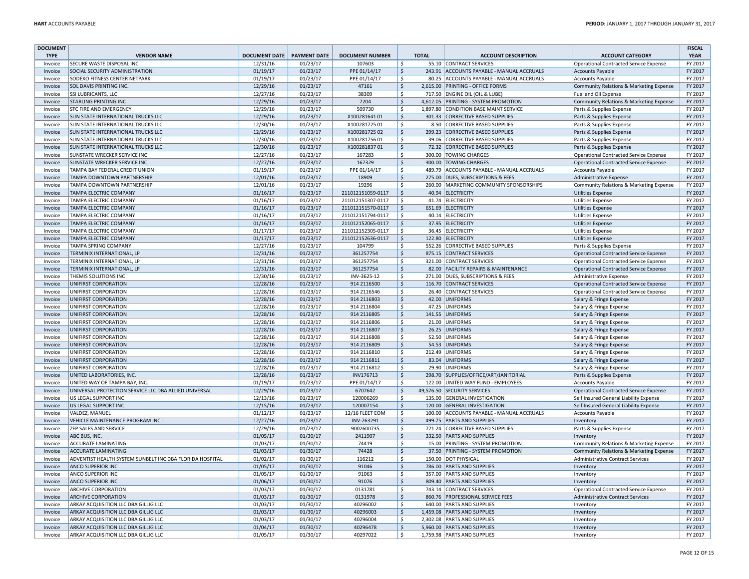| DOCUMENT TYPE | VENDOR NAME | DOCUMENT DATE | PAYMENT DATE | DOCUMENT NUMBER | TOTAL | ACCOUNT DESCRIPTION | ACCOUNT CATEGORY | FISCAL YEAR |
|---|---|---|---|---|---|---|---|---|
| Invoice | SECURE WASTE DISPOSAL INC | 12/31/16 | 01/23/17 | 107603 | $ 55.10 | CONTRACT SERVICES | Operational Contracted Service Expense | FY 2017 |
| Invoice | SOCIAL SECURITY ADMINISTRATION | 01/19/17 | 01/23/17 | PPE 01/14/17 | $ 243.91 | ACCOUNTS PAYABLE - MANUAL ACCRUALS | Accounts Payable | FY 2017 |
| Invoice | SODEXO FITNESS CENTER NETPARK | 01/19/17 | 01/23/17 | PPE 01/14/17 | $ 80.25 | ACCOUNTS PAYABLE - MANUAL ACCRUALS | Accounts Payable | FY 2017 |
| Invoice | SOL DAVIS PRINTING INC. | 12/29/16 | 01/23/17 | 47161 | $ 2,615.00 | PRINTING - OFFICE FORMS | Community Relations & Marketing Expense | FY 2017 |
| Invoice | SSI LUBRICANTS, LLC | 12/27/16 | 01/23/17 | 38309 | $ 717.50 | ENGINE OIL (OIL & LUBE) | Fuel and Oil Expense | FY 2017 |
| Invoice | STARLING PRINTING INC | 12/29/16 | 01/23/17 | 7204 | $ 4,612.05 | PRINTING - SYSTEM PROMOTION | Community Relations & Marketing Expense | FY 2017 |
| Invoice | STC FIRE AND EMERGENCY | 12/29/16 | 01/23/17 | 509730 | $ 1,897.80 | CONDITION BASE MAINT SERVICE | Parts & Supplies Expense | FY 2017 |
| Invoice | SUN STATE INTERNATIONAL TRUCKS LLC | 12/29/16 | 01/23/17 | X100281641 01 | $ 301.33 | CORRECTIVE BASED SUPPLIES | Parts & Supplies Expense | FY 2017 |
| Invoice | SUN STATE INTERNATIONAL TRUCKS LLC | 12/30/16 | 01/23/17 | X100281725 01 | $ 8.50 | CORRECTIVE BASED SUPPLIES | Parts & Supplies Expense | FY 2017 |
| Invoice | SUN STATE INTERNATIONAL TRUCKS LLC | 12/29/16 | 01/23/17 | X100281725 02 | $ 299.23 | CORRECTIVE BASED SUPPLIES | Parts & Supplies Expense | FY 2017 |
| Invoice | SUN STATE INTERNATIONAL TRUCKS LLC | 12/30/16 | 01/23/17 | X100281756 01 | $ 39.06 | CORRECTIVE BASED SUPPLIES | Parts & Supplies Expense | FY 2017 |
| Invoice | SUN STATE INTERNATIONAL TRUCKS LLC | 12/30/16 | 01/23/17 | X100281837 01 | $ 72.32 | CORRECTIVE BASED SUPPLIES | Parts & Supplies Expense | FY 2017 |
| Invoice | SUNSTATE WRECKER SERVICE INC | 12/27/16 | 01/23/17 | 167283 | $ 300.00 | TOWING CHARGES | Operational Contracted Service Expense | FY 2017 |
| Invoice | SUNSTATE WRECKER SERVICE INC | 12/27/16 | 01/23/17 | 167329 | $ 300.00 | TOWING CHARGES | Operational Contracted Service Expense | FY 2017 |
| Invoice | TAMPA BAY FEDERAL CREDIT UNION | 01/19/17 | 01/23/17 | PPE 01/14/17 | $ 489.79 | ACCOUNTS PAYABLE - MANUAL ACCRUALS | Accounts Payable | FY 2017 |
| Invoice | TAMPA DOWNTOWN PARTNERSHIP | 12/01/16 | 01/23/17 | 18909 | $ 275.00 | DUES, SUBSCRIPTIONS & FEES | Administrative Expense | FY 2017 |
| Invoice | TAMPA DOWNTOWN PARTNERSHIP | 12/01/16 | 01/23/17 | 19296 | $ 260.00 | MARKETING COMMUNITY SPONSORSHIPS | Community Relations & Marketing Expense | FY 2017 |
| Invoice | TAMPA ELECTRIC COMPANY | 01/16/17 | 01/23/17 | 211012151059-0117 | $ 40.94 | ELECTRICITY | Utilities Expense | FY 2017 |
| Invoice | TAMPA ELECTRIC COMPANY | 01/16/17 | 01/23/17 | 211012151307-0117 | $ 41.74 | ELECTRICITY | Utilities Expense | FY 2017 |
| Invoice | TAMPA ELECTRIC COMPANY | 01/16/17 | 01/23/17 | 211012151570-0117 | $ 651.69 | ELECTRICITY | Utilities Expense | FY 2017 |
| Invoice | TAMPA ELECTRIC COMPANY | 01/16/17 | 01/23/17 | 211012151794-0117 | $ 40.14 | ELECTRICITY | Utilities Expense | FY 2017 |
| Invoice | TAMPA ELECTRIC COMPANY | 01/16/17 | 01/23/17 | 211012152065-0117 | $ 37.95 | ELECTRICITY | Utilities Expense | FY 2017 |
| Invoice | TAMPA ELECTRIC COMPANY | 01/17/17 | 01/23/17 | 211012152305-0117 | $ 36.45 | ELECTRICITY | Utilities Expense | FY 2017 |
| Invoice | TAMPA ELECTRIC COMPANY | 01/17/17 | 01/23/17 | 211012152636-0117 | $ 122.80 | ELECTRICITY | Utilities Expense | FY 2017 |
| Invoice | TAMPA SPRING COMPANY | 12/27/16 | 01/23/17 | 104799 | $ 552.26 | CORRECTIVE BASED SUPPLIES | Parts & Supplies Expense | FY 2017 |
| Invoice | TERMINIX INTERNATIONAL, LP | 12/31/16 | 01/23/17 | 361257754 | $ 875.15 | CONTRACT SERVICES | Operational Contracted Service Expense | FY 2017 |
| Invoice | TERMINIX INTERNATIONAL, LP | 12/31/16 | 01/23/17 | 361257754 | $ 321.00 | CONTRACT SERVICES | Operational Contracted Service Expense | FY 2017 |
| Invoice | TERMINIX INTERNATIONAL, LP | 12/31/16 | 01/23/17 | 361257754 | $ 82.00 | FACILITY REPAIRS & MAINTENANCE | Operational Contracted Service Expense | FY 2017 |
| Invoice | THEMIS SOLUTIONS INC | 12/30/16 | 01/23/17 | INV-3625-12 | $ 271.00 | DUES, SUBSCRIPTIONS & FEES | Administrative Expense | FY 2017 |
| Invoice | UNIFIRST CORPORATION | 12/28/16 | 01/23/17 | 914 2116500 | $ 116.70 | CONTRACT SERVICES | Operational Contracted Service Expense | FY 2017 |
| Invoice | UNIFIRST CORPORATION | 12/28/16 | 01/23/17 | 914 2116546 | $ 26.40 | CONTRACT SERVICES | Operational Contracted Service Expense | FY 2017 |
| Invoice | UNIFIRST CORPORATION | 12/28/16 | 01/23/17 | 914 2116803 | $ 42.00 | UNIFORMS | Salary & Fringe Expense | FY 2017 |
| Invoice | UNIFIRST CORPORATION | 12/28/16 | 01/23/17 | 914 2116804 | $ 47.25 | UNIFORMS | Salary & Fringe Expense | FY 2017 |
| Invoice | UNIFIRST CORPORATION | 12/28/16 | 01/23/17 | 914 2116805 | $ 141.55 | UNIFORMS | Salary & Fringe Expense | FY 2017 |
| Invoice | UNIFIRST CORPORATION | 12/28/16 | 01/23/17 | 914 2116806 | $ 21.00 | UNIFORMS | Salary & Fringe Expense | FY 2017 |
| Invoice | UNIFIRST CORPORATION | 12/28/16 | 01/23/17 | 914 2116807 | $ 26.25 | UNIFORMS | Salary & Fringe Expense | FY 2017 |
| Invoice | UNIFIRST CORPORATION | 12/28/16 | 01/23/17 | 914 2116808 | $ 52.50 | UNIFORMS | Salary & Fringe Expense | FY 2017 |
| Invoice | UNIFIRST CORPORATION | 12/28/16 | 01/23/17 | 914 2116809 | $ 54.53 | UNIFORMS | Salary & Fringe Expense | FY 2017 |
| Invoice | UNIFIRST CORPORATION | 12/28/16 | 01/23/17 | 914 2116810 | $ 212.49 | UNIFORMS | Salary & Fringe Expense | FY 2017 |
| Invoice | UNIFIRST CORPORATION | 12/28/16 | 01/23/17 | 914 2116811 | $ 83.04 | UNIFORMS | Salary & Fringe Expense | FY 2017 |
| Invoice | UNIFIRST CORPORATION | 12/28/16 | 01/23/17 | 914 2116812 | $ 29.90 | UNIFORMS | Salary & Fringe Expense | FY 2017 |
| Invoice | UNITED LABORATORIES, INC. | 12/28/16 | 01/23/17 | INV176713 | $ 298.70 | SUPPLIES/OFFICE/ART/JANITORIAL | Parts & Supplies Expense | FY 2017 |
| Invoice | UNITED WAY OF TAMPA BAY, INC. | 01/19/17 | 01/23/17 | PPE 01/14/17 | $ 122.00 | UNITED WAY FUND - EMPLOYEES | Accounts Payable | FY 2017 |
| Invoice | UNIVERSAL PROTECTION SERVICE LLC DBA ALLIED UNIVERSAL | 12/29/16 | 01/23/17 | 6707642 | $ 49,576.50 | SECURITY SERVICES | Operational Contracted Service Expense | FY 2017 |
| Invoice | US LEGAL SUPPORT INC | 12/13/16 | 01/23/17 | 120006269 | $ 135.00 | GENERAL INVESTIGATION | Self Insured General Liability Expense | FY 2017 |
| Invoice | US LEGAL SUPPORT INC | 12/15/16 | 01/23/17 | 120007154 | $ 120.00 | GENERAL INVESTIGATION | Self Insured General Liability Expense | FY 2017 |
| Invoice | VALDEZ, MANUEL | 01/12/17 | 01/23/17 | 12/16 FLEET EOM | $ 100.00 | ACCOUNTS PAYABLE - MANUAL ACCRUALS | Accounts Payable | FY 2017 |
| Invoice | VEHICLE MAINTENANCE PROGRAM INC | 12/27/16 | 01/23/17 | INV-263291 | $ 499.75 | PARTS AND SUPPLIES | Inventory | FY 2017 |
| Invoice | ZEP SALES AND SERVICE | 12/29/16 | 01/23/17 | 9002600735 | $ 721.24 | CORRECTIVE BASED SUPPLIES | Parts & Supplies Expense | FY 2017 |
| Invoice | ABC BUS, INC. | 01/05/17 | 01/30/17 | 2411907 | $ 332.50 | PARTS AND SUPPLIES | Inventory | FY 2017 |
| Invoice | ACCURATE LAMINATING | 01/03/17 | 01/30/17 | 74419 | $ 15.00 | PRINTING - SYSTEM PROMOTION | Community Relations & Marketing Expense | FY 2017 |
| Invoice | ACCURATE LAMINATING | 01/03/17 | 01/30/17 | 74428 | $ 37.50 | PRINTING - SYSTEM PROMOTION | Community Relations & Marketing Expense | FY 2017 |
| Invoice | ADVENTIST HEALTH SYSTEM SUNBELT INC DBA FLORIDA HOSPITAL | 01/02/17 | 01/30/17 | 116212 | $ 150.00 | DOT PHYSICAL | Administrative Contract Services | FY 2017 |
| Invoice | ANCO SUPERIOR INC | 01/05/17 | 01/30/17 | 91046 | $ 786.00 | PARTS AND SUPPLIES | Inventory | FY 2017 |
| Invoice | ANCO SUPERIOR INC | 01/05/17 | 01/30/17 | 91063 | $ 357.00 | PARTS AND SUPPLIES | Inventory | FY 2017 |
| Invoice | ANCO SUPERIOR INC | 01/06/17 | 01/30/17 | 91076 | $ 809.40 | PARTS AND SUPPLIES | Inventory | FY 2017 |
| Invoice | ARCHIVE CORPORATION | 01/03/17 | 01/30/17 | 0131781 | $ 743.14 | CONTRACT SERVICES | Operational Contracted Service Expense | FY 2017 |
| Invoice | ARCHIVE CORPORATION | 01/03/17 | 01/30/17 | 0131978 | $ 860.76 | PROFESSIONAL SERVICE FEES | Administrative Contract Services | FY 2017 |
| Invoice | ARKAY ACQUISITION LLC DBA GILLIG LLC | 01/03/17 | 01/30/17 | 40296002 | $ 640.00 | PARTS AND SUPPLIES | Inventory | FY 2017 |
| Invoice | ARKAY ACQUISITION LLC DBA GILLIG LLC | 01/03/17 | 01/30/17 | 40296003 | $ 1,459.08 | PARTS AND SUPPLIES | Inventory | FY 2017 |
| Invoice | ARKAY ACQUISITION LLC DBA GILLIG LLC | 01/03/17 | 01/30/17 | 40296004 | $ 2,302.08 | PARTS AND SUPPLIES | Inventory | FY 2017 |
| Invoice | ARKAY ACQUISITION LLC DBA GILLIG LLC | 01/04/17 | 01/30/17 | 40296478 | $ 5,960.00 | PARTS AND SUPPLIES | Inventory | FY 2017 |
| Invoice | ARKAY ACQUISITION LLC DBA GILLIG LLC | 01/05/17 | 01/30/17 | 40297022 | $ 1,759.98 | PARTS AND SUPPLIES | Inventory | FY 2017 |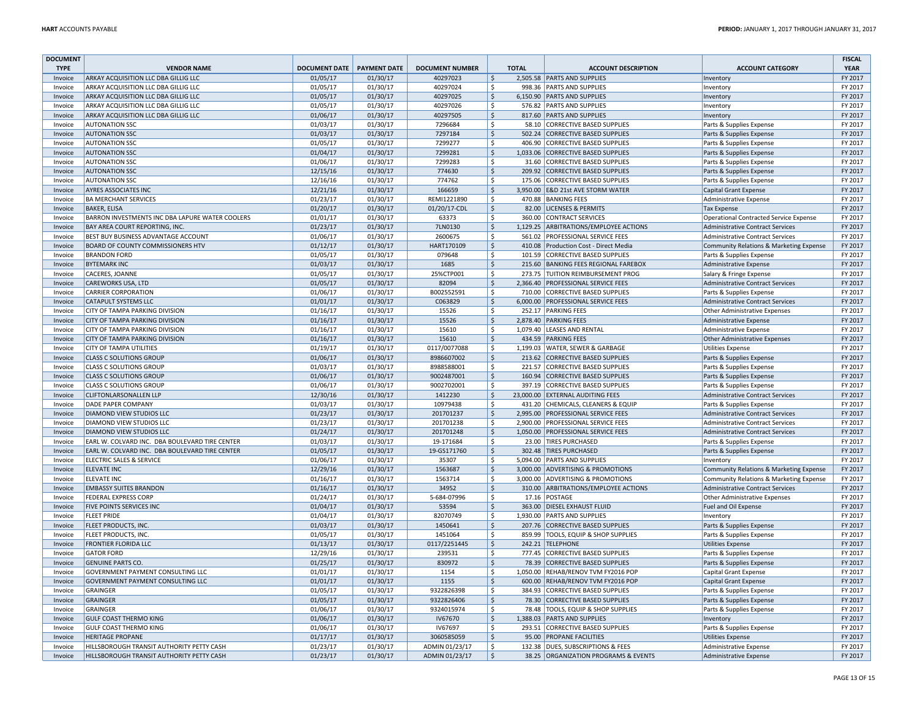| DOCUMENT TYPE | VENDOR NAME | DOCUMENT DATE | PAYMENT DATE | DOCUMENT NUMBER | TOTAL | ACCOUNT DESCRIPTION | ACCOUNT CATEGORY | FISCAL YEAR |
|---|---|---|---|---|---|---|---|---|
| Invoice | ARKAY ACQUISITION LLC DBA GILLIG LLC | 01/05/17 | 01/30/17 | 40297023 | $ 2,505.58 | PARTS AND SUPPLIES | Inventory | FY 2017 |
| Invoice | ARKAY ACQUISITION LLC DBA GILLIG LLC | 01/05/17 | 01/30/17 | 40297024 | $ 998.36 | PARTS AND SUPPLIES | Inventory | FY 2017 |
| Invoice | ARKAY ACQUISITION LLC DBA GILLIG LLC | 01/05/17 | 01/30/17 | 40297025 | $ 6,150.90 | PARTS AND SUPPLIES | Inventory | FY 2017 |
| Invoice | ARKAY ACQUISITION LLC DBA GILLIG LLC | 01/05/17 | 01/30/17 | 40297026 | $ 576.82 | PARTS AND SUPPLIES | Inventory | FY 2017 |
| Invoice | ARKAY ACQUISITION LLC DBA GILLIG LLC | 01/06/17 | 01/30/17 | 40297505 | $ 817.60 | PARTS AND SUPPLIES | Inventory | FY 2017 |
| Invoice | AUTONATION SSC | 01/03/17 | 01/30/17 | 7296684 | $ 58.10 | CORRECTIVE BASED SUPPLIES | Parts & Supplies Expense | FY 2017 |
| Invoice | AUTONATION SSC | 01/03/17 | 01/30/17 | 7297184 | $ 502.24 | CORRECTIVE BASED SUPPLIES | Parts & Supplies Expense | FY 2017 |
| Invoice | AUTONATION SSC | 01/05/17 | 01/30/17 | 7299277 | $ 406.90 | CORRECTIVE BASED SUPPLIES | Parts & Supplies Expense | FY 2017 |
| Invoice | AUTONATION SSC | 01/04/17 | 01/30/17 | 7299281 | $ 1,033.06 | CORRECTIVE BASED SUPPLIES | Parts & Supplies Expense | FY 2017 |
| Invoice | AUTONATION SSC | 01/06/17 | 01/30/17 | 7299283 | $ 31.60 | CORRECTIVE BASED SUPPLIES | Parts & Supplies Expense | FY 2017 |
| Invoice | AUTONATION SSC | 12/15/16 | 01/30/17 | 774630 | $ 209.92 | CORRECTIVE BASED SUPPLIES | Parts & Supplies Expense | FY 2017 |
| Invoice | AUTONATION SSC | 12/16/16 | 01/30/17 | 774762 | $ 175.06 | CORRECTIVE BASED SUPPLIES | Parts & Supplies Expense | FY 2017 |
| Invoice | AYRES ASSOCIATES INC | 12/21/16 | 01/30/17 | 166659 | $ 3,950.00 | E&D 21st AVE STORM WATER | Capital Grant Expense | FY 2017 |
| Invoice | BA MERCHANT SERVICES | 01/23/17 | 01/30/17 | REMI1221890 | $ 470.88 | BANKING FEES | Administrative Expense | FY 2017 |
| Invoice | BAKER, ELISA | 01/20/17 | 01/30/17 | 01/20/17-CDL | $ 82.00 | LICENSES & PERMITS | Tax Expense | FY 2017 |
| Invoice | BARRON INVESTMENTS INC DBA LAPURE WATER COOLERS | 01/01/17 | 01/30/17 | 63373 | $ 360.00 | CONTRACT SERVICES | Operational Contracted Service Expense | FY 2017 |
| Invoice | BAY AREA COURT REPORTING, INC. | 01/23/17 | 01/30/17 | 7LN0130 | $ 1,129.25 | ARBITRATIONS/EMPLOYEE ACTIONS | Administrative Contract Services | FY 2017 |
| Invoice | BEST BUY BUSINESS ADVANTAGE ACCOUNT | 01/06/17 | 01/30/17 | 2600675 | $ 561.02 | PROFESSIONAL SERVICE FEES | Administrative Contract Services | FY 2017 |
| Invoice | BOARD OF COUNTY COMMISSIONERS HTV | 01/12/17 | 01/30/17 | HART170109 | $ 410.08 | Production Cost - Direct Media | Community Relations & Marketing Expense | FY 2017 |
| Invoice | BRANDON FORD | 01/05/17 | 01/30/17 | 079648 | $ 101.59 | CORRECTIVE BASED SUPPLIES | Parts & Supplies Expense | FY 2017 |
| Invoice | BYTEMARK INC | 01/03/17 | 01/30/17 | 1685 | $ 215.60 | BANKING FEES REGIONAL FAREBOX | Administrative Expense | FY 2017 |
| Invoice | CACERES, JOANNE | 01/05/17 | 01/30/17 | 25%CTP001 | $ 273.75 | TUITION REIMBURSEMENT PROG | Salary & Fringe Expense | FY 2017 |
| Invoice | CAREWORKS USA, LTD | 01/05/17 | 01/30/17 | 82094 | $ 2,366.40 | PROFESSIONAL SERVICE FEES | Administrative Contract Services | FY 2017 |
| Invoice | CARRIER CORPORATION | 01/06/17 | 01/30/17 | B002552591 | $ 710.00 | CORRECTIVE BASED SUPPLIES | Parts & Supplies Expense | FY 2017 |
| Invoice | CATAPULT SYSTEMS LLC | 01/01/17 | 01/30/17 | C063829 | $ 6,000.00 | PROFESSIONAL SERVICE FEES | Administrative Contract Services | FY 2017 |
| Invoice | CITY OF TAMPA PARKING DIVISION | 01/16/17 | 01/30/17 | 15526 | $ 252.17 | PARKING FEES | Other Administrative Expenses | FY 2017 |
| Invoice | CITY OF TAMPA PARKING DIVISION | 01/16/17 | 01/30/17 | 15526 | $ 2,878.40 | PARKING FEES | Administrative Expense | FY 2017 |
| Invoice | CITY OF TAMPA PARKING DIVISION | 01/16/17 | 01/30/17 | 15610 | $ 1,079.40 | LEASES AND RENTAL | Administrative Expense | FY 2017 |
| Invoice | CITY OF TAMPA PARKING DIVISION | 01/16/17 | 01/30/17 | 15610 | $ 434.59 | PARKING FEES | Other Administrative Expenses | FY 2017 |
| Invoice | CITY OF TAMPA UTILITIES | 01/19/17 | 01/30/17 | 0117/0077088 | $ 1,199.03 | WATER, SEWER & GARBAGE | Utilities Expense | FY 2017 |
| Invoice | CLASS C SOLUTIONS GROUP | 01/06/17 | 01/30/17 | 8986607002 | $ 213.62 | CORRECTIVE BASED SUPPLIES | Parts & Supplies Expense | FY 2017 |
| Invoice | CLASS C SOLUTIONS GROUP | 01/03/17 | 01/30/17 | 8988588001 | $ 221.57 | CORRECTIVE BASED SUPPLIES | Parts & Supplies Expense | FY 2017 |
| Invoice | CLASS C SOLUTIONS GROUP | 01/06/17 | 01/30/17 | 9002487001 | $ 160.94 | CORRECTIVE BASED SUPPLIES | Parts & Supplies Expense | FY 2017 |
| Invoice | CLASS C SOLUTIONS GROUP | 01/06/17 | 01/30/17 | 9002702001 | $ 397.19 | CORRECTIVE BASED SUPPLIES | Parts & Supplies Expense | FY 2017 |
| Invoice | CLIFTONLARSONALLEN LLP | 12/30/16 | 01/30/17 | 1412230 | $ 23,000.00 | EXTERNAL AUDITING FEES | Administrative Contract Services | FY 2017 |
| Invoice | DADE PAPER COMPANY | 01/03/17 | 01/30/17 | 10979438 | $ 431.20 | CHEMICALS, CLEANERS & EQUIP | Parts & Supplies Expense | FY 2017 |
| Invoice | DIAMOND VIEW STUDIOS LLC | 01/23/17 | 01/30/17 | 201701237 | $ 2,995.00 | PROFESSIONAL SERVICE FEES | Administrative Contract Services | FY 2017 |
| Invoice | DIAMOND VIEW STUDIOS LLC | 01/23/17 | 01/30/17 | 201701238 | $ 2,900.00 | PROFESSIONAL SERVICE FEES | Administrative Contract Services | FY 2017 |
| Invoice | DIAMOND VIEW STUDIOS LLC | 01/24/17 | 01/30/17 | 201701248 | $ 1,050.00 | PROFESSIONAL SERVICE FEES | Administrative Contract Services | FY 2017 |
| Invoice | EARL W. COLVARD INC. DBA BOULEVARD TIRE CENTER | 01/03/17 | 01/30/17 | 19-171684 | $ 23.00 | TIRES PURCHASED | Parts & Supplies Expense | FY 2017 |
| Invoice | EARL W. COLVARD INC. DBA BOULEVARD TIRE CENTER | 01/05/17 | 01/30/17 | 19-GS171760 | $ 302.48 | TIRES PURCHASED | Parts & Supplies Expense | FY 2017 |
| Invoice | ELECTRIC SALES & SERVICE | 01/06/17 | 01/30/17 | 35307 | $ 5,094.00 | PARTS AND SUPPLIES | Inventory | FY 2017 |
| Invoice | ELEVATE INC | 12/29/16 | 01/30/17 | 1563687 | $ 3,000.00 | ADVERTISING & PROMOTIONS | Community Relations & Marketing Expense | FY 2017 |
| Invoice | ELEVATE INC | 01/16/17 | 01/30/17 | 1563714 | $ 3,000.00 | ADVERTISING & PROMOTIONS | Community Relations & Marketing Expense | FY 2017 |
| Invoice | EMBASSY SUITES BRANDON | 01/16/17 | 01/30/17 | 34952 | $ 310.00 | ARBITRATIONS/EMPLOYEE ACTIONS | Administrative Contract Services | FY 2017 |
| Invoice | FEDERAL EXPRESS CORP | 01/24/17 | 01/30/17 | 5-684-07996 | $ 17.16 | POSTAGE | Other Administrative Expenses | FY 2017 |
| Invoice | FIVE POINTS SERVICES INC | 01/04/17 | 01/30/17 | 53594 | $ 363.00 | DIESEL EXHAUST FLUID | Fuel and Oil Expense | FY 2017 |
| Invoice | FLEET PRIDE | 01/04/17 | 01/30/17 | 82070749 | $ 1,930.00 | PARTS AND SUPPLIES | Inventory | FY 2017 |
| Invoice | FLEET PRODUCTS, INC. | 01/03/17 | 01/30/17 | 1450641 | $ 207.76 | CORRECTIVE BASED SUPPLIES | Parts & Supplies Expense | FY 2017 |
| Invoice | FLEET PRODUCTS, INC. | 01/05/17 | 01/30/17 | 1451064 | $ 859.99 | TOOLS, EQUIP & SHOP SUPPLIES | Parts & Supplies Expense | FY 2017 |
| Invoice | FRONTIER FLORIDA LLC | 01/13/17 | 01/30/17 | 0117/2251445 | $ 242.21 | TELEPHONE | Utilities Expense | FY 2017 |
| Invoice | GATOR FORD | 12/29/16 | 01/30/17 | 239531 | $ 777.45 | CORRECTIVE BASED SUPPLIES | Parts & Supplies Expense | FY 2017 |
| Invoice | GENUINE PARTS CO. | 01/25/17 | 01/30/17 | 830972 | $ 78.39 | CORRECTIVE BASED SUPPLIES | Parts & Supplies Expense | FY 2017 |
| Invoice | GOVERNMENT PAYMENT CONSULTING LLC | 01/01/17 | 01/30/17 | 1154 | $ 1,050.00 | REHAB/RENOV TVM FY2016 POP | Capital Grant Expense | FY 2017 |
| Invoice | GOVERNMENT PAYMENT CONSULTING LLC | 01/01/17 | 01/30/17 | 1155 | $ 600.00 | REHAB/RENOV TVM FY2016 POP | Capital Grant Expense | FY 2017 |
| Invoice | GRAINGER | 01/05/17 | 01/30/17 | 9322826398 | $ 384.93 | CORRECTIVE BASED SUPPLIES | Parts & Supplies Expense | FY 2017 |
| Invoice | GRAINGER | 01/05/17 | 01/30/17 | 9322826406 | $ 78.30 | CORRECTIVE BASED SUPPLIES | Parts & Supplies Expense | FY 2017 |
| Invoice | GRAINGER | 01/06/17 | 01/30/17 | 9324015974 | $ 78.48 | TOOLS, EQUIP & SHOP SUPPLIES | Parts & Supplies Expense | FY 2017 |
| Invoice | GULF COAST THERMO KING | 01/06/17 | 01/30/17 | IV67670 | $ 1,388.03 | PARTS AND SUPPLIES | Inventory | FY 2017 |
| Invoice | GULF COAST THERMO KING | 01/06/17 | 01/30/17 | IV67697 | $ 293.51 | CORRECTIVE BASED SUPPLIES | Parts & Supplies Expense | FY 2017 |
| Invoice | HERITAGE PROPANE | 01/17/17 | 01/30/17 | 3060585059 | $ 95.00 | PROPANE FACILITIES | Utilities Expense | FY 2017 |
| Invoice | HILLSBOROUGH TRANSIT AUTHORITY PETTY CASH | 01/23/17 | 01/30/17 | ADMIN 01/23/17 | $ 132.38 | DUES, SUBSCRIPTIONS & FEES | Administrative Expense | FY 2017 |
| Invoice | HILLSBOROUGH TRANSIT AUTHORITY PETTY CASH | 01/23/17 | 01/30/17 | ADMIN 01/23/17 | $ 38.25 | ORGANIZATION PROGRAMS & EVENTS | Administrative Expense | FY 2017 |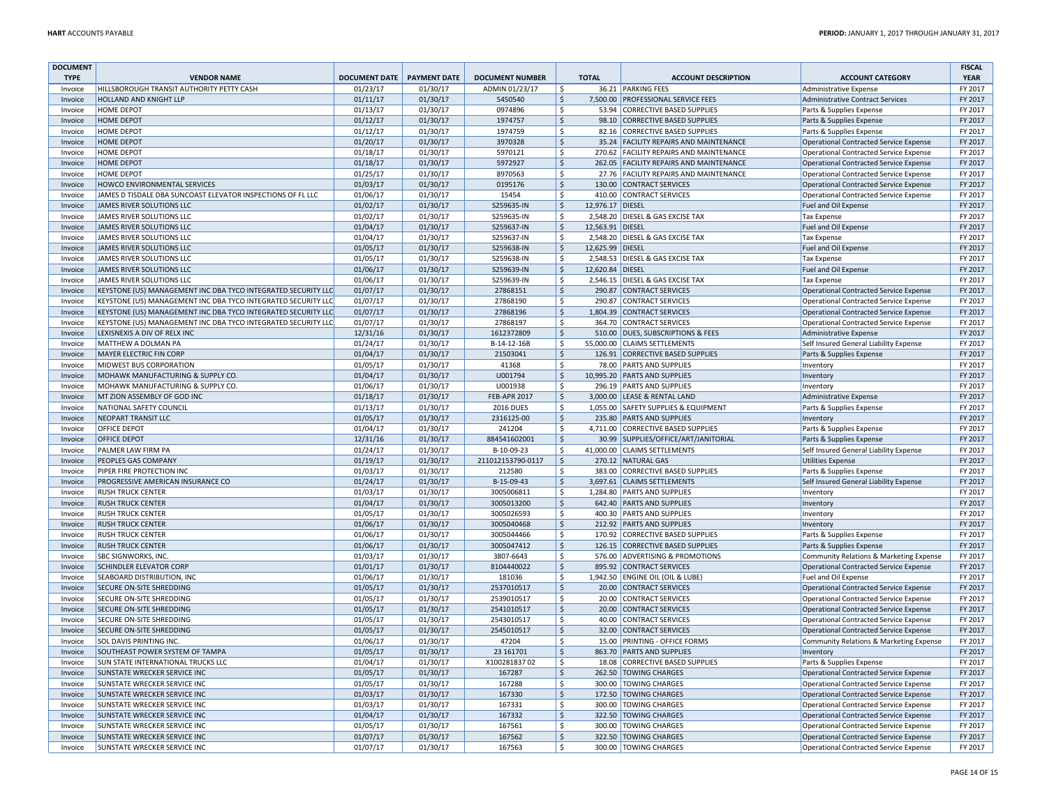| DOCUMENT TYPE | VENDOR NAME | DOCUMENT DATE | PAYMENT DATE | DOCUMENT NUMBER | TOTAL | ACCOUNT DESCRIPTION | ACCOUNT CATEGORY | FISCAL YEAR |
|---|---|---|---|---|---|---|---|---|
| Invoice | HILLSBOROUGH TRANSIT AUTHORITY PETTY CASH | 01/23/17 | 01/30/17 | ADMIN 01/23/17 | $ 36.21 | PARKING FEES | Administrative Expense | FY 2017 |
| Invoice | HOLLAND AND KNIGHT LLP | 01/11/17 | 01/30/17 | 5450540 | $ 7,500.00 | PROFESSIONAL SERVICE FEES | Administrative Contract Services | FY 2017 |
| Invoice | HOME DEPOT | 01/13/17 | 01/30/17 | 0974896 | $ 53.94 | CORRECTIVE BASED SUPPLIES | Parts & Supplies Expense | FY 2017 |
| Invoice | HOME DEPOT | 01/12/17 | 01/30/17 | 1974757 | $ 98.10 | CORRECTIVE BASED SUPPLIES | Parts & Supplies Expense | FY 2017 |
| Invoice | HOME DEPOT | 01/12/17 | 01/30/17 | 1974759 | $ 82.16 | CORRECTIVE BASED SUPPLIES | Parts & Supplies Expense | FY 2017 |
| Invoice | HOME DEPOT | 01/20/17 | 01/30/17 | 3970328 | $ 35.24 | FACILITY REPAIRS AND MAINTENANCE | Operational Contracted Service Expense | FY 2017 |
| Invoice | HOME DEPOT | 01/18/17 | 01/30/17 | 5970121 | $ 270.62 | FACILITY REPAIRS AND MAINTENANCE | Operational Contracted Service Expense | FY 2017 |
| Invoice | HOME DEPOT | 01/18/17 | 01/30/17 | 5972927 | $ 262.05 | FACILITY REPAIRS AND MAINTENANCE | Operational Contracted Service Expense | FY 2017 |
| Invoice | HOME DEPOT | 01/25/17 | 01/30/17 | 8970563 | $ 27.76 | FACILITY REPAIRS AND MAINTENANCE | Operational Contracted Service Expense | FY 2017 |
| Invoice | HOWCO ENVIRONMENTAL SERVICES | 01/03/17 | 01/30/17 | 0195176 | $ 130.00 | CONTRACT SERVICES | Operational Contracted Service Expense | FY 2017 |
| Invoice | JAMES D TISDALE DBA SUNCOAST ELEVATOR INSPECTIONS OF FL LLC | 01/06/17 | 01/30/17 | 15454 | $ 410.00 | CONTRACT SERVICES | Operational Contracted Service Expense | FY 2017 |
| Invoice | JAMES RIVER SOLUTIONS LLC | 01/02/17 | 01/30/17 | S259635-IN | $ 12,976.17 | DIESEL | Fuel and Oil Expense | FY 2017 |
| Invoice | JAMES RIVER SOLUTIONS LLC | 01/02/17 | 01/30/17 | S259635-IN | $ 2,548.20 | DIESEL & GAS EXCISE TAX | Tax Expense | FY 2017 |
| Invoice | JAMES RIVER SOLUTIONS LLC | 01/04/17 | 01/30/17 | S259637-IN | $ 12,563.91 | DIESEL | Fuel and Oil Expense | FY 2017 |
| Invoice | JAMES RIVER SOLUTIONS LLC | 01/04/17 | 01/30/17 | S259637-IN | $ 2,548.20 | DIESEL & GAS EXCISE TAX | Tax Expense | FY 2017 |
| Invoice | JAMES RIVER SOLUTIONS LLC | 01/05/17 | 01/30/17 | S259638-IN | $ 12,625.99 | DIESEL | Fuel and Oil Expense | FY 2017 |
| Invoice | JAMES RIVER SOLUTIONS LLC | 01/05/17 | 01/30/17 | S259638-IN | $ 2,548.53 | DIESEL & GAS EXCISE TAX | Tax Expense | FY 2017 |
| Invoice | JAMES RIVER SOLUTIONS LLC | 01/06/17 | 01/30/17 | S259639-IN | $ 12,620.84 | DIESEL | Fuel and Oil Expense | FY 2017 |
| Invoice | JAMES RIVER SOLUTIONS LLC | 01/06/17 | 01/30/17 | S259639-IN | $ 2,546.15 | DIESEL & GAS EXCISE TAX | Tax Expense | FY 2017 |
| Invoice | KEYSTONE (US) MANAGEMENT INC DBA TYCO INTEGRATED SECURITY LLC | 01/07/17 | 01/30/17 | 27868151 | $ 290.87 | CONTRACT SERVICES | Operational Contracted Service Expense | FY 2017 |
| Invoice | KEYSTONE (US) MANAGEMENT INC DBA TYCO INTEGRATED SECURITY LLC | 01/07/17 | 01/30/17 | 27868190 | $ 290.87 | CONTRACT SERVICES | Operational Contracted Service Expense | FY 2017 |
| Invoice | KEYSTONE (US) MANAGEMENT INC DBA TYCO INTEGRATED SECURITY LLC | 01/07/17 | 01/30/17 | 27868196 | $ 1,804.39 | CONTRACT SERVICES | Operational Contracted Service Expense | FY 2017 |
| Invoice | KEYSTONE (US) MANAGEMENT INC DBA TYCO INTEGRATED SECURITY LLC | 01/07/17 | 01/30/17 | 27868197 | $ 364.70 | CONTRACT SERVICES | Operational Contracted Service Expense | FY 2017 |
| Invoice | LEXISNEXIS A DIV OF RELX INC | 12/31/16 | 01/30/17 | 1612372809 | $ 510.00 | DUES, SUBSCRIPTIONS & FEES | Administrative Expense | FY 2017 |
| Invoice | MATTHEW A DOLMAN PA | 01/24/17 | 01/30/17 | B-14-12-16B | $ 55,000.00 | CLAIMS SETTLEMENTS | Self Insured General Liability Expense | FY 2017 |
| Invoice | MAYER ELECTRIC FIN CORP | 01/04/17 | 01/30/17 | 21503041 | $ 126.91 | CORRECTIVE BASED SUPPLIES | Parts & Supplies Expense | FY 2017 |
| Invoice | MIDWEST BUS CORPORATION | 01/05/17 | 01/30/17 | 41368 | $ 78.00 | PARTS AND SUPPLIES | Inventory | FY 2017 |
| Invoice | MOHAWK MANUFACTURING & SUPPLY CO. | 01/04/17 | 01/30/17 | U001794 | $ 10,995.20 | PARTS AND SUPPLIES | Inventory | FY 2017 |
| Invoice | MOHAWK MANUFACTURING & SUPPLY CO. | 01/06/17 | 01/30/17 | U001938 | $ 296.19 | PARTS AND SUPPLIES | Inventory | FY 2017 |
| Invoice | MT ZION ASSEMBLY OF GOD INC | 01/18/17 | 01/30/17 | FEB-APR 2017 | $ 3,000.00 | LEASE & RENTAL LAND | Administrative Expense | FY 2017 |
| Invoice | NATIONAL SAFETY COUNCIL | 01/13/17 | 01/30/17 | 2016 DUES | $ 1,055.00 | SAFETY SUPPLIES & EQUIPMENT | Parts & Supplies Expense | FY 2017 |
| Invoice | NEOPART TRANSIT LLC | 01/05/17 | 01/30/17 | 2316125-00 | $ 235.80 | PARTS AND SUPPLIES | Inventory | FY 2017 |
| Invoice | OFFICE DEPOT | 01/04/17 | 01/30/17 | 241204 | $ 4,711.00 | CORRECTIVE BASED SUPPLIES | Parts & Supplies Expense | FY 2017 |
| Invoice | OFFICE DEPOT | 12/31/16 | 01/30/17 | 884541602001 | $ 30.99 | SUPPLIES/OFFICE/ART/JANITORIAL | Parts & Supplies Expense | FY 2017 |
| Invoice | PALMER LAW FIRM PA | 01/24/17 | 01/30/17 | B-10-09-23 | $ 41,000.00 | CLAIMS SETTLEMENTS | Self Insured General Liability Expense | FY 2017 |
| Invoice | PEOPLES GAS COMPANY | 01/19/17 | 01/30/17 | 211012153790-0117 | $ 270.12 | NATURAL GAS | Utilities Expense | FY 2017 |
| Invoice | PIPER FIRE PROTECTION INC | 01/03/17 | 01/30/17 | 212580 | $ 383.00 | CORRECTIVE BASED SUPPLIES | Parts & Supplies Expense | FY 2017 |
| Invoice | PROGRESSIVE AMERICAN INSURANCE CO | 01/24/17 | 01/30/17 | B-15-09-43 | $ 3,697.61 | CLAIMS SETTLEMENTS | Self Insured General Liability Expense | FY 2017 |
| Invoice | RUSH TRUCK CENTER | 01/03/17 | 01/30/17 | 3005006811 | $ 1,284.80 | PARTS AND SUPPLIES | Inventory | FY 2017 |
| Invoice | RUSH TRUCK CENTER | 01/04/17 | 01/30/17 | 3005013200 | $ 642.40 | PARTS AND SUPPLIES | Inventory | FY 2017 |
| Invoice | RUSH TRUCK CENTER | 01/05/17 | 01/30/17 | 3005026593 | $ 400.30 | PARTS AND SUPPLIES | Inventory | FY 2017 |
| Invoice | RUSH TRUCK CENTER | 01/06/17 | 01/30/17 | 3005040468 | $ 212.92 | PARTS AND SUPPLIES | Inventory | FY 2017 |
| Invoice | RUSH TRUCK CENTER | 01/06/17 | 01/30/17 | 3005044466 | $ 170.92 | CORRECTIVE BASED SUPPLIES | Parts & Supplies Expense | FY 2017 |
| Invoice | RUSH TRUCK CENTER | 01/06/17 | 01/30/17 | 3005047412 | $ 126.15 | CORRECTIVE BASED SUPPLIES | Parts & Supplies Expense | FY 2017 |
| Invoice | SBC SIGNWORKS, INC. | 01/03/17 | 01/30/17 | 3807-6643 | $ 576.00 | ADVERTISING & PROMOTIONS | Community Relations & Marketing Expense | FY 2017 |
| Invoice | SCHINDLER ELEVATOR CORP | 01/01/17 | 01/30/17 | 8104440022 | $ 895.92 | CONTRACT SERVICES | Operational Contracted Service Expense | FY 2017 |
| Invoice | SEABOARD DISTRIBUTION, INC | 01/06/17 | 01/30/17 | 181036 | $ 1,942.50 | ENGINE OIL (OIL & LUBE) | Fuel and Oil Expense | FY 2017 |
| Invoice | SECURE ON-SITE SHREDDING | 01/05/17 | 01/30/17 | 2537010517 | $ 20.00 | CONTRACT SERVICES | Operational Contracted Service Expense | FY 2017 |
| Invoice | SECURE ON-SITE SHREDDING | 01/05/17 | 01/30/17 | 2539010517 | $ 20.00 | CONTRACT SERVICES | Operational Contracted Service Expense | FY 2017 |
| Invoice | SECURE ON-SITE SHREDDING | 01/05/17 | 01/30/17 | 2541010517 | $ 20.00 | CONTRACT SERVICES | Operational Contracted Service Expense | FY 2017 |
| Invoice | SECURE ON-SITE SHREDDING | 01/05/17 | 01/30/17 | 2543010517 | $ 40.00 | CONTRACT SERVICES | Operational Contracted Service Expense | FY 2017 |
| Invoice | SECURE ON-SITE SHREDDING | 01/05/17 | 01/30/17 | 2545010517 | $ 32.00 | CONTRACT SERVICES | Operational Contracted Service Expense | FY 2017 |
| Invoice | SOL DAVIS PRINTING INC. | 01/06/17 | 01/30/17 | 47204 | $ 15.00 | PRINTING - OFFICE FORMS | Community Relations & Marketing Expense | FY 2017 |
| Invoice | SOUTHEAST POWER SYSTEM OF TAMPA | 01/05/17 | 01/30/17 | 23 161701 | $ 863.70 | PARTS AND SUPPLIES | Inventory | FY 2017 |
| Invoice | SUN STATE INTERNATIONAL TRUCKS LLC | 01/04/17 | 01/30/17 | X100281837 02 | $ 18.08 | CORRECTIVE BASED SUPPLIES | Parts & Supplies Expense | FY 2017 |
| Invoice | SUNSTATE WRECKER SERVICE INC | 01/05/17 | 01/30/17 | 167287 | $ 262.50 | TOWING CHARGES | Operational Contracted Service Expense | FY 2017 |
| Invoice | SUNSTATE WRECKER SERVICE INC | 01/05/17 | 01/30/17 | 167288 | $ 300.00 | TOWING CHARGES | Operational Contracted Service Expense | FY 2017 |
| Invoice | SUNSTATE WRECKER SERVICE INC | 01/03/17 | 01/30/17 | 167330 | $ 172.50 | TOWING CHARGES | Operational Contracted Service Expense | FY 2017 |
| Invoice | SUNSTATE WRECKER SERVICE INC | 01/03/17 | 01/30/17 | 167331 | $ 300.00 | TOWING CHARGES | Operational Contracted Service Expense | FY 2017 |
| Invoice | SUNSTATE WRECKER SERVICE INC | 01/04/17 | 01/30/17 | 167332 | $ 322.50 | TOWING CHARGES | Operational Contracted Service Expense | FY 2017 |
| Invoice | SUNSTATE WRECKER SERVICE INC | 01/05/17 | 01/30/17 | 167561 | $ 300.00 | TOWING CHARGES | Operational Contracted Service Expense | FY 2017 |
| Invoice | SUNSTATE WRECKER SERVICE INC | 01/07/17 | 01/30/17 | 167562 | $ 322.50 | TOWING CHARGES | Operational Contracted Service Expense | FY 2017 |
| Invoice | SUNSTATE WRECKER SERVICE INC | 01/07/17 | 01/30/17 | 167563 | $ 300.00 | TOWING CHARGES | Operational Contracted Service Expense | FY 2017 |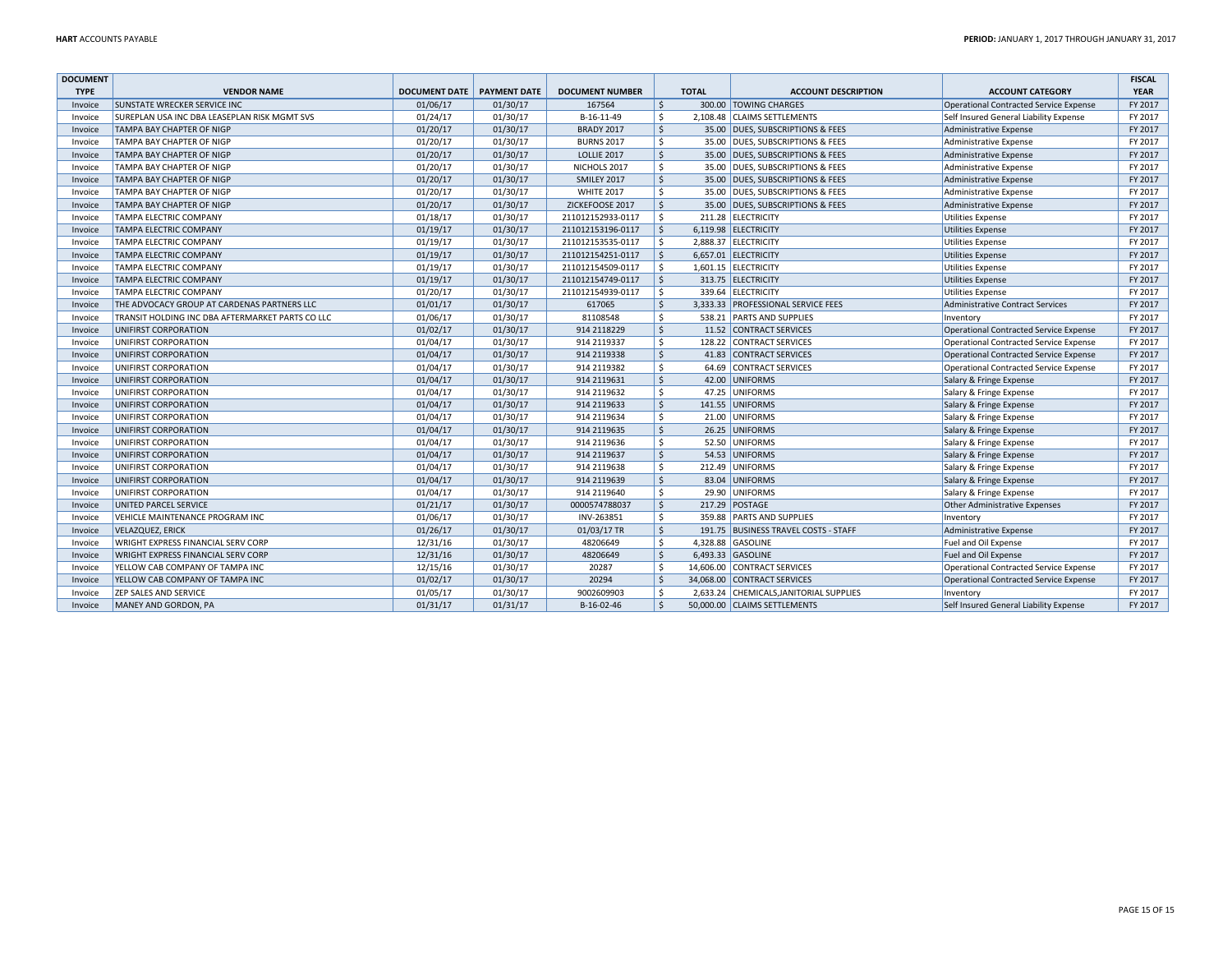| DOCUMENT TYPE | VENDOR NAME | DOCUMENT DATE | PAYMENT DATE | DOCUMENT NUMBER | TOTAL | ACCOUNT DESCRIPTION | ACCOUNT CATEGORY | FISCAL YEAR |
|---|---|---|---|---|---|---|---|---|
| Invoice | SUNSTATE WRECKER SERVICE INC | 01/06/17 | 01/30/17 | 167564 | $ 300.00 | TOWING CHARGES | Operational Contracted Service Expense | FY 2017 |
| Invoice | SUREPLAN USA INC DBA LEASEPLAN RISK MGMT SVS | 01/24/17 | 01/30/17 | B-16-11-49 | $ 2,108.48 | CLAIMS SETTLEMENTS | Self Insured General Liability Expense | FY 2017 |
| Invoice | TAMPA BAY CHAPTER OF NIGP | 01/20/17 | 01/30/17 | BRADY 2017 | $ 35.00 | DUES, SUBSCRIPTIONS & FEES | Administrative Expense | FY 2017 |
| Invoice | TAMPA BAY CHAPTER OF NIGP | 01/20/17 | 01/30/17 | BURNS 2017 | $ 35.00 | DUES, SUBSCRIPTIONS & FEES | Administrative Expense | FY 2017 |
| Invoice | TAMPA BAY CHAPTER OF NIGP | 01/20/17 | 01/30/17 | LOLLIE 2017 | $ 35.00 | DUES, SUBSCRIPTIONS & FEES | Administrative Expense | FY 2017 |
| Invoice | TAMPA BAY CHAPTER OF NIGP | 01/20/17 | 01/30/17 | NICHOLS 2017 | $ 35.00 | DUES, SUBSCRIPTIONS & FEES | Administrative Expense | FY 2017 |
| Invoice | TAMPA BAY CHAPTER OF NIGP | 01/20/17 | 01/30/17 | SMILEY 2017 | $ 35.00 | DUES, SUBSCRIPTIONS & FEES | Administrative Expense | FY 2017 |
| Invoice | TAMPA BAY CHAPTER OF NIGP | 01/20/17 | 01/30/17 | WHITE 2017 | $ 35.00 | DUES, SUBSCRIPTIONS & FEES | Administrative Expense | FY 2017 |
| Invoice | TAMPA BAY CHAPTER OF NIGP | 01/20/17 | 01/30/17 | ZICKEFOOSE 2017 | $ 35.00 | DUES, SUBSCRIPTIONS & FEES | Administrative Expense | FY 2017 |
| Invoice | TAMPA ELECTRIC COMPANY | 01/18/17 | 01/30/17 | 211012152933-0117 | $ 211.28 | ELECTRICITY | Utilities Expense | FY 2017 |
| Invoice | TAMPA ELECTRIC COMPANY | 01/19/17 | 01/30/17 | 211012153196-0117 | $ 6,119.98 | ELECTRICITY | Utilities Expense | FY 2017 |
| Invoice | TAMPA ELECTRIC COMPANY | 01/19/17 | 01/30/17 | 211012153535-0117 | $ 2,888.37 | ELECTRICITY | Utilities Expense | FY 2017 |
| Invoice | TAMPA ELECTRIC COMPANY | 01/19/17 | 01/30/17 | 211012154251-0117 | $ 6,657.01 | ELECTRICITY | Utilities Expense | FY 2017 |
| Invoice | TAMPA ELECTRIC COMPANY | 01/19/17 | 01/30/17 | 211012154509-0117 | $ 1,601.15 | ELECTRICITY | Utilities Expense | FY 2017 |
| Invoice | TAMPA ELECTRIC COMPANY | 01/19/17 | 01/30/17 | 211012154749-0117 | $ 313.75 | ELECTRICITY | Utilities Expense | FY 2017 |
| Invoice | TAMPA ELECTRIC COMPANY | 01/20/17 | 01/30/17 | 211012154939-0117 | $ 339.64 | ELECTRICITY | Utilities Expense | FY 2017 |
| Invoice | THE ADVOCACY GROUP AT CARDENAS PARTNERS LLC | 01/01/17 | 01/30/17 | 617065 | $ 3,333.33 | PROFESSIONAL SERVICE FEES | Administrative Contract Services | FY 2017 |
| Invoice | TRANSIT HOLDING INC DBA AFTERMARKET PARTS CO LLC | 01/06/17 | 01/30/17 | 81108548 | $ 538.21 | PARTS AND SUPPLIES | Inventory | FY 2017 |
| Invoice | UNIFIRST CORPORATION | 01/02/17 | 01/30/17 | 914 2118229 | $ 11.52 | CONTRACT SERVICES | Operational Contracted Service Expense | FY 2017 |
| Invoice | UNIFIRST CORPORATION | 01/04/17 | 01/30/17 | 914 2119337 | $ 128.22 | CONTRACT SERVICES | Operational Contracted Service Expense | FY 2017 |
| Invoice | UNIFIRST CORPORATION | 01/04/17 | 01/30/17 | 914 2119338 | $ 41.83 | CONTRACT SERVICES | Operational Contracted Service Expense | FY 2017 |
| Invoice | UNIFIRST CORPORATION | 01/04/17 | 01/30/17 | 914 2119382 | $ 64.69 | CONTRACT SERVICES | Operational Contracted Service Expense | FY 2017 |
| Invoice | UNIFIRST CORPORATION | 01/04/17 | 01/30/17 | 914 2119631 | $ 42.00 | UNIFORMS | Salary & Fringe Expense | FY 2017 |
| Invoice | UNIFIRST CORPORATION | 01/04/17 | 01/30/17 | 914 2119632 | $ 47.25 | UNIFORMS | Salary & Fringe Expense | FY 2017 |
| Invoice | UNIFIRST CORPORATION | 01/04/17 | 01/30/17 | 914 2119633 | $ 141.55 | UNIFORMS | Salary & Fringe Expense | FY 2017 |
| Invoice | UNIFIRST CORPORATION | 01/04/17 | 01/30/17 | 914 2119634 | $ 21.00 | UNIFORMS | Salary & Fringe Expense | FY 2017 |
| Invoice | UNIFIRST CORPORATION | 01/04/17 | 01/30/17 | 914 2119635 | $ 26.25 | UNIFORMS | Salary & Fringe Expense | FY 2017 |
| Invoice | UNIFIRST CORPORATION | 01/04/17 | 01/30/17 | 914 2119636 | $ 52.50 | UNIFORMS | Salary & Fringe Expense | FY 2017 |
| Invoice | UNIFIRST CORPORATION | 01/04/17 | 01/30/17 | 914 2119637 | $ 54.53 | UNIFORMS | Salary & Fringe Expense | FY 2017 |
| Invoice | UNIFIRST CORPORATION | 01/04/17 | 01/30/17 | 914 2119638 | $ 212.49 | UNIFORMS | Salary & Fringe Expense | FY 2017 |
| Invoice | UNIFIRST CORPORATION | 01/04/17 | 01/30/17 | 914 2119639 | $ 83.04 | UNIFORMS | Salary & Fringe Expense | FY 2017 |
| Invoice | UNIFIRST CORPORATION | 01/04/17 | 01/30/17 | 914 2119640 | $ 29.90 | UNIFORMS | Salary & Fringe Expense | FY 2017 |
| Invoice | UNITED PARCEL SERVICE | 01/21/17 | 01/30/17 | 0000574788037 | $ 217.29 | POSTAGE | Other Administrative Expenses | FY 2017 |
| Invoice | VEHICLE MAINTENANCE PROGRAM INC | 01/06/17 | 01/30/17 | INV-263851 | $ 359.88 | PARTS AND SUPPLIES | Inventory | FY 2017 |
| Invoice | VELAZQUEZ, ERICK | 01/26/17 | 01/30/17 | 01/03/17 TR | $ 191.75 | BUSINESS TRAVEL COSTS - STAFF | Administrative Expense | FY 2017 |
| Invoice | WRIGHT EXPRESS FINANCIAL SERV CORP | 12/31/16 | 01/30/17 | 48206649 | $ 4,328.88 | GASOLINE | Fuel and Oil Expense | FY 2017 |
| Invoice | WRIGHT EXPRESS FINANCIAL SERV CORP | 12/31/16 | 01/30/17 | 48206649 | $ 6,493.33 | GASOLINE | Fuel and Oil Expense | FY 2017 |
| Invoice | YELLOW CAB COMPANY OF TAMPA INC | 12/15/16 | 01/30/17 | 20287 | $ 14,606.00 | CONTRACT SERVICES | Operational Contracted Service Expense | FY 2017 |
| Invoice | YELLOW CAB COMPANY OF TAMPA INC | 01/02/17 | 01/30/17 | 20294 | $ 34,068.00 | CONTRACT SERVICES | Operational Contracted Service Expense | FY 2017 |
| Invoice | ZEP SALES AND SERVICE | 01/05/17 | 01/30/17 | 9002609903 | $ 2,633.24 | CHEMICALS,JANITORIAL SUPPLIES | Inventory | FY 2017 |
| Invoice | MANEY AND GORDON, PA | 01/31/17 | 01/31/17 | B-16-02-46 | $ 50,000.00 | CLAIMS SETTLEMENTS | Self Insured General Liability Expense | FY 2017 |